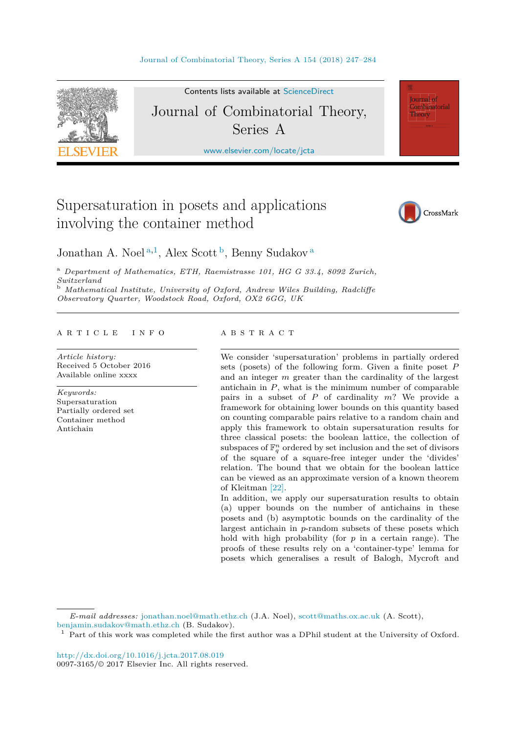# Supersaturation in posets and applications involving the container method

Jonathan A. Noel [a,1], Alex Scott [b], Benny Sudakov [a]

[a] *Department of Mathematics, ETH, Raemistrasse 101, HG G 33.4, 8092 Zurich, Switzerland*
[b] *Mathematical Institute, University of Oxford, Andrew Wiles Building, Radcliffe Observatory Quarter, Woodstock Road, Oxford, OX2 6GG, UK*

## ARTICLE INFO

*Article history:*
Received 5 October 2016
Available online xxxx

*Keywords:*
Supersaturation
Partially ordered set
Container method
Antichain

## ABSTRACT

We consider 'supersaturation' problems in partially ordered sets (posets) of the following form. Given a finite poset $P$ and an integer $m$ greater than the cardinality of the largest antichain in $P$, what is the minimum number of comparable pairs in a subset of $P$ of cardinality $m$? We provide a framework for obtaining lower bounds on this quantity based on counting comparable pairs relative to a random chain and apply this framework to obtain supersaturation results for three classical posets: the boolean lattice, the collection of subspaces of $\mathbb{F}_q^n$ ordered by set inclusion and the set of divisors of the square of a square-free integer under the 'divides' relation. The bound that we obtain for the boolean lattice can be viewed as an approximate version of a known theorem of Kleitman [22].

In addition, we apply our supersaturation results to obtain (a) upper bounds on the number of antichains in these posets and (b) asymptotic bounds on the cardinality of the largest antichain in $p$-random subsets of these posets which hold with high probability (for $p$ in a certain range). The proofs of these results rely on a 'container-type' lemma for posets which generalises a result of Balogh, Mycroft and

*E-mail addresses:* jonathan.noel@math.ethz.ch (J.A. Noel), scott@maths.ox.ac.uk (A. Scott), benjamin.sudakov@math.ethz.ch (B. Sudakov).

[1] Part of this work was completed while the first author was a DPhil student at the University of Oxford.

http://dx.doi.org/10.1016/j.jcta.2017.08.019
0097-3165/© 2017 Elsevier Inc. All rights reserved.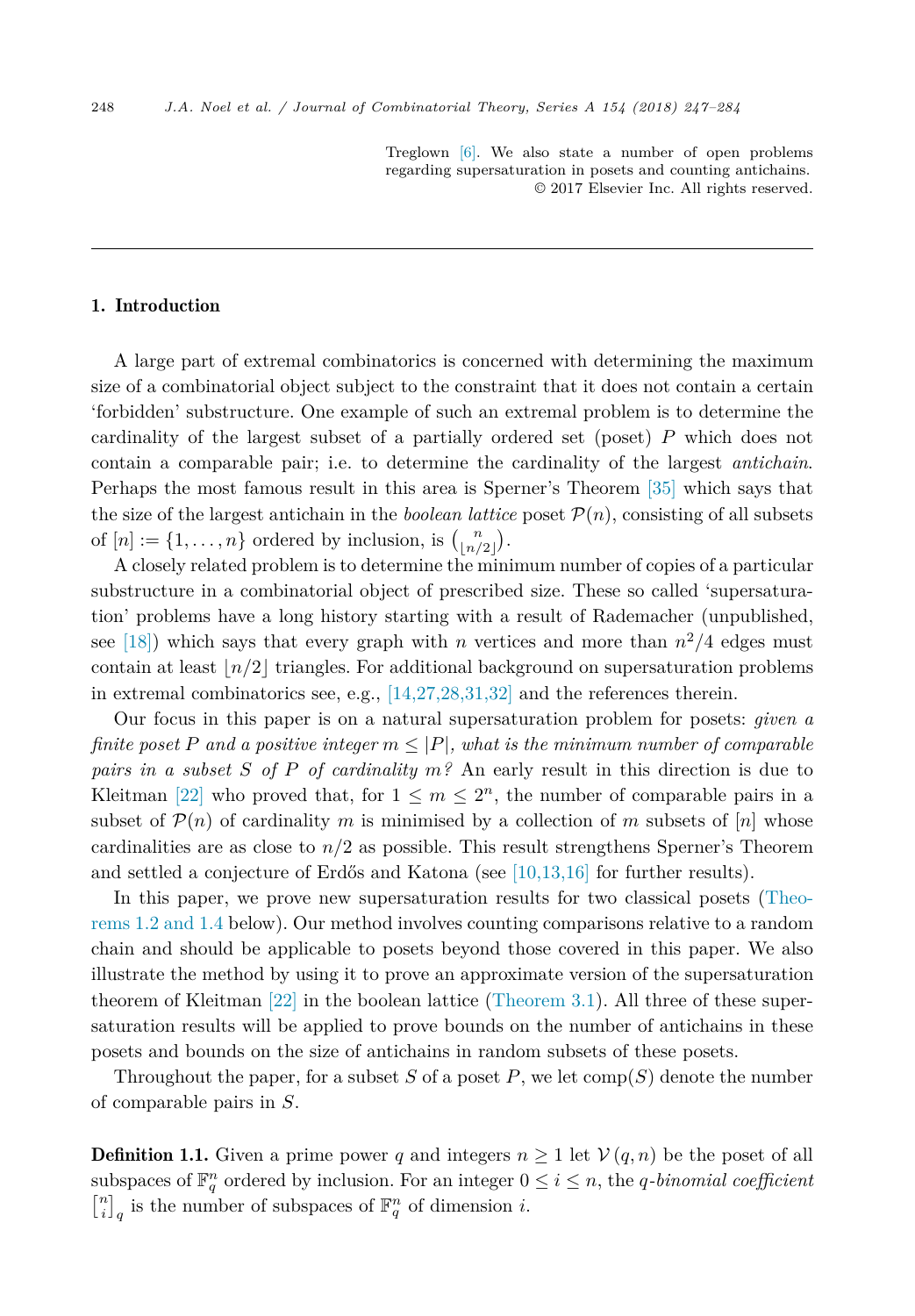Treglown [6]. We also state a number of open problems regarding supersaturation in posets and counting antichains.
© 2017 Elsevier Inc. All rights reserved.

## 1. Introduction

A large part of extremal combinatorics is concerned with determining the maximum size of a combinatorial object subject to the constraint that it does not contain a certain 'forbidden' substructure. One example of such an extremal problem is to determine the cardinality of the largest subset of a partially ordered set (poset) $P$ which does not contain a comparable pair; i.e. to determine the cardinality of the largest *antichain*. Perhaps the most famous result in this area is Sperner's Theorem [35] which says that the size of the largest antichain in the *boolean lattice* poset $\mathcal{P}(n)$, consisting of all subsets of $[n] := \{1, \dots, n\}$ ordered by inclusion, is $\binom{n}{\lfloor n/2 \rfloor}$.

A closely related problem is to determine the minimum number of copies of a particular substructure in a combinatorial object of prescribed size. These so called 'supersaturation' problems have a long history starting with a result of Rademacher (unpublished, see [18]) which says that every graph with $n$ vertices and more than $n^2/4$ edges must contain at least $\lfloor n/2 \rfloor$ triangles. For additional background on supersaturation problems in extremal combinatorics see, e.g., [14,27,28,31,32] and the references therein.

Our focus in this paper is on a natural supersaturation problem for posets: *given a finite poset $P$ and a positive integer $m \leq |P|$, what is the minimum number of comparable pairs in a subset $S$ of $P$ of cardinality $m$?* An early result in this direction is due to Kleitman [22] who proved that, for $1 \leq m \leq 2^n$, the number of comparable pairs in a subset of $\mathcal{P}(n)$ of cardinality $m$ is minimised by a collection of $m$ subsets of $[n]$ whose cardinalities are as close to $n/2$ as possible. This result strengthens Sperner's Theorem and settled a conjecture of Erdős and Katona (see [10,13,16] for further results).

In this paper, we prove new supersaturation results for two classical posets (Theorems 1.2 and 1.4 below). Our method involves counting comparisons relative to a random chain and should be applicable to posets beyond those covered in this paper. We also illustrate the method by using it to prove an approximate version of the supersaturation theorem of Kleitman [22] in the boolean lattice (Theorem 3.1). All three of these supersaturation results will be applied to prove bounds on the number of antichains in these posets and bounds on the size of antichains in random subsets of these posets.

Throughout the paper, for a subset $S$ of a poset $P$, we let $\mathrm{comp}(S)$ denote the number of comparable pairs in $S$.

**Definition 1.1.** Given a prime power $q$ and integers $n \geq 1$ let $\mathcal{V}(q, n)$ be the poset of all subspaces of $\mathbb{F}_q^n$ ordered by inclusion. For an integer $0 \leq i \leq n$, the *q-binomial coefficient* $\left[{n \atop i}\right]_q$ is the number of subspaces of $\mathbb{F}_q^n$ of dimension $i$.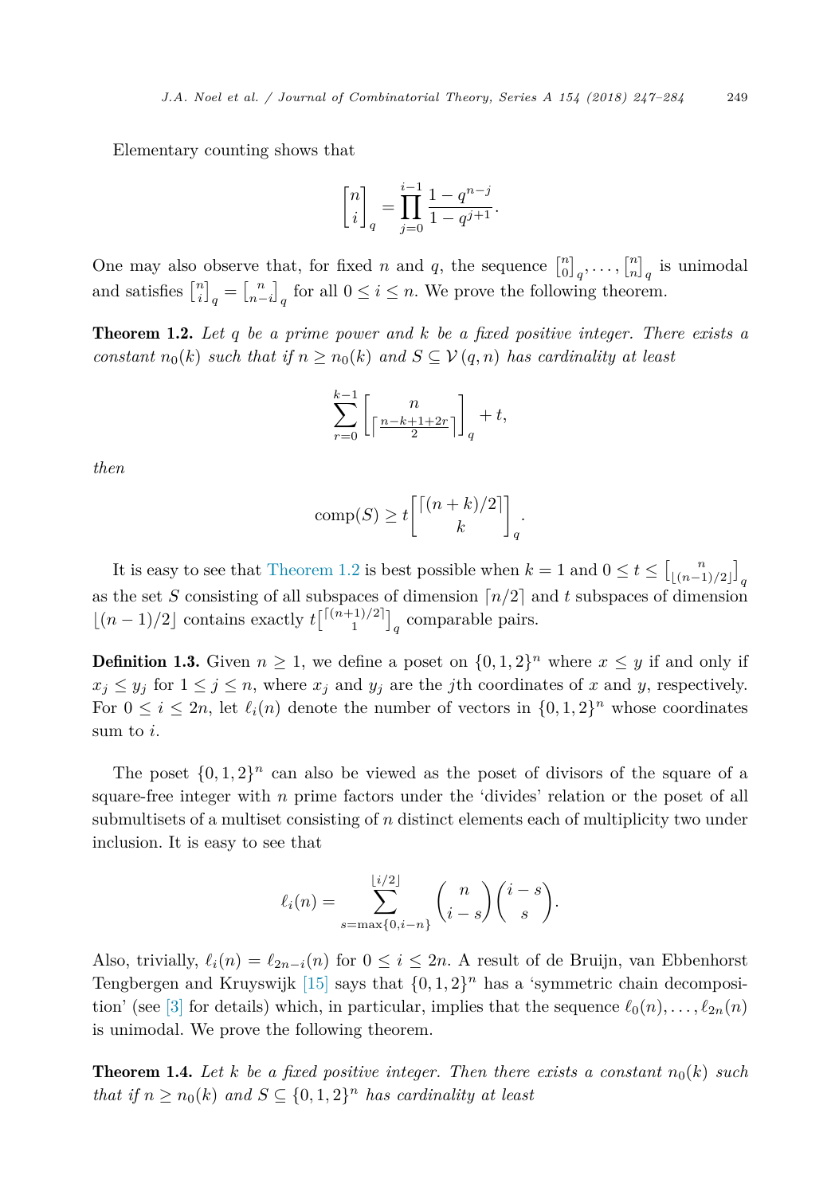Elementary counting shows that

$$\begin{bmatrix} n \\ i \end{bmatrix}_q = \prod_{j=0}^{i-1} \frac{1-q^{n-j}}{1-q^{j+1}}.$$

One may also observe that, for fixed $n$ and $q$, the sequence $\begin{bmatrix} n \\ 0 \end{bmatrix}_q, \dots, \begin{bmatrix} n \\ n \end{bmatrix}_q$ is unimodal and satisfies $\begin{bmatrix} n \\ i \end{bmatrix}_q = \begin{bmatrix} n \\ n-i \end{bmatrix}_q$ for all $0 \leq i \leq n$. We prove the following theorem.

**Theorem 1.2.** *Let $q$ be a prime power and $k$ be a fixed positive integer. There exists a constant $n_0(k)$ such that if $n \geq n_0(k)$ and $S \subseteq \mathcal{V}(q,n)$ has cardinality at least*

$$\sum_{r=0}^{k-1} \begin{bmatrix} n \\ \lceil \frac{n-k+1+2r}{2} \rceil \end{bmatrix}_q + t,$$

*then*

$$\operatorname{comp}(S) \geq t \begin{bmatrix} \lceil (n+k)/2 \rceil \\ k \end{bmatrix}_q.$$

It is easy to see that Theorem 1.2 is best possible when $k = 1$ and $0 \leq t \leq \begin{bmatrix} n \\ \lfloor (n-1)/2 \rfloor \end{bmatrix}_q$ as the set $S$ consisting of all subspaces of dimension $\lceil n/2 \rceil$ and $t$ subspaces of dimension $\lfloor (n-1)/2 \rfloor$ contains exactly $t \begin{bmatrix} \lceil (n+1)/2 \rceil \\ 1 \end{bmatrix}_q$ comparable pairs.

**Definition 1.3.** Given $n \geq 1$, we define a poset on $\{0,1,2\}^n$ where $x \leq y$ if and only if $x_j \leq y_j$ for $1 \leq j \leq n$, where $x_j$ and $y_j$ are the $j$th coordinates of $x$ and $y$, respectively. For $0 \leq i \leq 2n$, let $\ell_i(n)$ denote the number of vectors in $\{0,1,2\}^n$ whose coordinates sum to $i$.

The poset $\{0,1,2\}^n$ can also be viewed as the poset of divisors of the square of a square-free integer with $n$ prime factors under the 'divides' relation or the poset of all submultisets of a multiset consisting of $n$ distinct elements each of multiplicity two under inclusion. It is easy to see that

$$\ell_i(n) = \sum_{s=\max\{0,i-n\}}^{\lfloor i/2 \rfloor} \binom{n}{i-s} \binom{i-s}{s}.$$

Also, trivially, $\ell_i(n) = \ell_{2n-i}(n)$ for $0 \leq i \leq 2n$. A result of de Bruijn, van Ebbenhorst Tengbergen and Kruyswijk [15] says that $\{0,1,2\}^n$ has a 'symmetric chain decomposition' (see [3] for details) which, in particular, implies that the sequence $\ell_0(n), \dots, \ell_{2n}(n)$ is unimodal. We prove the following theorem.

**Theorem 1.4.** *Let $k$ be a fixed positive integer. Then there exists a constant $n_0(k)$ such that if $n \geq n_0(k)$ and $S \subseteq \{0,1,2\}^n$ has cardinality at least*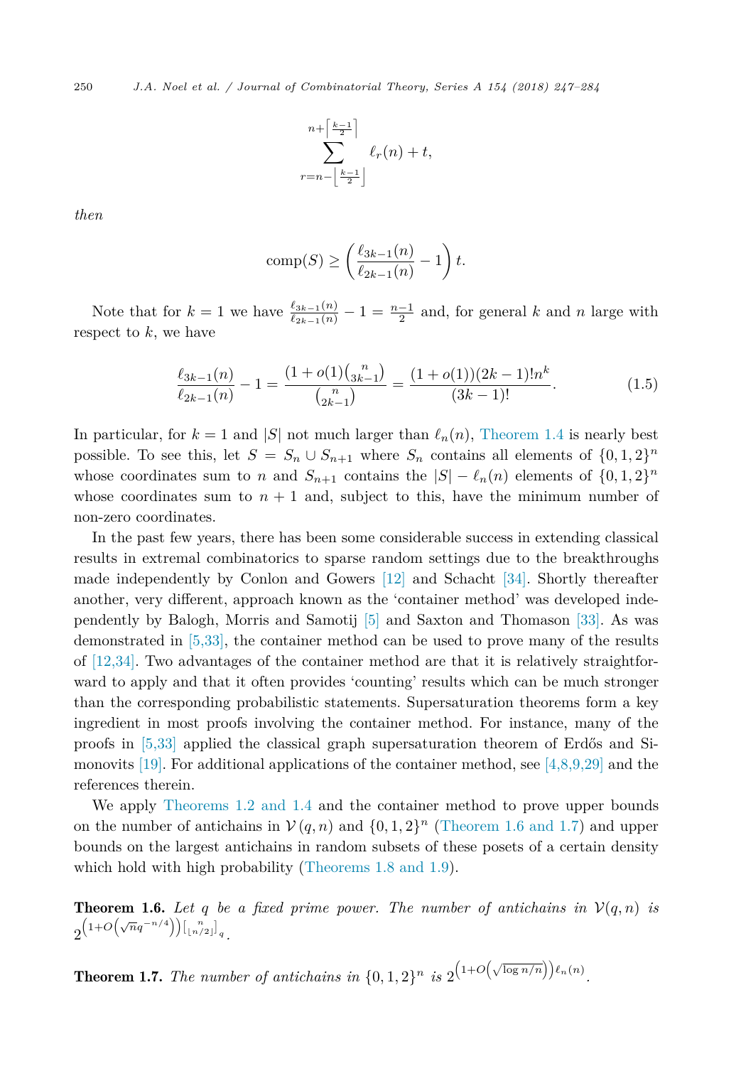$$\sum_{r=n-\left\lfloor\frac{k-1}{2}\right\rfloor}^{n+\left\lceil\frac{k-1}{2}\right\rceil} \ell_r(n) + t,$$

*then*

$$\operatorname{comp}(S) \geq \left(\frac{\ell_{3k-1}(n)}{\ell_{2k-1}(n)} - 1\right) t.$$

Note that for $k = 1$ we have $\frac{\ell_{3k-1}(n)}{\ell_{2k-1}(n)} - 1 = \frac{n-1}{2}$ and, for general $k$ and $n$ large with respect to $k$, we have

$$\frac{\ell_{3k-1}(n)}{\ell_{2k-1}(n)} - 1 = \frac{(1+o(1)\binom{n}{3k-1})}{\binom{n}{2k-1}} = \frac{(1+o(1))(2k-1)!n^k}{(3k-1)!}. \tag{1.5}$$

In particular, for $k = 1$ and $|S|$ not much larger than $\ell_n(n)$, Theorem 1.4 is nearly best possible. To see this, let $S = S_n \cup S_{n+1}$ where $S_n$ contains all elements of $\{0,1,2\}^n$ whose coordinates sum to $n$ and $S_{n+1}$ contains the $|S| - \ell_n(n)$ elements of $\{0,1,2\}^n$ whose coordinates sum to $n+1$ and, subject to this, have the minimum number of non-zero coordinates.

In the past few years, there has been some considerable success in extending classical results in extremal combinatorics to sparse random settings due to the breakthroughs made independently by Conlon and Gowers [12] and Schacht [34]. Shortly thereafter another, very different, approach known as the 'container method' was developed independently by Balogh, Morris and Samotij [5] and Saxton and Thomason [33]. As was demonstrated in [5,33], the container method can be used to prove many of the results of [12,34]. Two advantages of the container method are that it is relatively straightforward to apply and that it often provides 'counting' results which can be much stronger than the corresponding probabilistic statements. Supersaturation theorems form a key ingredient in most proofs involving the container method. For instance, many of the proofs in [5,33] applied the classical graph supersaturation theorem of Erdős and Simonovits [19]. For additional applications of the container method, see [4,8,9,29] and the references therein.

We apply Theorems 1.2 and 1.4 and the container method to prove upper bounds on the number of antichains in $\mathcal{V}(q,n)$ and $\{0,1,2\}^n$ (Theorem 1.6 and 1.7) and upper bounds on the largest antichains in random subsets of these posets of a certain density which hold with high probability (Theorems 1.8 and 1.9).

**Theorem 1.6.** *Let $q$ be a fixed prime power. The number of antichains in $\mathcal{V}(q,n)$ is* $2^{\left(1+O\left(\sqrt{n}q^{-n/4}\right)\right)\left[{n \atop \lfloor n/2\rfloor}\right]_q}$.

**Theorem 1.7.** *The number of antichains in $\{0,1,2\}^n$ is* $2^{\left(1+O\left(\sqrt{\log n/n}\right)\right)\ell_n(n)}$.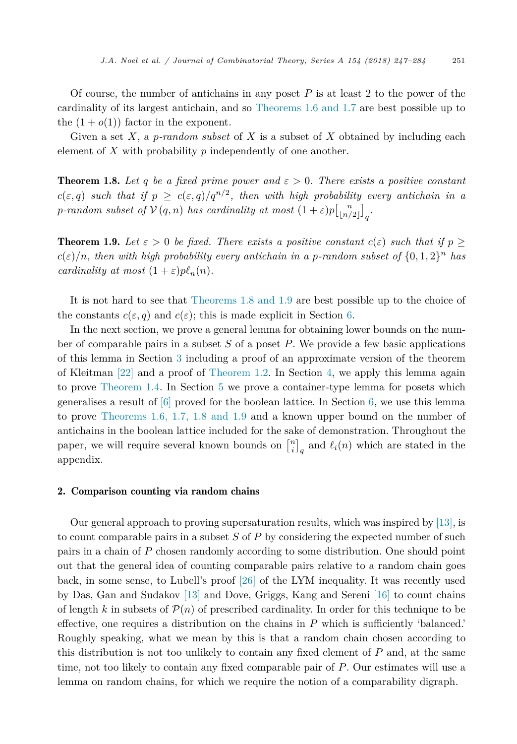Of course, the number of antichains in any poset $P$ is at least 2 to the power of the cardinality of its largest antichain, and so Theorems 1.6 and 1.7 are best possible up to the $(1 + o(1))$ factor in the exponent.

Given a set $X$, a *p-random subset* of $X$ is a subset of $X$ obtained by including each element of $X$ with probability $p$ independently of one another.

**Theorem 1.8.** *Let $q$ be a fixed prime power and $\varepsilon > 0$. There exists a positive constant $c(\varepsilon, q)$ such that if $p \geq c(\varepsilon, q)/q^{n/2}$, then with high probability every antichain in a p-random subset of $\mathcal{V}(q, n)$ has cardinality at most $(1+\varepsilon)p\begin{bmatrix} n \\ \lfloor n/2 \rfloor \end{bmatrix}_q$.*

**Theorem 1.9.** *Let $\varepsilon > 0$ be fixed. There exists a positive constant $c(\varepsilon)$ such that if $p \geq c(\varepsilon)/n$, then with high probability every antichain in a p-random subset of $\{0, 1, 2\}^n$ has cardinality at most $(1 + \varepsilon)p\ell_n(n)$.*

It is not hard to see that Theorems 1.8 and 1.9 are best possible up to the choice of the constants $c(\varepsilon, q)$ and $c(\varepsilon)$; this is made explicit in Section 6.

In the next section, we prove a general lemma for obtaining lower bounds on the number of comparable pairs in a subset $S$ of a poset $P$. We provide a few basic applications of this lemma in Section 3 including a proof of an approximate version of the theorem of Kleitman [22] and a proof of Theorem 1.2. In Section 4, we apply this lemma again to prove Theorem 1.4. In Section 5 we prove a container-type lemma for posets which generalises a result of [6] proved for the boolean lattice. In Section 6, we use this lemma to prove Theorems 1.6, 1.7, 1.8 and 1.9 and a known upper bound on the number of antichains in the boolean lattice included for the sake of demonstration. Throughout the paper, we will require several known bounds on $\begin{bmatrix} n \\ i \end{bmatrix}_q$ and $\ell_i(n)$ which are stated in the appendix.

## 2. Comparison counting via random chains

Our general approach to proving supersaturation results, which was inspired by [13], is to count comparable pairs in a subset $S$ of $P$ by considering the expected number of such pairs in a chain of $P$ chosen randomly according to some distribution. One should point out that the general idea of counting comparable pairs relative to a random chain goes back, in some sense, to Lubell's proof [26] of the LYM inequality. It was recently used by Das, Gan and Sudakov [13] and Dove, Griggs, Kang and Sereni [16] to count chains of length $k$ in subsets of $\mathcal{P}(n)$ of prescribed cardinality. In order for this technique to be effective, one requires a distribution on the chains in $P$ which is sufficiently 'balanced.' Roughly speaking, what we mean by this is that a random chain chosen according to this distribution is not too unlikely to contain any fixed element of $P$ and, at the same time, not too likely to contain any fixed comparable pair of $P$. Our estimates will use a lemma on random chains, for which we require the notion of a comparability digraph.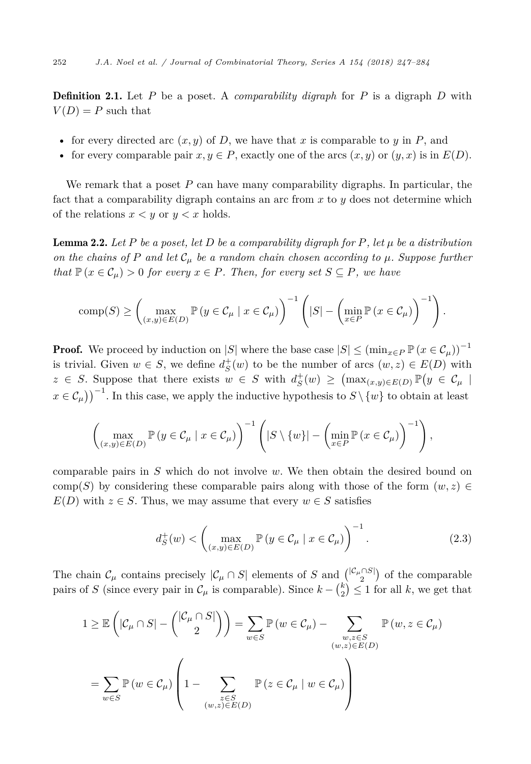**Definition 2.1.** Let $P$ be a poset. A *comparability digraph* for $P$ is a digraph $D$ with $V(D) = P$ such that

- for every directed arc $(x, y)$ of $D$, we have that $x$ is comparable to $y$ in $P$, and
- for every comparable pair $x, y \in P$, exactly one of the arcs $(x, y)$ or $(y, x)$ is in $E(D)$.

We remark that a poset $P$ can have many comparability digraphs. In particular, the fact that a comparability digraph contains an arc from $x$ to $y$ does not determine which of the relations $x < y$ or $y < x$ holds.

**Lemma 2.2.** *Let $P$ be a poset, let $D$ be a comparability digraph for $P$, let $\mu$ be a distribution on the chains of $P$ and let $\mathcal{C}_\mu$ be a random chain chosen according to $\mu$. Suppose further that $\mathbb{P}(x \in \mathcal{C}_\mu) > 0$ for every $x \in P$. Then, for every set $S \subseteq P$, we have*

$$\operatorname{comp}(S) \geq \left( \max_{(x,y)\in E(D)} \mathbb{P}(y \in \mathcal{C}_\mu \mid x \in \mathcal{C}_\mu) \right)^{-1} \left( |S| - \left( \min_{x\in P} \mathbb{P}(x \in \mathcal{C}_\mu) \right)^{-1} \right).$$

**Proof.** We proceed by induction on $|S|$ where the base case $|S| \leq (\min_{x\in P} \mathbb{P}(x \in \mathcal{C}_\mu))^{-1}$ is trivial. Given $w \in S$, we define $d_S^+(w)$ to be the number of arcs $(w, z) \in E(D)$ with $z \in S$. Suppose that there exists $w \in S$ with $d_S^+(w) \geq \left(\max_{(x,y)\in E(D)} \mathbb{P}\big(y \in \mathcal{C}_\mu \mid x \in \mathcal{C}_\mu\big)\right)^{-1}$. In this case, we apply the inductive hypothesis to $S \setminus \{w\}$ to obtain at least

$$\left( \max_{(x,y)\in E(D)} \mathbb{P}(y \in \mathcal{C}_\mu \mid x \in \mathcal{C}_\mu) \right)^{-1} \left( |S \setminus \{w\}| - \left( \min_{x\in P} \mathbb{P}(x \in \mathcal{C}_\mu) \right)^{-1} \right),$$

comparable pairs in $S$ which do not involve $w$. We then obtain the desired bound on $\operatorname{comp}(S)$ by considering these comparable pairs along with those of the form $(w, z) \in E(D)$ with $z \in S$. Thus, we may assume that every $w \in S$ satisfies

$$d_S^+(w) < \left( \max_{(x,y)\in E(D)} \mathbb{P}(y \in \mathcal{C}_\mu \mid x \in \mathcal{C}_\mu) \right)^{-1}. \tag{2.3}$$

The chain $\mathcal{C}_\mu$ contains precisely $|\mathcal{C}_\mu \cap S|$ elements of $S$ and $\binom{|\mathcal{C}_\mu \cap S|}{2}$ of the comparable pairs of $S$ (since every pair in $\mathcal{C}_\mu$ is comparable). Since $k - \binom{k}{2} \leq 1$ for all $k$, we get that

$$1 \geq \mathbb{E}\left( |\mathcal{C}_\mu \cap S| - \binom{|\mathcal{C}_\mu \cap S|}{2} \right) = \sum_{w\in S} \mathbb{P}(w \in \mathcal{C}_\mu) - \sum_{\substack{w,z\in S\\(w,z)\in E(D)}} \mathbb{P}(w, z \in \mathcal{C}_\mu)$$

$$= \sum_{w\in S} \mathbb{P}(w \in \mathcal{C}_\mu) \left( 1 - \sum_{\substack{z\in S\\(w,z)\in E(D)}} \mathbb{P}(z \in \mathcal{C}_\mu \mid w \in \mathcal{C}_\mu) \right)$$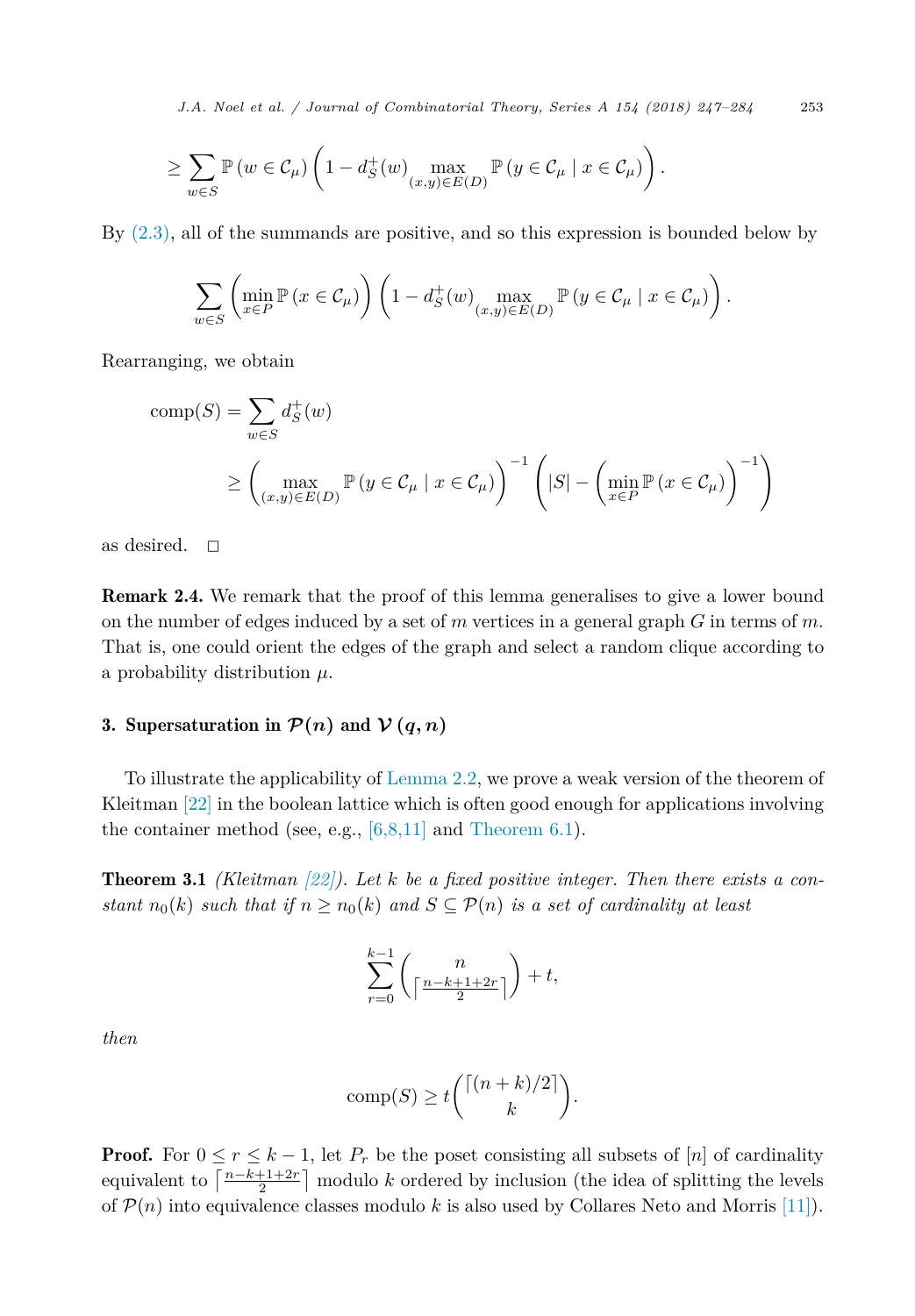$$\geq \sum_{w \in S} \mathbb{P}\left(w \in \mathcal{C}_\mu\right)\left(1 - d_S^+(w) \max_{(x,y)\in E(D)} \mathbb{P}\left(y \in \mathcal{C}_\mu \mid x \in \mathcal{C}_\mu\right)\right).$$

By (2.3), all of the summands are positive, and so this expression is bounded below by

$$\sum_{w \in S}\left(\min_{x \in P} \mathbb{P}\left(x \in \mathcal{C}_\mu\right)\right)\left(1 - d_S^+(w) \max_{(x,y)\in E(D)} \mathbb{P}\left(y \in \mathcal{C}_\mu \mid x \in \mathcal{C}_\mu\right)\right).$$

Rearranging, we obtain

$$\begin{aligned}
\operatorname{comp}(S) &= \sum_{w \in S} d_S^+(w) \\
&\geq \left(\max_{(x,y)\in E(D)} \mathbb{P}\left(y \in \mathcal{C}_\mu \mid x \in \mathcal{C}_\mu\right)\right)^{-1}\left(|S| - \left(\min_{x\in P} \mathbb{P}\left(x \in \mathcal{C}_\mu\right)\right)^{-1}\right)
\end{aligned}$$

as desired. $\square$

**Remark 2.4.** We remark that the proof of this lemma generalises to give a lower bound on the number of edges induced by a set of $m$ vertices in a general graph $G$ in terms of $m$. That is, one could orient the edges of the graph and select a random clique according to a probability distribution $\mu$.

## 3. Supersaturation in $\mathcal{P}(n)$ and $\mathcal{V}(q,n)$

To illustrate the applicability of Lemma 2.2, we prove a weak version of the theorem of Kleitman [22] in the boolean lattice which is often good enough for applications involving the container method (see, e.g., [6,8,11] and Theorem 6.1).

**Theorem 3.1** *(Kleitman [22]). Let $k$ be a fixed positive integer. Then there exists a constant $n_0(k)$ such that if $n \geq n_0(k)$ and $S \subseteq \mathcal{P}(n)$ is a set of cardinality at least*

$$\sum_{r=0}^{k-1}\binom{n}{\left\lceil \frac{n-k+1+2r}{2}\right\rceil} + t,$$

*then*

$$\operatorname{comp}(S) \geq t\binom{\lceil (n+k)/2\rceil}{k}.$$

**Proof.** For $0 \leq r \leq k-1$, let $P_r$ be the poset consisting all subsets of $[n]$ of cardinality equivalent to $\left\lceil \frac{n-k+1+2r}{2}\right\rceil$ modulo $k$ ordered by inclusion (the idea of splitting the levels of $\mathcal{P}(n)$ into equivalence classes modulo $k$ is also used by Collares Neto and Morris [11]).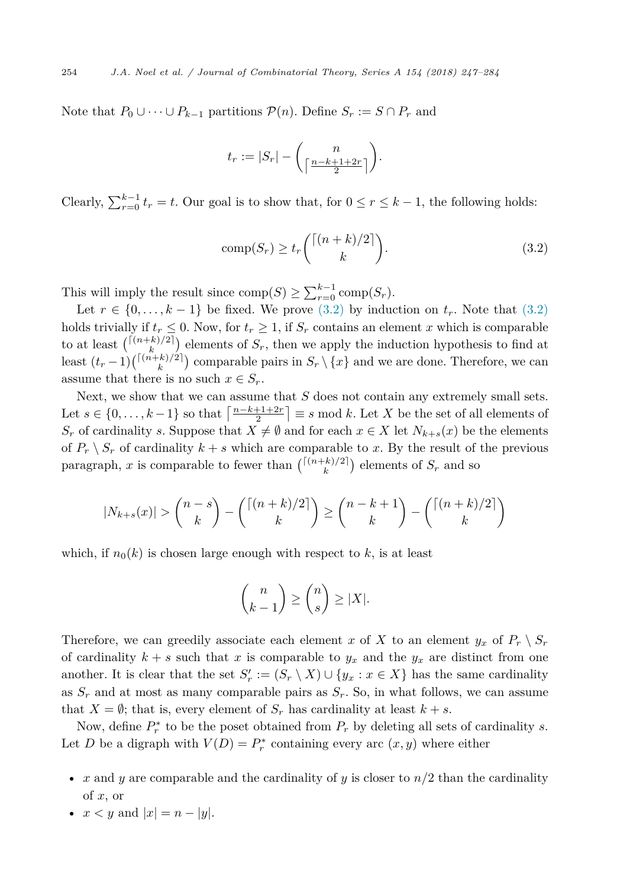Note that $P_0 \cup \cdots \cup P_{k-1}$ partitions $\mathcal{P}(n)$. Define $S_r := S \cap P_r$ and

$$t_r := |S_r| - \binom{n}{\lceil \frac{n-k+1+2r}{2} \rceil}.$$

Clearly, $\sum_{r=0}^{k-1} t_r = t$. Our goal is to show that, for $0 \leq r \leq k-1$, the following holds:

$$\text{comp}(S_r) \geq t_r \binom{\lceil (n+k)/2 \rceil}{k}. \tag{3.2}$$

This will imply the result since $\text{comp}(S) \geq \sum_{r=0}^{k-1} \text{comp}(S_r)$.

Let $r \in \{0, \ldots, k-1\}$ be fixed. We prove (3.2) by induction on $t_r$. Note that (3.2) holds trivially if $t_r \leq 0$. Now, for $t_r \geq 1$, if $S_r$ contains an element $x$ which is comparable to at least $\binom{\lceil (n+k)/2 \rceil}{k}$ elements of $S_r$, then we apply the induction hypothesis to find at least $(t_r - 1)\binom{\lceil (n+k)/2 \rceil}{k}$ comparable pairs in $S_r \setminus \{x\}$ and we are done. Therefore, we can assume that there is no such $x \in S_r$.

Next, we show that we can assume that $S$ does not contain any extremely small sets. Let $s \in \{0, \ldots, k-1\}$ so that $\lceil \frac{n-k+1+2r}{2} \rceil \equiv s \bmod k$. Let $X$ be the set of all elements of $S_r$ of cardinality $s$. Suppose that $X \neq \emptyset$ and for each $x \in X$ let $N_{k+s}(x)$ be the elements of $P_r \setminus S_r$ of cardinality $k+s$ which are comparable to $x$. By the result of the previous paragraph, $x$ is comparable to fewer than $\binom{\lceil (n+k)/2 \rceil}{k}$ elements of $S_r$ and so

$$|N_{k+s}(x)| > \binom{n-s}{k} - \binom{\lceil (n+k)/2 \rceil}{k} \geq \binom{n-k+1}{k} - \binom{\lceil (n+k)/2 \rceil}{k}$$

which, if $n_0(k)$ is chosen large enough with respect to $k$, is at least

$$\binom{n}{k-1} \geq \binom{n}{s} \geq |X|.$$

Therefore, we can greedily associate each element $x$ of $X$ to an element $y_x$ of $P_r \setminus S_r$ of cardinality $k+s$ such that $x$ is comparable to $y_x$ and the $y_x$ are distinct from one another. It is clear that the set $S_r' := (S_r \setminus X) \cup \{y_x : x \in X\}$ has the same cardinality as $S_r$ and at most as many comparable pairs as $S_r$. So, in what follows, we can assume that $X = \emptyset$; that is, every element of $S_r$ has cardinality at least $k+s$.

Now, define $P_r^*$ to be the poset obtained from $P_r$ by deleting all sets of cardinality $s$. Let $D$ be a digraph with $V(D) = P_r^*$ containing every arc $(x, y)$ where either

- $x$ and $y$ are comparable and the cardinality of $y$ is closer to $n/2$ than the cardinality of $x$, or
- $x < y$ and $|x| = n - |y|$.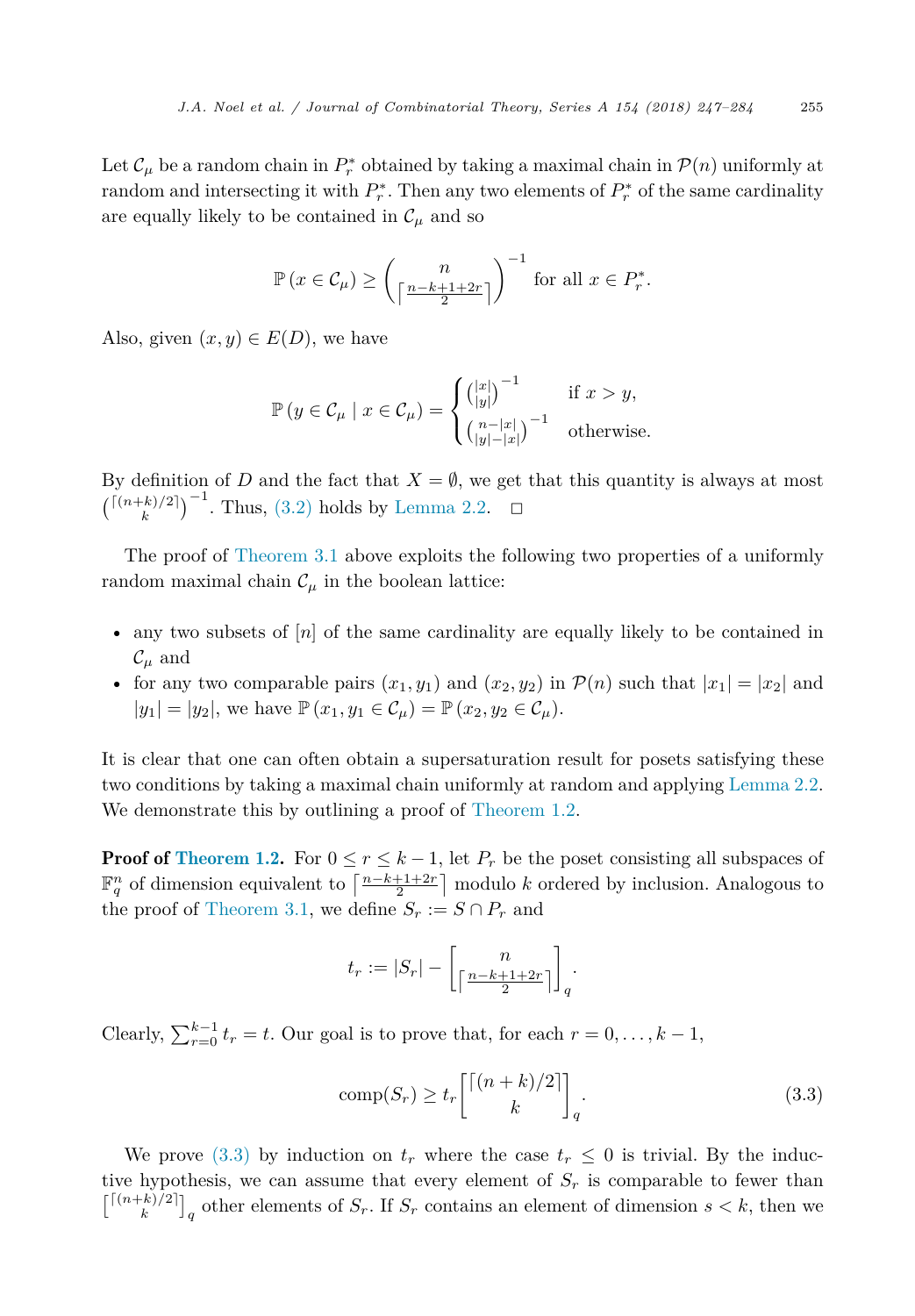Let $\mathcal{C}_\mu$ be a random chain in $P_r^*$ obtained by taking a maximal chain in $\mathcal{P}(n)$ uniformly at random and intersecting it with $P_r^*$. Then any two elements of $P_r^*$ of the same cardinality are equally likely to be contained in $\mathcal{C}_\mu$ and so

$$\mathbb{P}\left(x \in \mathcal{C}_\mu\right) \geq \binom{n}{\lceil \frac{n-k+1+2r}{2} \rceil}^{-1} \text{ for all } x \in P_r^*.$$

Also, given $(x, y) \in E(D)$, we have

$$\mathbb{P}\left(y \in \mathcal{C}_\mu \mid x \in \mathcal{C}_\mu\right) = \begin{cases} \binom{|x|}{|y|}^{-1} & \text{if } x > y, \\ \binom{n-|x|}{|y|-|x|}^{-1} & \text{otherwise.} \end{cases}$$

By definition of $D$ and the fact that $X = \emptyset$, we get that this quantity is always at most $\binom{\lceil (n+k)/2 \rceil}{k}^{-1}$. Thus, (3.2) holds by Lemma 2.2. $\square$

The proof of Theorem 3.1 above exploits the following two properties of a uniformly random maximal chain $\mathcal{C}_\mu$ in the boolean lattice:

- any two subsets of $[n]$ of the same cardinality are equally likely to be contained in $\mathcal{C}_\mu$ and
- for any two comparable pairs $(x_1, y_1)$ and $(x_2, y_2)$ in $\mathcal{P}(n)$ such that $|x_1| = |x_2|$ and $|y_1| = |y_2|$, we have $\mathbb{P}\left(x_1, y_1 \in \mathcal{C}_\mu\right) = \mathbb{P}\left(x_2, y_2 \in \mathcal{C}_\mu\right)$.

It is clear that one can often obtain a supersaturation result for posets satisfying these two conditions by taking a maximal chain uniformly at random and applying Lemma 2.2. We demonstrate this by outlining a proof of Theorem 1.2.

**Proof of Theorem 1.2.** For $0 \leq r \leq k-1$, let $P_r$ be the poset consisting all subspaces of $\mathbb{F}_q^n$ of dimension equivalent to $\lceil \frac{n-k+1+2r}{2} \rceil$ modulo $k$ ordered by inclusion. Analogous to the proof of Theorem 3.1, we define $S_r := S \cap P_r$ and

$$t_r := |S_r| - \begin{bmatrix} n \\ \lceil \frac{n-k+1+2r}{2} \rceil \end{bmatrix}_q.$$

Clearly, $\sum_{r=0}^{k-1} t_r = t$. Our goal is to prove that, for each $r = 0, \ldots, k-1$,

$$\operatorname{comp}(S_r) \geq t_r \begin{bmatrix} \lceil (n+k)/2 \rceil \\ k \end{bmatrix}_q. \tag{3.3}$$

We prove (3.3) by induction on $t_r$ where the case $t_r \leq 0$ is trivial. By the inductive hypothesis, we can assume that every element of $S_r$ is comparable to fewer than $\begin{bmatrix} \lceil (n+k)/2 \rceil \\ k \end{bmatrix}_q$ other elements of $S_r$. If $S_r$ contains an element of dimension $s < k$, then we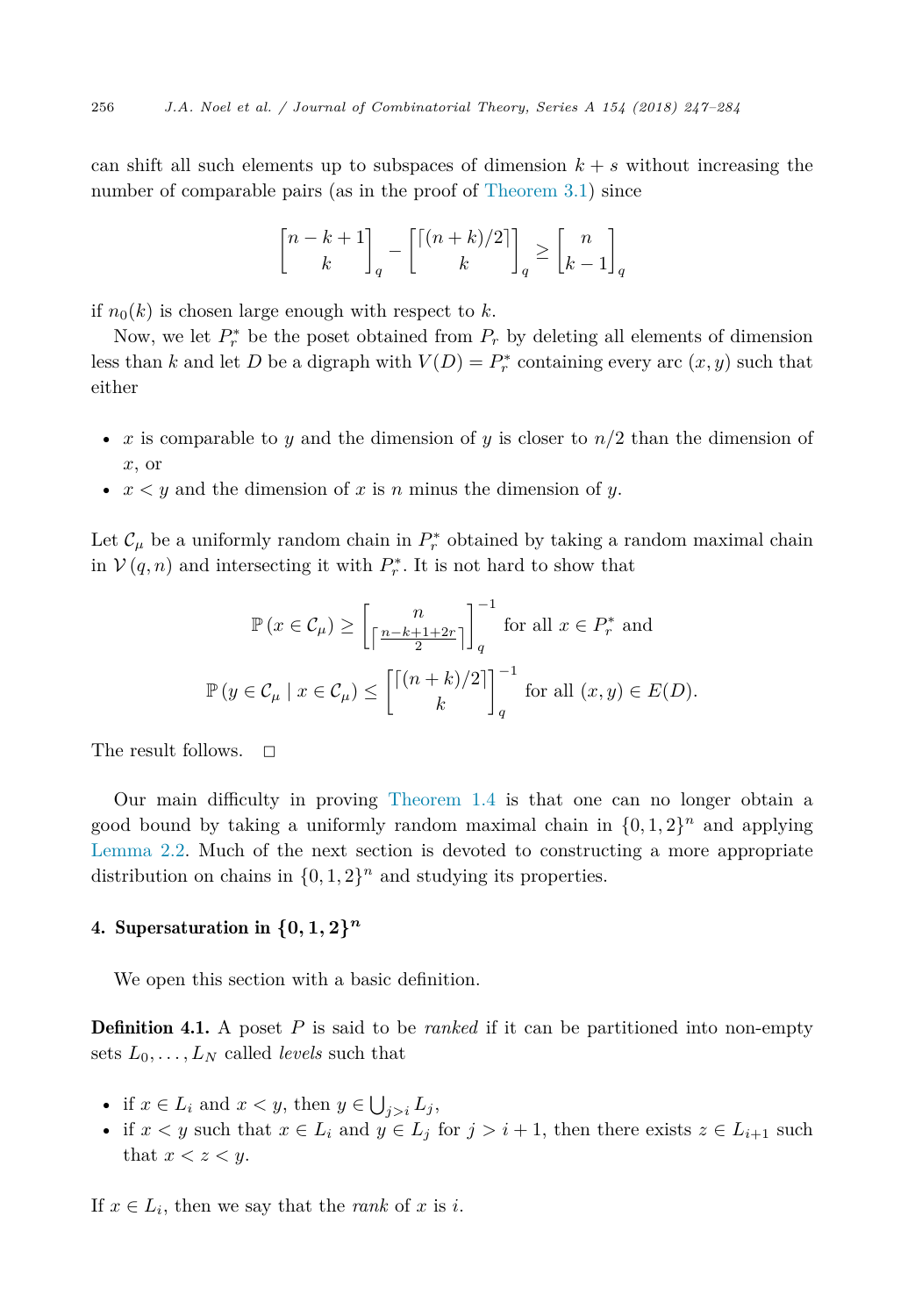can shift all such elements up to subspaces of dimension $k+s$ without increasing the number of comparable pairs (as in the proof of Theorem 3.1) since

$$\begin{bmatrix} n-k+1 \\ k \end{bmatrix}_q - \begin{bmatrix} \lceil (n+k)/2 \rceil \\ k \end{bmatrix}_q \geq \begin{bmatrix} n \\ k-1 \end{bmatrix}_q$$

if $n_0(k)$ is chosen large enough with respect to $k$.

Now, we let $P_r^*$ be the poset obtained from $P_r$ by deleting all elements of dimension less than $k$ and let $D$ be a digraph with $V(D) = P_r^*$ containing every arc $(x, y)$ such that either

- $x$ is comparable to $y$ and the dimension of $y$ is closer to $n/2$ than the dimension of $x$, or
- $x < y$ and the dimension of $x$ is $n$ minus the dimension of $y$.

Let $\mathcal{C}_\mu$ be a uniformly random chain in $P_r^*$ obtained by taking a random maximal chain in $\mathcal{V}(q, n)$ and intersecting it with $P_r^*$. It is not hard to show that

$$\mathbb{P}(x \in \mathcal{C}_\mu) \geq \begin{bmatrix} n \\ \lceil \frac{n-k+1+2r}{2} \rceil \end{bmatrix}_q^{-1} \text{ for all } x \in P_r^* \text{ and}$$

$$\mathbb{P}(y \in \mathcal{C}_\mu \mid x \in \mathcal{C}_\mu) \leq \begin{bmatrix} \lceil (n+k)/2 \rceil \\ k \end{bmatrix}_q^{-1} \text{ for all } (x, y) \in E(D).$$

The result follows. $\square$

Our main difficulty in proving Theorem 1.4 is that one can no longer obtain a good bound by taking a uniformly random maximal chain in $\{0, 1, 2\}^n$ and applying Lemma 2.2. Much of the next section is devoted to constructing a more appropriate distribution on chains in $\{0, 1, 2\}^n$ and studying its properties.

## 4. Supersaturation in $\{0, 1, 2\}^n$

We open this section with a basic definition.

**Definition 4.1.** A poset $P$ is said to be *ranked* if it can be partitioned into non-empty sets $L_0, \ldots, L_N$ called *levels* such that

- if $x \in L_i$ and $x < y$, then $y \in \bigcup_{j>i} L_j$,
- if $x < y$ such that $x \in L_i$ and $y \in L_j$ for $j > i+1$, then there exists $z \in L_{i+1}$ such that $x < z < y$.

If $x \in L_i$, then we say that the *rank* of $x$ is $i$.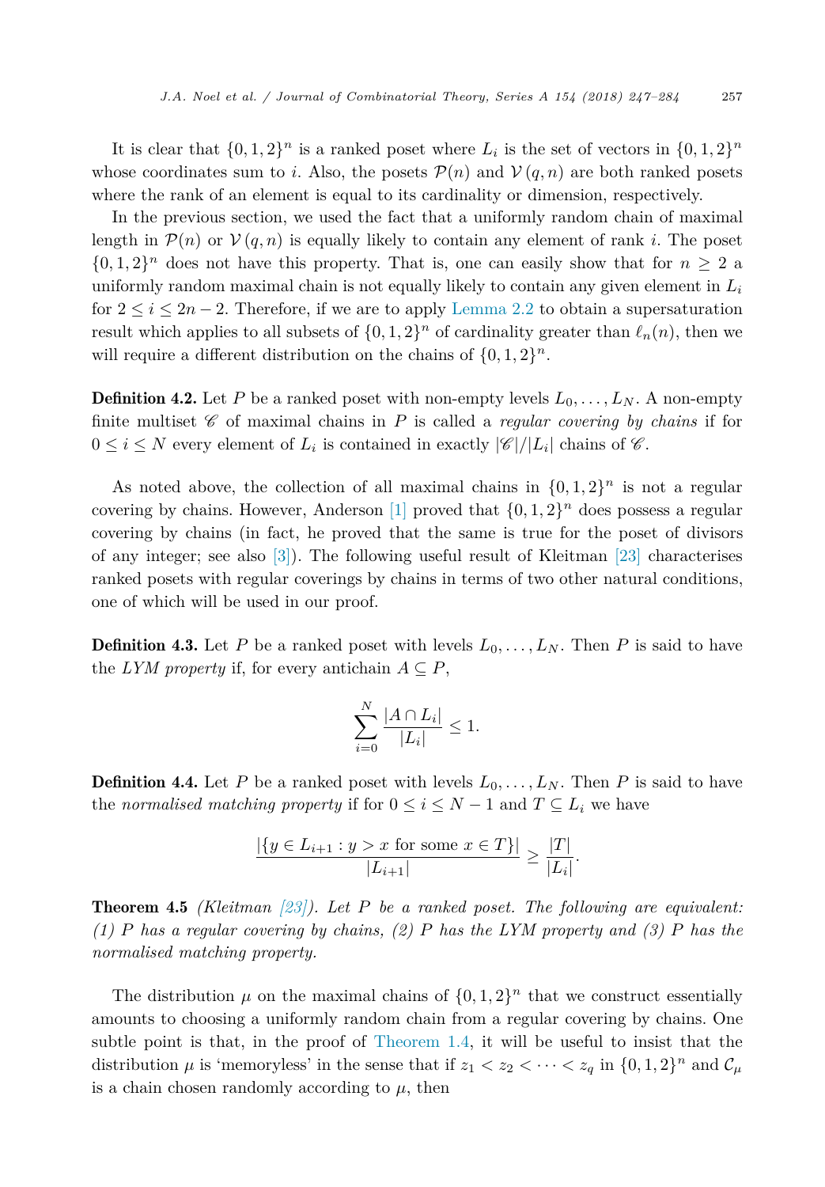It is clear that $\{0,1,2\}^n$ is a ranked poset where $L_i$ is the set of vectors in $\{0,1,2\}^n$ whose coordinates sum to $i$. Also, the posets $\mathcal{P}(n)$ and $\mathcal{V}(q,n)$ are both ranked posets where the rank of an element is equal to its cardinality or dimension, respectively.

In the previous section, we used the fact that a uniformly random chain of maximal length in $\mathcal{P}(n)$ or $\mathcal{V}(q,n)$ is equally likely to contain any element of rank $i$. The poset $\{0,1,2\}^n$ does not have this property. That is, one can easily show that for $n \geq 2$ a uniformly random maximal chain is not equally likely to contain any given element in $L_i$ for $2 \leq i \leq 2n-2$. Therefore, if we are to apply Lemma 2.2 to obtain a supersaturation result which applies to all subsets of $\{0,1,2\}^n$ of cardinality greater than $\ell_n(n)$, then we will require a different distribution on the chains of $\{0,1,2\}^n$.

**Definition 4.2.** Let $P$ be a ranked poset with non-empty levels $L_0,\dots,L_N$. A non-empty finite multiset $\mathscr{C}$ of maximal chains in $P$ is called a *regular covering by chains* if for $0 \leq i \leq N$ every element of $L_i$ is contained in exactly $|\mathscr{C}|/|L_i|$ chains of $\mathscr{C}$.

As noted above, the collection of all maximal chains in $\{0,1,2\}^n$ is not a regular covering by chains. However, Anderson [1] proved that $\{0,1,2\}^n$ does possess a regular covering by chains (in fact, he proved that the same is true for the poset of divisors of any integer; see also [3]). The following useful result of Kleitman [23] characterises ranked posets with regular coverings by chains in terms of two other natural conditions, one of which will be used in our proof.

**Definition 4.3.** Let $P$ be a ranked poset with levels $L_0,\dots,L_N$. Then $P$ is said to have the *LYM property* if, for every antichain $A \subseteq P$,

$$\sum_{i=0}^{N} \frac{|A \cap L_i|}{|L_i|} \leq 1.$$

**Definition 4.4.** Let $P$ be a ranked poset with levels $L_0,\dots,L_N$. Then $P$ is said to have the *normalised matching property* if for $0 \leq i \leq N-1$ and $T \subseteq L_i$ we have

$$\frac{|\{y \in L_{i+1} : y > x \text{ for some } x \in T\}|}{|L_{i+1}|} \geq \frac{|T|}{|L_i|}.$$

**Theorem 4.5** *(Kleitman [23]). Let $P$ be a ranked poset. The following are equivalent: (1) $P$ has a regular covering by chains, (2) $P$ has the LYM property and (3) $P$ has the normalised matching property.*

The distribution $\mu$ on the maximal chains of $\{0,1,2\}^n$ that we construct essentially amounts to choosing a uniformly random chain from a regular covering by chains. One subtle point is that, in the proof of Theorem 1.4, it will be useful to insist that the distribution $\mu$ is 'memoryless' in the sense that if $z_1 < z_2 < \cdots < z_q$ in $\{0,1,2\}^n$ and $\mathcal{C}_\mu$ is a chain chosen randomly according to $\mu$, then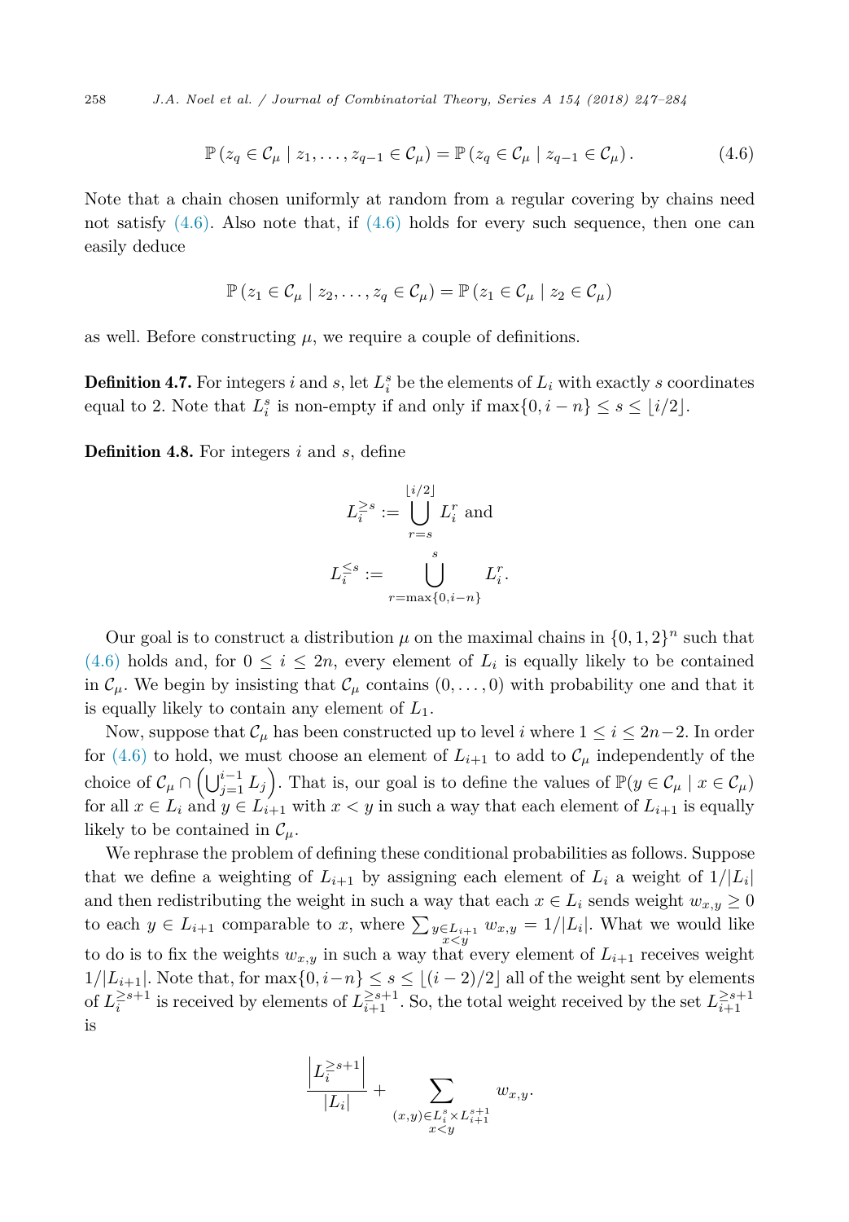$$\mathbb{P}\left(z_q \in \mathcal{C}_\mu \mid z_1, \ldots, z_{q-1} \in \mathcal{C}_\mu\right) = \mathbb{P}\left(z_q \in \mathcal{C}_\mu \mid z_{q-1} \in \mathcal{C}_\mu\right). \tag{4.6}$$

Note that a chain chosen uniformly at random from a regular covering by chains need not satisfy (4.6). Also note that, if (4.6) holds for every such sequence, then one can easily deduce

$$\mathbb{P}\left(z_1 \in \mathcal{C}_\mu \mid z_2, \ldots, z_q \in \mathcal{C}_\mu\right) = \mathbb{P}\left(z_1 \in \mathcal{C}_\mu \mid z_2 \in \mathcal{C}_\mu\right)$$

as well. Before constructing $\mu$, we require a couple of definitions.

**Definition 4.7.** For integers $i$ and $s$, let $L_i^s$ be the elements of $L_i$ with exactly $s$ coordinates equal to 2. Note that $L_i^s$ is non-empty if and only if $\max\{0, i-n\} \leq s \leq \lfloor i/2 \rfloor$.

**Definition 4.8.** For integers $i$ and $s$, define

$$L_i^{\geq s} := \bigcup_{r=s}^{\lfloor i/2 \rfloor} L_i^r \text{ and}$$

$$L_i^{\leq s} := \bigcup_{r=\max\{0,i-n\}}^{s} L_i^r.$$

Our goal is to construct a distribution $\mu$ on the maximal chains in $\{0, 1, 2\}^n$ such that (4.6) holds and, for $0 \leq i \leq 2n$, every element of $L_i$ is equally likely to be contained in $\mathcal{C}_\mu$. We begin by insisting that $\mathcal{C}_\mu$ contains $(0, \ldots, 0)$ with probability one and that it is equally likely to contain any element of $L_1$.

Now, suppose that $\mathcal{C}_\mu$ has been constructed up to level $i$ where $1 \leq i \leq 2n-2$. In order for (4.6) to hold, we must choose an element of $L_{i+1}$ to add to $\mathcal{C}_\mu$ independently of the choice of $\mathcal{C}_\mu \cap \left(\bigcup_{j=1}^{i-1} L_j\right)$. That is, our goal is to define the values of $\mathbb{P}(y \in \mathcal{C}_\mu \mid x \in \mathcal{C}_\mu)$ for all $x \in L_i$ and $y \in L_{i+1}$ with $x < y$ in such a way that each element of $L_{i+1}$ is equally likely to be contained in $\mathcal{C}_\mu$.

We rephrase the problem of defining these conditional probabilities as follows. Suppose that we define a weighting of $L_{i+1}$ by assigning each element of $L_i$ a weight of $1/|L_i|$ and then redistributing the weight in such a way that each $x \in L_i$ sends weight $w_{x,y} \geq 0$ to each $y \in L_{i+1}$ comparable to $x$, where $\sum_{\substack{y \in L_{i+1} \\ x<y}} w_{x,y} = 1/|L_i|$. What we would like to do is to fix the weights $w_{x,y}$ in such a way that every element of $L_{i+1}$ receives weight $1/|L_{i+1}|$. Note that, for $\max\{0, i-n\} \leq s \leq \lfloor (i-2)/2 \rfloor$ all of the weight sent by elements of $L_i^{\geq s+1}$ is received by elements of $L_{i+1}^{\geq s+1}$. So, the total weight received by the set $L_{i+1}^{\geq s+1}$ is

$$\frac{\left|L_i^{\geq s+1}\right|}{|L_i|} + \sum_{\substack{(x,y) \in L_i^s \times L_{i+1}^{s+1} \\ x<y}} w_{x,y}.$$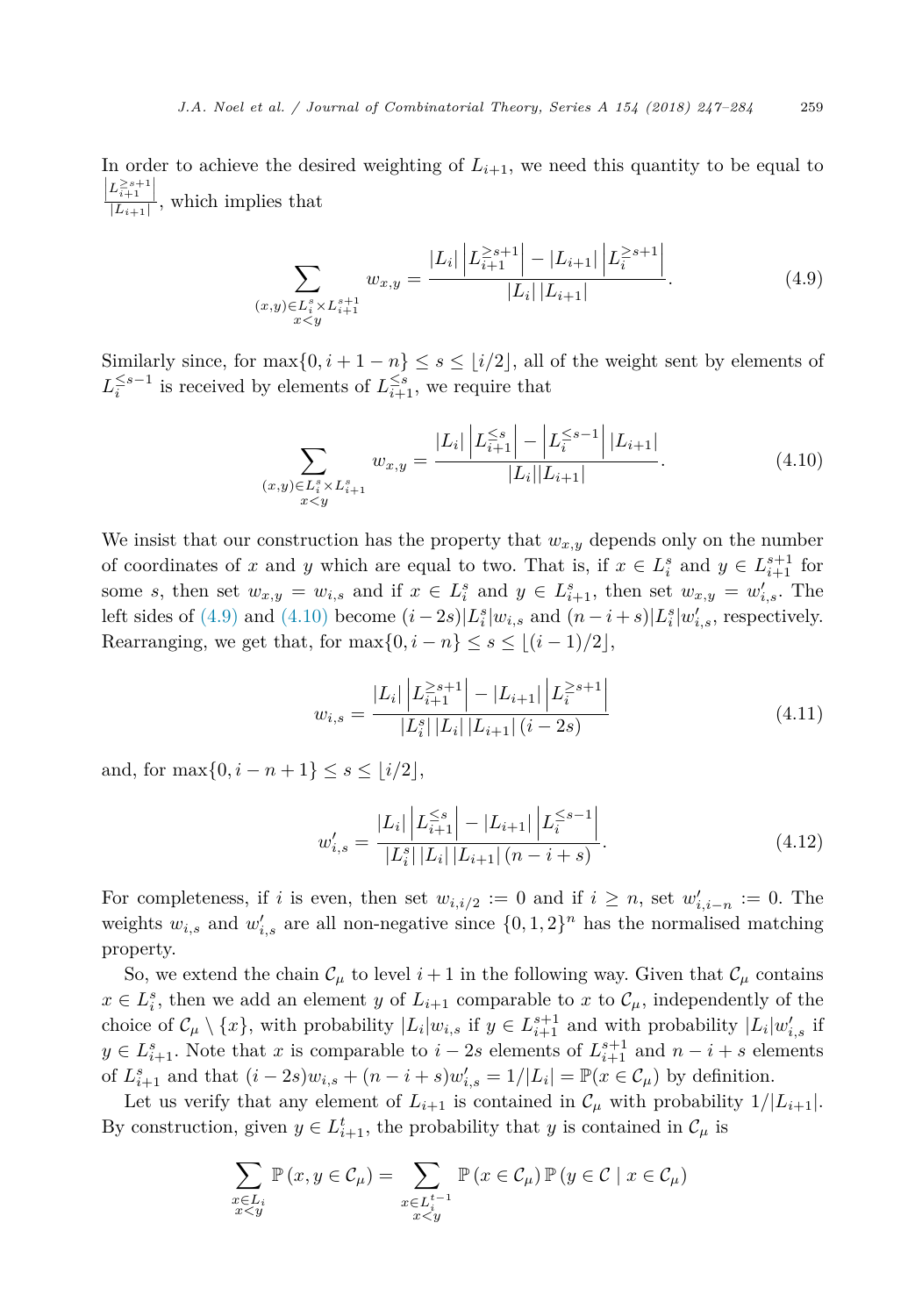In order to achieve the desired weighting of $L_{i+1}$, we need this quantity to be equal to $\frac{\left|L_{i+1}^{\geq s+1}\right|}{|L_{i+1}|}$, which implies that

$$\sum_{\substack{(x,y)\in L_i^s\times L_{i+1}^{s+1}\\ x<y}} w_{x,y} = \frac{|L_i|\left|L_{i+1}^{\geq s+1}\right| - |L_{i+1}|\left|L_i^{\geq s+1}\right|}{|L_i|\,|L_{i+1}|}. \tag{4.9}$$

Similarly since, for $\max\{0, i+1-n\} \leq s \leq \lfloor i/2 \rfloor$, all of the weight sent by elements of $L_i^{\leq s-1}$ is received by elements of $L_{i+1}^{\leq s}$, we require that

$$\sum_{\substack{(x,y)\in L_i^s\times L_{i+1}^{s}\\ x<y}} w_{x,y} = \frac{|L_i|\left|L_{i+1}^{\leq s}\right| - \left|L_i^{\leq s-1}\right||L_{i+1}|}{|L_i||L_{i+1}|}. \tag{4.10}$$

We insist that our construction has the property that $w_{x,y}$ depends only on the number of coordinates of $x$ and $y$ which are equal to two. That is, if $x \in L_i^s$ and $y \in L_{i+1}^{s+1}$ for some $s$, then set $w_{x,y} = w_{i,s}$ and if $x \in L_i^s$ and $y \in L_{i+1}^s$, then set $w_{x,y} = w'_{i,s}$. The left sides of (4.9) and (4.10) become $(i-2s)|L_i^s|w_{i,s}$ and $(n-i+s)|L_i^s|w'_{i,s}$, respectively. Rearranging, we get that, for $\max\{0, i-n\} \leq s \leq \lfloor (i-1)/2 \rfloor$,

$$w_{i,s} = \frac{|L_i|\left|L_{i+1}^{\geq s+1}\right| - |L_{i+1}|\left|L_i^{\geq s+1}\right|}{|L_i^s|\,|L_i|\,|L_{i+1}|\,(i-2s)} \tag{4.11}$$

and, for $\max\{0, i-n+1\} \leq s \leq \lfloor i/2 \rfloor$,

$$w'_{i,s} = \frac{|L_i|\left|L_{i+1}^{\leq s}\right| - |L_{i+1}|\left|L_i^{\leq s-1}\right|}{|L_i^s|\,|L_i|\,|L_{i+1}|\,(n-i+s)}. \tag{4.12}$$

For completeness, if $i$ is even, then set $w_{i,i/2} := 0$ and if $i \geq n$, set $w'_{i,i-n} := 0$. The weights $w_{i,s}$ and $w'_{i,s}$ are all non-negative since $\{0,1,2\}^n$ has the normalised matching property.

So, we extend the chain $\mathcal{C}_\mu$ to level $i+1$ in the following way. Given that $\mathcal{C}_\mu$ contains $x \in L_i^s$, then we add an element $y$ of $L_{i+1}$ comparable to $x$ to $\mathcal{C}_\mu$, independently of the choice of $\mathcal{C}_\mu \setminus \{x\}$, with probability $|L_i|w_{i,s}$ if $y \in L_{i+1}^{s+1}$ and with probability $|L_i|w'_{i,s}$ if $y \in L_{i+1}^s$. Note that $x$ is comparable to $i-2s$ elements of $L_{i+1}^{s+1}$ and $n-i+s$ elements of $L_{i+1}^s$ and that $(i-2s)w_{i,s} + (n-i+s)w'_{i,s} = 1/|L_i| = \mathbb{P}(x \in \mathcal{C}_\mu)$ by definition.

Let us verify that any element of $L_{i+1}$ is contained in $\mathcal{C}_\mu$ with probability $1/|L_{i+1}|$. By construction, given $y \in L_{i+1}^t$, the probability that $y$ is contained in $\mathcal{C}_\mu$ is

$$\sum_{\substack{x\in L_i\\ x<y}} \mathbb{P}\left(x, y \in \mathcal{C}_\mu\right) = \sum_{\substack{x\in L_i^{t-1}\\ x<y}} \mathbb{P}\left(x \in \mathcal{C}_\mu\right)\mathbb{P}\left(y \in \mathcal{C} \mid x \in \mathcal{C}_\mu\right)$$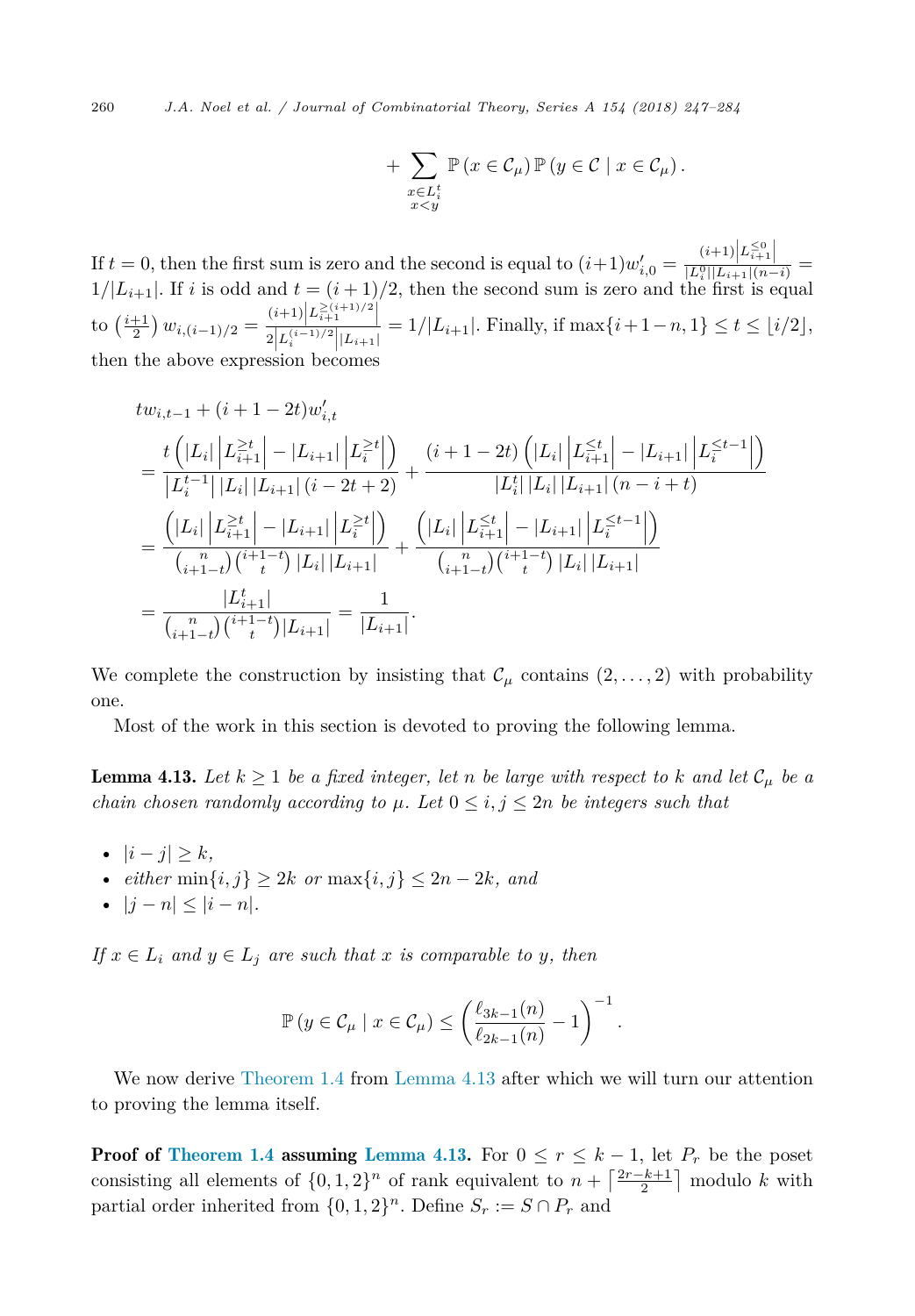$$+\sum_{\substack{x\in L_i^t\\ x<y}} \mathbb{P}(x\in\mathcal{C}_\mu)\,\mathbb{P}(y\in\mathcal{C}\mid x\in\mathcal{C}_\mu).$$

If $t=0$, then the first sum is zero and the second is equal to $(i+1)w'_{i,0} = \frac{(i+1)\left|L_{i+1}^{\leq 0}\right|}{|L_i^0||L_{i+1}|(n-i)} = 1/|L_{i+1}|$. If $i$ is odd and $t=(i+1)/2$, then the second sum is zero and the first is equal to $\binom{i+1}{2} w_{i,(i-1)/2} = \frac{(i+1)\left|L_{i+1}^{\geq(i+1)/2}\right|}{2\left|L_i^{(i-1)/2}\right||L_{i+1}|} = 1/|L_{i+1}|$. Finally, if $\max\{i+1-n,1\}\leq t\leq \lfloor i/2\rfloor$, then the above expression becomes

$$\begin{aligned}
&t w_{i,t-1} + (i+1-2t)w'_{i,t}\\
&= \frac{t\left(|L_i|\left|L_{i+1}^{\geq t}\right| - |L_{i+1}|\left|L_i^{\geq t}\right|\right)}{\left|L_i^{t-1}\right||L_i||L_{i+1}|(i-2t+2)} + \frac{(i+1-2t)\left(|L_i|\left|L_{i+1}^{\leq t}\right| - |L_{i+1}|\left|L_i^{\leq t-1}\right|\right)}{|L_i^t||L_i||L_{i+1}|(n-i+t)}\\
&= \frac{\left(|L_i|\left|L_{i+1}^{\geq t}\right| - |L_{i+1}|\left|L_i^{\geq t}\right|\right)}{\binom{n}{i+1-t}\binom{i+1-t}{t}|L_i||L_{i+1}|} + \frac{\left(|L_i|\left|L_{i+1}^{\leq t}\right| - |L_{i+1}|\left|L_i^{\leq t-1}\right|\right)}{\binom{n}{i+1-t}\binom{i+1-t}{t}|L_i||L_{i+1}|}\\
&= \frac{|L_{i+1}^t|}{\binom{n}{i+1-t}\binom{i+1-t}{t}|L_{i+1}|} = \frac{1}{|L_{i+1}|}.
\end{aligned}$$

We complete the construction by insisting that $\mathcal{C}_\mu$ contains $(2,\dots,2)$ with probability one.

Most of the work in this section is devoted to proving the following lemma.

**Lemma 4.13.** *Let $k\geq 1$ be a fixed integer, let $n$ be large with respect to $k$ and let $\mathcal{C}_\mu$ be a chain chosen randomly according to $\mu$. Let $0\leq i,j\leq 2n$ be integers such that*

- $|i-j|\geq k$,
- *either* $\min\{i,j\}\geq 2k$ *or* $\max\{i,j\}\leq 2n-2k$, *and*
- $|j-n|\leq|i-n|$.

*If $x\in L_i$ and $y\in L_j$ are such that $x$ is comparable to $y$, then*

$$\mathbb{P}(y\in\mathcal{C}_\mu\mid x\in\mathcal{C}_\mu)\leq\left(\frac{\ell_{3k-1}(n)}{\ell_{2k-1}(n)}-1\right)^{-1}.$$

We now derive Theorem 1.4 from Lemma 4.13 after which we will turn our attention to proving the lemma itself.

**Proof of Theorem 1.4 assuming Lemma 4.13.** For $0\leq r\leq k-1$, let $P_r$ be the poset consisting all elements of $\{0,1,2\}^n$ of rank equivalent to $n+\left\lceil\frac{2r-k+1}{2}\right\rceil$ modulo $k$ with partial order inherited from $\{0,1,2\}^n$. Define $S_r := S\cap P_r$ and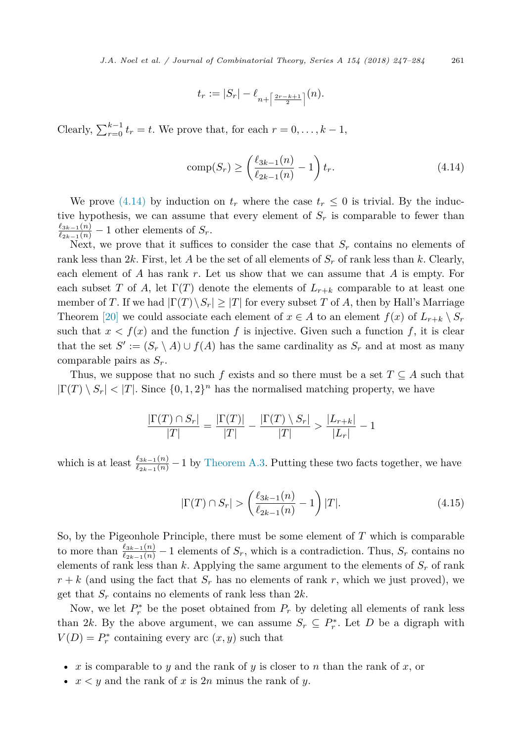$$t_r := |S_r| - \ell_{n+\left\lceil \frac{2r-k+1}{2} \right\rceil}(n).$$

Clearly, $\sum_{r=0}^{k-1} t_r = t$. We prove that, for each $r = 0, \dots, k-1$,

$$\text{comp}(S_r) \geq \left( \frac{\ell_{3k-1}(n)}{\ell_{2k-1}(n)} - 1 \right) t_r. \tag{4.14}$$

We prove (4.14) by induction on $t_r$ where the case $t_r \leq 0$ is trivial. By the inductive hypothesis, we can assume that every element of $S_r$ is comparable to fewer than $\frac{\ell_{3k-1}(n)}{\ell_{2k-1}(n)} - 1$ other elements of $S_r$.

Next, we prove that it suffices to consider the case that $S_r$ contains no elements of rank less than $2k$. First, let $A$ be the set of all elements of $S_r$ of rank less than $k$. Clearly, each element of $A$ has rank $r$. Let us show that we can assume that $A$ is empty. For each subset $T$ of $A$, let $\Gamma(T)$ denote the elements of $L_{r+k}$ comparable to at least one member of $T$. If we had $|\Gamma(T) \setminus S_r| \geq |T|$ for every subset $T$ of $A$, then by Hall's Marriage Theorem [20] we could associate each element of $x \in A$ to an element $f(x)$ of $L_{r+k} \setminus S_r$ such that $x < f(x)$ and the function $f$ is injective. Given such a function $f$, it is clear that the set $S' := (S_r \setminus A) \cup f(A)$ has the same cardinality as $S_r$ and at most as many comparable pairs as $S_r$.

Thus, we suppose that no such $f$ exists and so there must be a set $T \subseteq A$ such that $|\Gamma(T) \setminus S_r| < |T|$. Since $\{0, 1, 2\}^n$ has the normalised matching property, we have

$$\frac{|\Gamma(T) \cap S_r|}{|T|} = \frac{|\Gamma(T)|}{|T|} - \frac{|\Gamma(T) \setminus S_r|}{|T|} > \frac{|L_{r+k}|}{|L_r|} - 1$$

which is at least $\frac{\ell_{3k-1}(n)}{\ell_{2k-1}(n)} - 1$ by Theorem A.3. Putting these two facts together, we have

$$|\Gamma(T) \cap S_r| > \left( \frac{\ell_{3k-1}(n)}{\ell_{2k-1}(n)} - 1 \right) |T|. \tag{4.15}$$

So, by the Pigeonhole Principle, there must be some element of $T$ which is comparable to more than $\frac{\ell_{3k-1}(n)}{\ell_{2k-1}(n)} - 1$ elements of $S_r$, which is a contradiction. Thus, $S_r$ contains no elements of rank less than $k$. Applying the same argument to the elements of $S_r$ of rank $r + k$ (and using the fact that $S_r$ has no elements of rank $r$, which we just proved), we get that $S_r$ contains no elements of rank less than $2k$.

Now, we let $P_r^*$ be the poset obtained from $P_r$ by deleting all elements of rank less than $2k$. By the above argument, we can assume $S_r \subseteq P_r^*$. Let $D$ be a digraph with $V(D) = P_r^*$ containing every arc $(x, y)$ such that

- $x$ is comparable to $y$ and the rank of $y$ is closer to $n$ than the rank of $x$, or
- $x < y$ and the rank of $x$ is $2n$ minus the rank of $y$.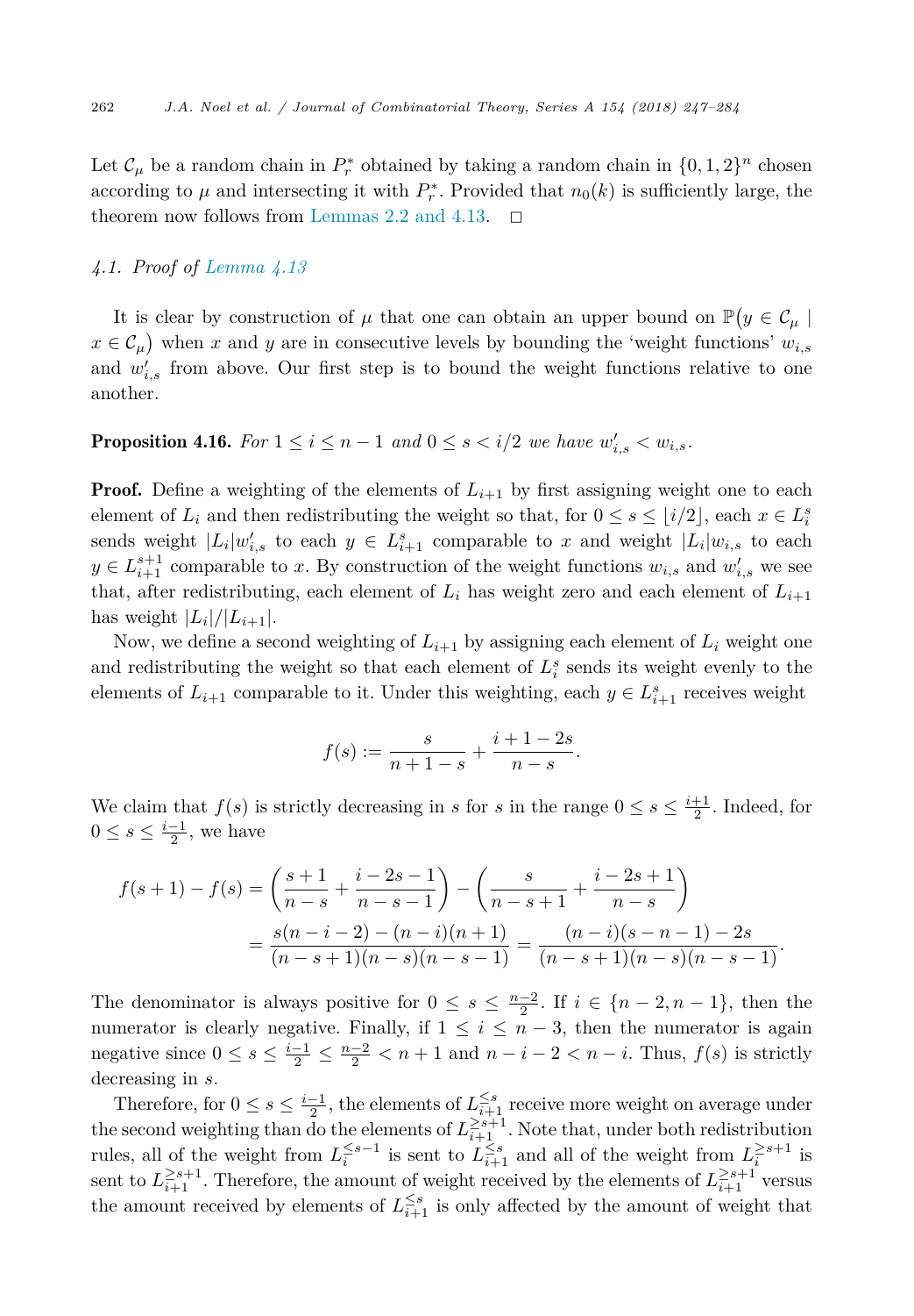Let $\mathcal{C}_\mu$ be a random chain in $P_r^*$ obtained by taking a random chain in $\{0,1,2\}^n$ chosen according to $\mu$ and intersecting it with $P_r^*$. Provided that $n_0(k)$ is sufficiently large, the theorem now follows from Lemmas 2.2 and 4.13. $\square$

### *4.1. Proof of Lemma 4.13*

It is clear by construction of $\mu$ that one can obtain an upper bound on $\mathbb{P}\big(y \in \mathcal{C}_\mu \mid x \in \mathcal{C}_\mu\big)$ when $x$ and $y$ are in consecutive levels by bounding the 'weight functions' $w_{i,s}$ and $w'_{i,s}$ from above. Our first step is to bound the weight functions relative to one another.

**Proposition 4.16.** *For $1 \leq i \leq n-1$ and $0 \leq s < i/2$ we have $w'_{i,s} < w_{i,s}$.*

**Proof.** Define a weighting of the elements of $L_{i+1}$ by first assigning weight one to each element of $L_i$ and then redistributing the weight so that, for $0 \leq s \leq \lfloor i/2 \rfloor$, each $x \in L_i^s$ sends weight $|L_i|w'_{i,s}$ to each $y \in L_{i+1}^s$ comparable to $x$ and weight $|L_i|w_{i,s}$ to each $y \in L_{i+1}^{s+1}$ comparable to $x$. By construction of the weight functions $w_{i,s}$ and $w'_{i,s}$ we see that, after redistributing, each element of $L_i$ has weight zero and each element of $L_{i+1}$ has weight $|L_i|/|L_{i+1}|$.

Now, we define a second weighting of $L_{i+1}$ by assigning each element of $L_i$ weight one and redistributing the weight so that each element of $L_i^s$ sends its weight evenly to the elements of $L_{i+1}$ comparable to it. Under this weighting, each $y \in L_{i+1}^s$ receives weight

$$f(s) := \frac{s}{n+1-s} + \frac{i+1-2s}{n-s}.$$

We claim that $f(s)$ is strictly decreasing in $s$ for $s$ in the range $0 \leq s \leq \frac{i+1}{2}$. Indeed, for $0 \leq s \leq \frac{i-1}{2}$, we have

$$\begin{aligned}
f(s+1) - f(s) &= \left(\frac{s+1}{n-s} + \frac{i-2s-1}{n-s-1}\right) - \left(\frac{s}{n-s+1} + \frac{i-2s+1}{n-s}\right) \\
&= \frac{s(n-i-2)-(n-i)(n+1)}{(n-s+1)(n-s)(n-s-1)} = \frac{(n-i)(s-n-1)-2s}{(n-s+1)(n-s)(n-s-1)}.
\end{aligned}$$

The denominator is always positive for $0 \leq s \leq \frac{n-2}{2}$. If $i \in \{n-2, n-1\}$, then the numerator is clearly negative. Finally, if $1 \leq i \leq n-3$, then the numerator is again negative since $0 \leq s \leq \frac{i-1}{2} \leq \frac{n-2}{2} < n+1$ and $n-i-2 < n-i$. Thus, $f(s)$ is strictly decreasing in $s$.

Therefore, for $0 \leq s \leq \frac{i-1}{2}$, the elements of $L_{i+1}^{\leq s}$ receive more weight on average under the second weighting than do the elements of $L_{i+1}^{\geq s+1}$. Note that, under both redistribution rules, all of the weight from $L_i^{\leq s-1}$ is sent to $L_{i+1}^{\leq s}$ and all of the weight from $L_i^{\geq s+1}$ is sent to $L_{i+1}^{\geq s+1}$. Therefore, the amount of weight received by the elements of $L_{i+1}^{\geq s+1}$ versus the amount received by elements of $L_{i+1}^{\leq s}$ is only affected by the amount of weight that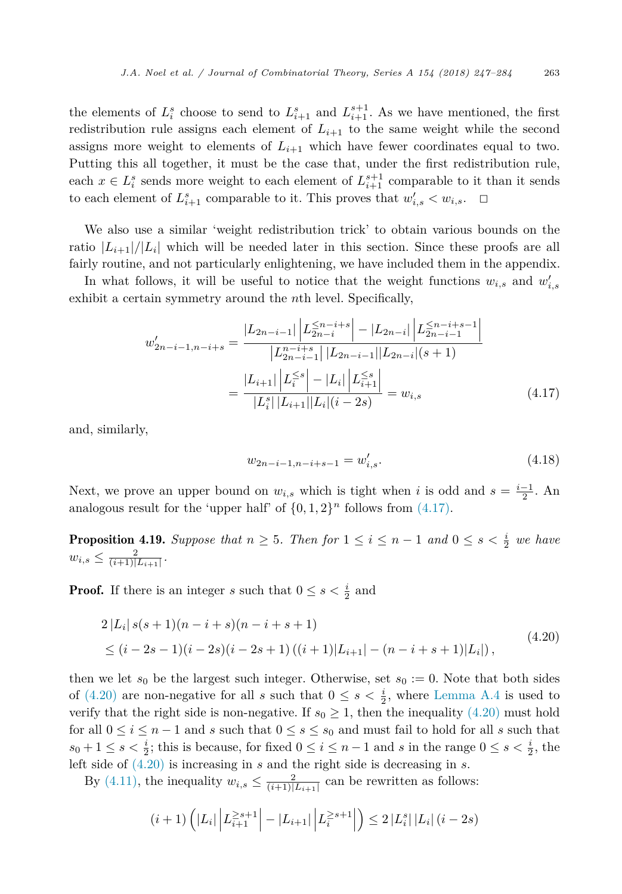the elements of $L_i^s$ choose to send to $L_{i+1}^s$ and $L_{i+1}^{s+1}$. As we have mentioned, the first redistribution rule assigns each element of $L_{i+1}$ to the same weight while the second assigns more weight to elements of $L_{i+1}$ which have fewer coordinates equal to two. Putting this all together, it must be the case that, under the first redistribution rule, each $x \in L_i^s$ sends more weight to each element of $L_{i+1}^{s+1}$ comparable to it than it sends to each element of $L_{i+1}^s$ comparable to it. This proves that $w'_{i,s} < w_{i,s}$. $\square$

We also use a similar 'weight redistribution trick' to obtain various bounds on the ratio $|L_{i+1}|/|L_i|$ which will be needed later in this section. Since these proofs are all fairly routine, and not particularly enlightening, we have included them in the appendix.

In what follows, it will be useful to notice that the weight functions $w_{i,s}$ and $w'_{i,s}$ exhibit a certain symmetry around the $n$th level. Specifically,

$$
\begin{aligned}
w'_{2n-i-1,n-i+s} &= \frac{|L_{2n-i-1}|\left|L_{2n-i}^{\leq n-i+s}\right| - |L_{2n-i}|\left|L_{2n-i-1}^{\leq n-i+s-1}\right|}{\left|L_{2n-i-1}^{n-i+s}\right| |L_{2n-i-1}||L_{2n-i}|(s+1)} \\
&= \frac{|L_{i+1}|\left|L_i^{\leq s}\right| - |L_i|\left|L_{i+1}^{\leq s}\right|}{|L_i^s|\,|L_{i+1}||L_i|(i-2s)} = w_{i,s}
\end{aligned}
\tag{4.17}
$$

and, similarly,

$$
w_{2n-i-1,n-i+s-1} = w'_{i,s}. \tag{4.18}
$$

Next, we prove an upper bound on $w_{i,s}$ which is tight when $i$ is odd and $s = \frac{i-1}{2}$. An analogous result for the 'upper half' of $\{0,1,2\}^n$ follows from (4.17).

**Proposition 4.19.** *Suppose that $n \geq 5$. Then for $1 \leq i \leq n-1$ and $0 \leq s < \frac{i}{2}$ we have $w_{i,s} \leq \frac{2}{(i+1)|L_{i+1}|}$.*

**Proof.** If there is an integer $s$ such that $0 \leq s < \frac{i}{2}$ and

$$
\begin{aligned}
&2\,|L_i|\,s(s+1)(n-i+s)(n-i+s+1) \\
&\leq (i-2s-1)(i-2s)(i-2s+1)\left((i+1)|L_{i+1}| - (n-i+s+1)|L_i|\right),
\end{aligned}
\tag{4.20}
$$

then we let $s_0$ be the largest such integer. Otherwise, set $s_0 := 0$. Note that both sides of (4.20) are non-negative for all $s$ such that $0 \leq s < \frac{i}{2}$, where Lemma A.4 is used to verify that the right side is non-negative. If $s_0 \geq 1$, then the inequality (4.20) must hold for all $0 \leq i \leq n-1$ and $s$ such that $0 \leq s \leq s_0$ and must fail to hold for all $s$ such that $s_0 + 1 \leq s < \frac{i}{2}$; this is because, for fixed $0 \leq i \leq n-1$ and $s$ in the range $0 \leq s < \frac{i}{2}$, the left side of (4.20) is increasing in $s$ and the right side is decreasing in $s$.

By (4.11), the inequality $w_{i,s} \leq \frac{2}{(i+1)|L_{i+1}|}$ can be rewritten as follows:

$$
(i+1)\left(|L_i|\left|L_{i+1}^{\geq s+1}\right| - |L_{i+1}|\left|L_i^{\geq s+1}\right|\right) \leq 2\,|L_i^s|\,|L_i|\,(i-2s)
$$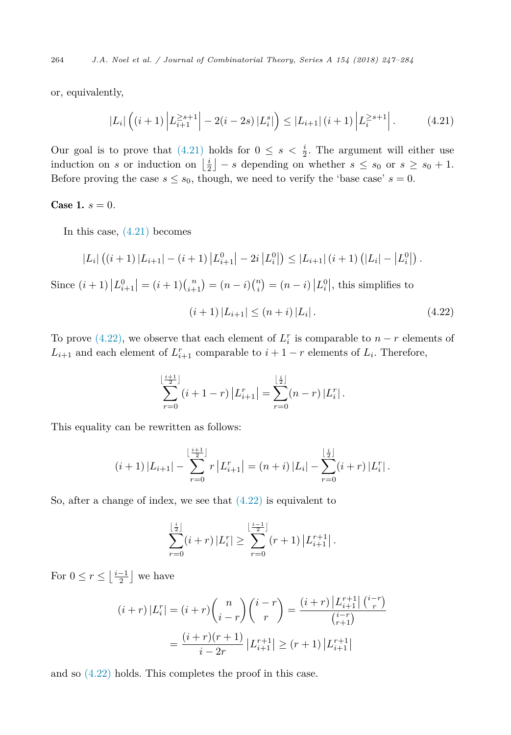or, equivalently,

$$|L_i|\left((i+1)\left|L_{i+1}^{\geq s+1}\right| - 2(i-2s)\left|L_i^s\right|\right) \leq |L_{i+1}|\,(i+1)\left|L_i^{\geq s+1}\right|. \tag{4.21}$$

Our goal is to prove that (4.21) holds for $0 \leq s < \frac{i}{2}$. The argument will either use induction on $s$ or induction on $\left\lfloor \frac{i}{2} \right\rfloor - s$ depending on whether $s \leq s_0$ or $s \geq s_0 + 1$. Before proving the case $s \leq s_0$, though, we need to verify the 'base case' $s = 0$.

**Case 1.** $s = 0$.

In this case, (4.21) becomes

$$|L_i|\left((i+1)\,|L_{i+1}| - (i+1)\left|L_{i+1}^0\right| - 2i\left|L_i^0\right|\right) \leq |L_{i+1}|\,(i+1)\left(|L_i| - \left|L_i^0\right|\right).$$

Since $(i+1)\left|L_{i+1}^0\right| = (i+1)\binom{n}{i+1} = (n-i)\binom{n}{i} = (n-i)\left|L_i^0\right|$, this simplifies to

$$(i+1)\,|L_{i+1}| \leq (n+i)\,|L_i|. \tag{4.22}$$

To prove (4.22), we observe that each element of $L_i^r$ is comparable to $n-r$ elements of $L_{i+1}$ and each element of $L_{i+1}^r$ comparable to $i+1-r$ elements of $L_i$. Therefore,

$$\sum_{r=0}^{\lfloor \frac{i+1}{2} \rfloor} (i+1-r)\left|L_{i+1}^r\right| = \sum_{r=0}^{\lfloor \frac{i}{2} \rfloor} (n-r)\left|L_i^r\right|.$$

This equality can be rewritten as follows:

$$(i+1)\,|L_{i+1}| - \sum_{r=0}^{\lfloor \frac{i+1}{2} \rfloor} r\left|L_{i+1}^r\right| = (n+i)\,|L_i| - \sum_{r=0}^{\lfloor \frac{i}{2} \rfloor} (i+r)\left|L_i^r\right|.$$

So, after a change of index, we see that (4.22) is equivalent to

$$\sum_{r=0}^{\lfloor \frac{i}{2} \rfloor} (i+r)\left|L_i^r\right| \geq \sum_{r=0}^{\lfloor \frac{i-1}{2} \rfloor} (r+1)\left|L_{i+1}^{r+1}\right|.$$

For $0 \leq r \leq \left\lfloor \frac{i-1}{2} \right\rfloor$ we have

$$\begin{aligned}
(i+r)\left|L_i^r\right| = (i+r)\binom{n}{i-r}\binom{i-r}{r} &= \frac{(i+r)\left|L_{i+1}^{r+1}\right|\binom{i-r}{r}}{\binom{i-r}{r+1}} \\
&= \frac{(i+r)(r+1)}{i-2r}\left|L_{i+1}^{r+1}\right| \geq (r+1)\left|L_{i+1}^{r+1}\right|
\end{aligned}$$

and so (4.22) holds. This completes the proof in this case.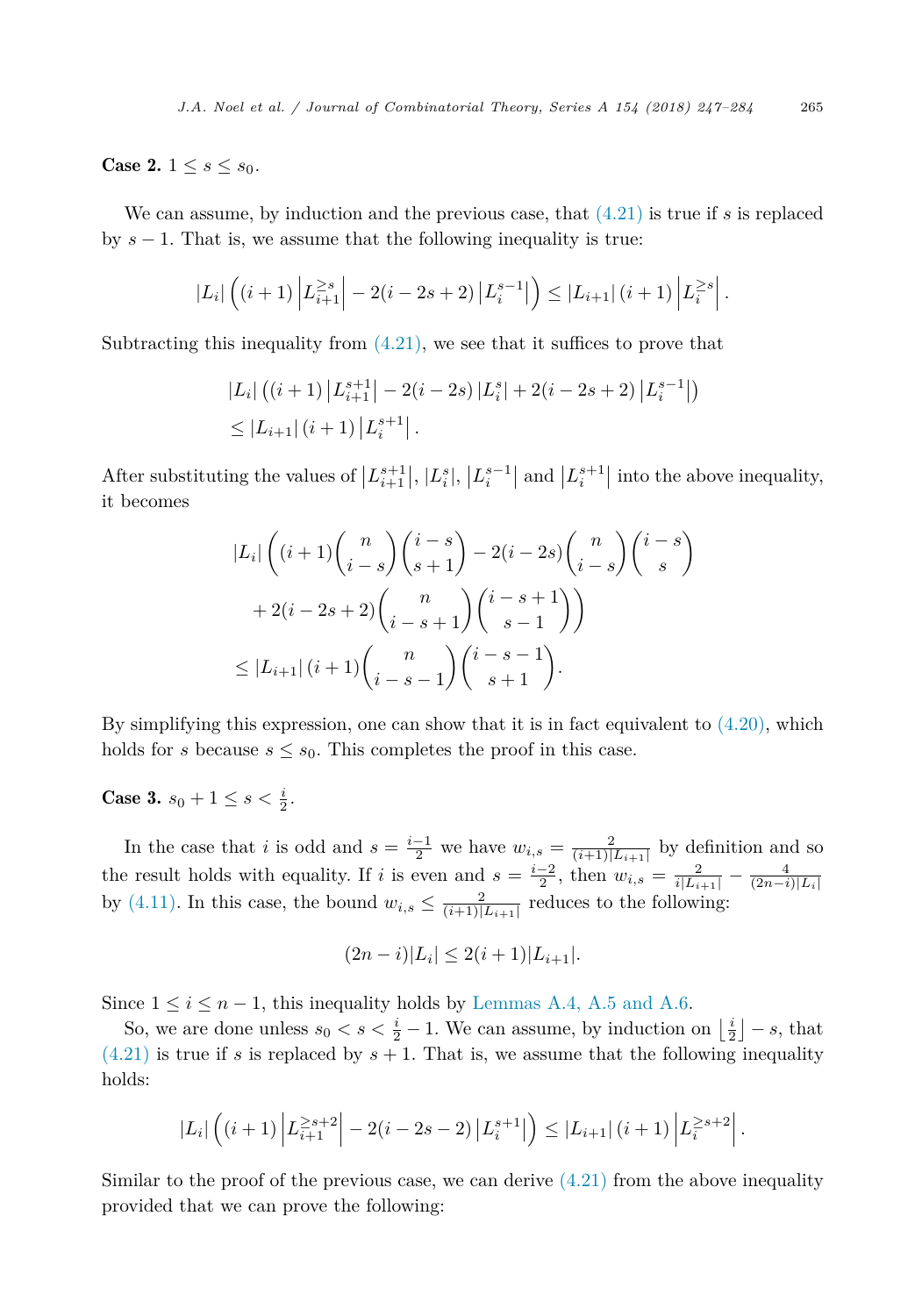**Case 2.** $1 \leq s \leq s_0$.

We can assume, by induction and the previous case, that (4.21) is true if $s$ is replaced by $s - 1$. That is, we assume that the following inequality is true:

$$|L_i| \left( (i+1) \left| L_{i+1}^{\geq s} \right| - 2(i - 2s + 2) \left| L_i^{s-1} \right| \right) \leq |L_{i+1}| \, (i+1) \left| L_i^{\geq s} \right|.$$

Subtracting this inequality from (4.21), we see that it suffices to prove that

$$\begin{aligned} &|L_i| \left( (i+1) \left| L_{i+1}^{s+1} \right| - 2(i - 2s) \left| L_i^{s} \right| + 2(i - 2s + 2) \left| L_i^{s-1} \right| \right) \\ &\leq |L_{i+1}| \, (i+1) \left| L_i^{s+1} \right|. \end{aligned}$$

After substituting the values of $\left| L_{i+1}^{s+1} \right|$, $|L_i^s|$, $\left| L_i^{s-1} \right|$ and $\left| L_i^{s+1} \right|$ into the above inequality, it becomes

$$\begin{aligned} &|L_i| \left( (i+1) \binom{n}{i-s} \binom{i-s}{s+1} - 2(i-2s) \binom{n}{i-s} \binom{i-s}{s} \right. \\ &\quad \left. + 2(i - 2s + 2) \binom{n}{i-s+1} \binom{i-s+1}{s-1} \right) \\ &\leq |L_{i+1}| \, (i+1) \binom{n}{i-s-1} \binom{i-s-1}{s+1}. \end{aligned}$$

By simplifying this expression, one can show that it is in fact equivalent to (4.20), which holds for $s$ because $s \leq s_0$. This completes the proof in this case.

**Case 3.** $s_0 + 1 \leq s < \frac{i}{2}$.

In the case that $i$ is odd and $s = \frac{i-1}{2}$ we have $w_{i,s} = \frac{2}{(i+1)|L_{i+1}|}$ by definition and so the result holds with equality. If $i$ is even and $s = \frac{i-2}{2}$, then $w_{i,s} = \frac{2}{i|L_{i+1}|} - \frac{4}{(2n-i)|L_i|}$ by (4.11). In this case, the bound $w_{i,s} \leq \frac{2}{(i+1)|L_{i+1}|}$ reduces to the following:

$$(2n - i)|L_i| \leq 2(i+1)|L_{i+1}|.$$

Since $1 \leq i \leq n - 1$, this inequality holds by Lemmas A.4, A.5 and A.6.

So, we are done unless $s_0 < s < \frac{i}{2} - 1$. We can assume, by induction on $\left\lfloor \frac{i}{2} \right\rfloor - s$, that (4.21) is true if $s$ is replaced by $s + 1$. That is, we assume that the following inequality holds:

$$|L_i| \left( (i+1) \left| L_{i+1}^{\geq s+2} \right| - 2(i - 2s - 2) \left| L_i^{s+1} \right| \right) \leq |L_{i+1}| \, (i+1) \left| L_i^{\geq s+2} \right|.$$

Similar to the proof of the previous case, we can derive (4.21) from the above inequality provided that we can prove the following: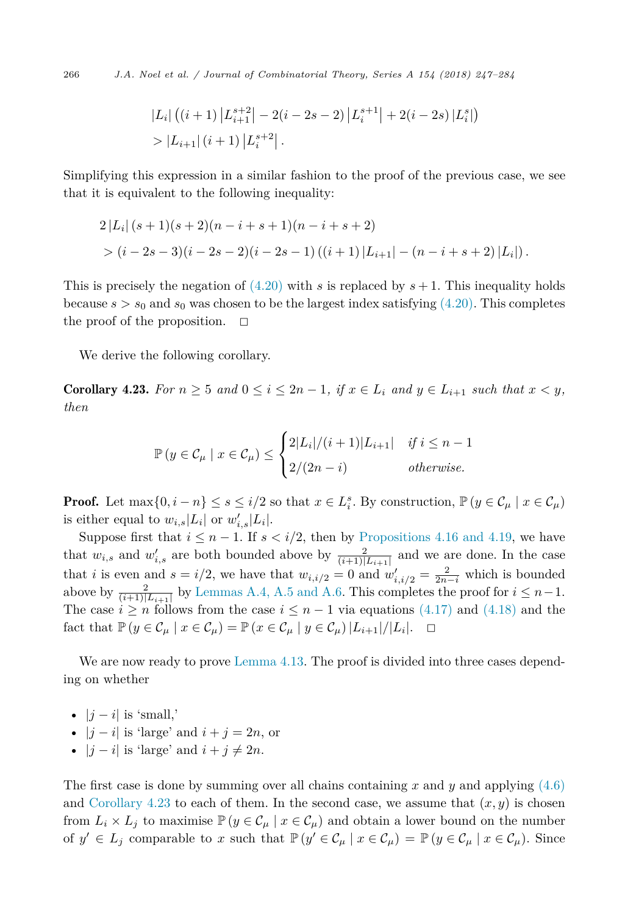$$
\begin{aligned}
&|L_i| \left( (i+1) \left|L_{i+1}^{s+2}\right| - 2(i-2s-2) \left|L_i^{s+1}\right| + 2(i-2s) \left|L_i^s\right| \right) \\
&> |L_{i+1}| \, (i+1) \left|L_i^{s+2}\right|.
\end{aligned}
$$

Simplifying this expression in a similar fashion to the proof of the previous case, we see that it is equivalent to the following inequality:

$$
\begin{aligned}
&2 \, |L_i| \, (s+1)(s+2)(n-i+s+1)(n-i+s+2) \\
&> (i-2s-3)(i-2s-2)(i-2s-1) \left( (i+1) \, |L_{i+1}| - (n-i+s+2) \, |L_i| \right).
\end{aligned}
$$

This is precisely the negation of (4.20) with $s$ is replaced by $s+1$. This inequality holds because $s > s_0$ and $s_0$ was chosen to be the largest index satisfying (4.20). This completes the proof of the proposition. $\square$

We derive the following corollary.

**Corollary 4.23.** *For $n \geq 5$ and $0 \leq i \leq 2n-1$, if $x \in L_i$ and $y \in L_{i+1}$ such that $x < y$, then*

$$
\mathbb{P}\left(y \in \mathcal{C}_\mu \mid x \in \mathcal{C}_\mu\right) \leq \begin{cases} 2|L_i|/(i+1)|L_{i+1}| & \text{if } i \leq n-1 \\ 2/(2n-i) & \text{otherwise.} \end{cases}
$$

**Proof.** Let $\max\{0, i-n\} \leq s \leq i/2$ so that $x \in L_i^s$. By construction, $\mathbb{P}\left(y \in \mathcal{C}_\mu \mid x \in \mathcal{C}_\mu\right)$ is either equal to $w_{i,s}|L_i|$ or $w'_{i,s}|L_i|$.

Suppose first that $i \leq n-1$. If $s < i/2$, then by Propositions 4.16 and 4.19, we have that $w_{i,s}$ and $w'_{i,s}$ are both bounded above by $\frac{2}{(i+1)|L_{i+1}|}$ and we are done. In the case that $i$ is even and $s = i/2$, we have that $w_{i,i/2} = 0$ and $w'_{i,i/2} = \frac{2}{2n-i}$ which is bounded above by $\frac{2}{(i+1)|L_{i+1}|}$ by Lemmas A.4, A.5 and A.6. This completes the proof for $i \leq n-1$. The case $i \geq n$ follows from the case $i \leq n-1$ via equations (4.17) and (4.18) and the fact that $\mathbb{P}\left(y \in \mathcal{C}_\mu \mid x \in \mathcal{C}_\mu\right) = \mathbb{P}\left(x \in \mathcal{C}_\mu \mid y \in \mathcal{C}_\mu\right) |L_{i+1}|/|L_i|$. $\square$

We are now ready to prove Lemma 4.13. The proof is divided into three cases depending on whether

- $|j-i|$ is 'small,'
- $|j-i|$ is 'large' and $i+j = 2n$, or
- $|j-i|$ is 'large' and $i+j \neq 2n$.

The first case is done by summing over all chains containing $x$ and $y$ and applying (4.6) and Corollary 4.23 to each of them. In the second case, we assume that $(x,y)$ is chosen from $L_i \times L_j$ to maximise $\mathbb{P}\left(y \in \mathcal{C}_\mu \mid x \in \mathcal{C}_\mu\right)$ and obtain a lower bound on the number of $y' \in L_j$ comparable to $x$ such that $\mathbb{P}\left(y' \in \mathcal{C}_\mu \mid x \in \mathcal{C}_\mu\right) = \mathbb{P}\left(y \in \mathcal{C}_\mu \mid x \in \mathcal{C}_\mu\right)$. Since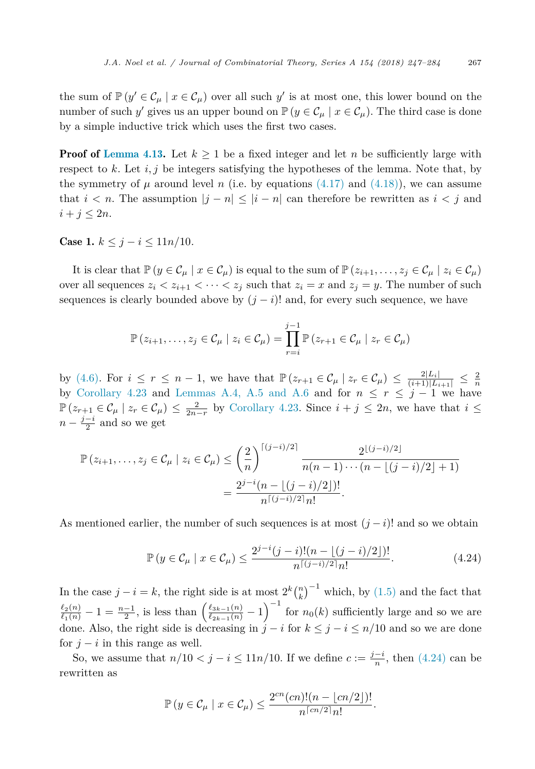the sum of $\mathbb{P}(y' \in \mathcal{C}_\mu \mid x \in \mathcal{C}_\mu)$ over all such $y'$ is at most one, this lower bound on the number of such $y'$ gives us an upper bound on $\mathbb{P}(y \in \mathcal{C}_\mu \mid x \in \mathcal{C}_\mu)$. The third case is done by a simple inductive trick which uses the first two cases.

**Proof of Lemma 4.13.** Let $k \geq 1$ be a fixed integer and let $n$ be sufficiently large with respect to $k$. Let $i, j$ be integers satisfying the hypotheses of the lemma. Note that, by the symmetry of $\mu$ around level $n$ (i.e. by equations (4.17) and (4.18)), we can assume that $i < n$. The assumption $|j - n| \leq |i - n|$ can therefore be rewritten as $i < j$ and $i + j \leq 2n$.

**Case 1.** $k \leq j - i \leq 11n/10$.

It is clear that $\mathbb{P}(y \in \mathcal{C}_\mu \mid x \in \mathcal{C}_\mu)$ is equal to the sum of $\mathbb{P}(z_{i+1}, \dots, z_j \in \mathcal{C}_\mu \mid z_i \in \mathcal{C}_\mu)$ over all sequences $z_i < z_{i+1} < \cdots < z_j$ such that $z_i = x$ and $z_j = y$. The number of such sequences is clearly bounded above by $(j-i)!$ and, for every such sequence, we have

$$\mathbb{P}(z_{i+1}, \dots, z_j \in \mathcal{C}_\mu \mid z_i \in \mathcal{C}_\mu) = \prod_{r=i}^{j-1} \mathbb{P}(z_{r+1} \in \mathcal{C}_\mu \mid z_r \in \mathcal{C}_\mu)$$

by (4.6). For $i \leq r \leq n-1$, we have that $\mathbb{P}(z_{r+1} \in \mathcal{C}_\mu \mid z_r \in \mathcal{C}_\mu) \leq \frac{2|L_i|}{(i+1)|L_{i+1}|} \leq \frac{2}{n}$ by Corollary 4.23 and Lemmas A.4, A.5 and A.6 and for $n \leq r \leq j-1$ we have $\mathbb{P}(z_{r+1} \in \mathcal{C}_\mu \mid z_r \in \mathcal{C}_\mu) \leq \frac{2}{2n-r}$ by Corollary 4.23. Since $i + j \leq 2n$, we have that $i \leq n - \frac{j-i}{2}$ and so we get

$$\begin{aligned}
\mathbb{P}(z_{i+1}, \dots, z_j \in \mathcal{C}_\mu \mid z_i \in \mathcal{C}_\mu) &\leq \left(\frac{2}{n}\right)^{\lceil (j-i)/2 \rceil} \frac{2^{\lfloor (j-i)/2 \rfloor}}{n(n-1)\cdots(n - \lfloor (j-i)/2 \rfloor + 1)} \\
&= \frac{2^{j-i}(n - \lfloor (j-i)/2 \rfloor)!}{n^{\lceil (j-i)/2 \rceil} n!}.
\end{aligned}$$

As mentioned earlier, the number of such sequences is at most $(j-i)!$ and so we obtain

$$\mathbb{P}(y \in \mathcal{C}_\mu \mid x \in \mathcal{C}_\mu) \leq \frac{2^{j-i}(j-i)!(n - \lfloor (j-i)/2 \rfloor)!}{n^{\lceil (j-i)/2 \rceil} n!}. \tag{4.24}$$

In the case $j - i = k$, the right side is at most $2^k \binom{n}{k}^{-1}$ which, by (1.5) and the fact that $\frac{\ell_2(n)}{\ell_1(n)} - 1 = \frac{n-1}{2}$, is less than $\left(\frac{\ell_{3k-1}(n)}{\ell_{2k-1}(n)} - 1\right)^{-1}$ for $n_0(k)$ sufficiently large and so we are done. Also, the right side is decreasing in $j - i$ for $k \leq j - i \leq n/10$ and so we are done for $j - i$ in this range as well.

So, we assume that $n/10 < j - i \leq 11n/10$. If we define $c := \frac{j-i}{n}$, then (4.24) can be rewritten as

$$\mathbb{P}(y \in \mathcal{C}_\mu \mid x \in \mathcal{C}_\mu) \leq \frac{2^{cn}(cn)!(n - \lfloor cn/2 \rfloor)!}{n^{\lceil cn/2 \rceil} n!}.$$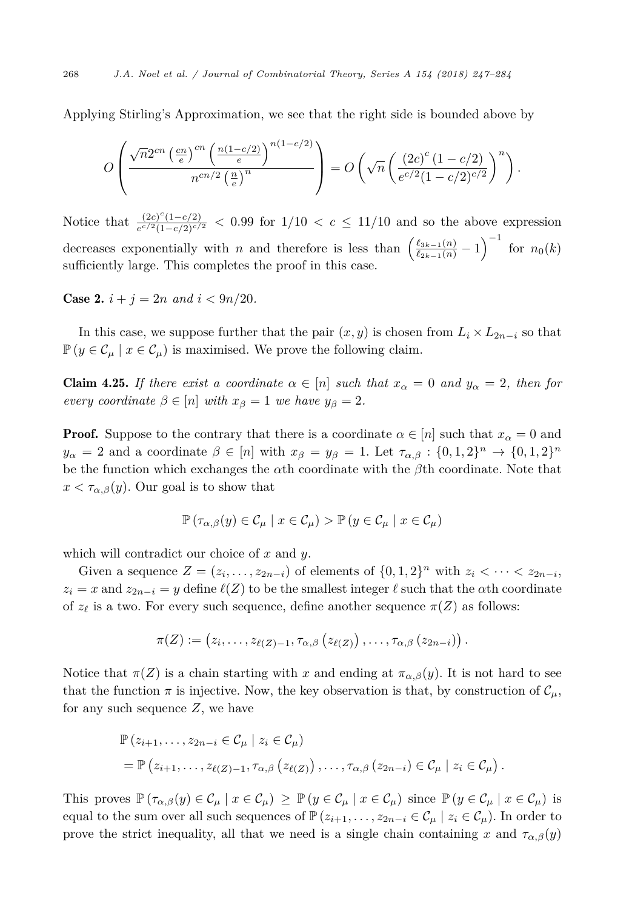Applying Stirling's Approximation, we see that the right side is bounded above by

$$O\left(\frac{\sqrt{n}2^{cn}\left(\frac{cn}{e}\right)^{cn}\left(\frac{n(1-c/2)}{e}\right)^{n(1-c/2)}}{n^{cn/2}\left(\frac{n}{e}\right)^{n}}\right) = O\left(\sqrt{n}\left(\frac{(2c)^{c}(1-c/2)}{e^{c/2}(1-c/2)^{c/2}}\right)^{n}\right).$$

Notice that $\frac{(2c)^c(1-c/2)}{e^{c/2}(1-c/2)^{c/2}} < 0.99$ for $1/10 < c \leq 11/10$ and so the above expression decreases exponentially with $n$ and therefore is less than $\left(\frac{\ell_{3k-1}(n)}{\ell_{2k-1}(n)} - 1\right)^{-1}$ for $n_0(k)$ sufficiently large. This completes the proof in this case.

**Case 2.** *$i + j = 2n$ and $i < 9n/20$.*

In this case, we suppose further that the pair $(x, y)$ is chosen from $L_i \times L_{2n-i}$ so that $\mathbb{P}(y \in \mathcal{C}_\mu \mid x \in \mathcal{C}_\mu)$ is maximised. We prove the following claim.

**Claim 4.25.** *If there exist a coordinate $\alpha \in [n]$ such that $x_\alpha = 0$ and $y_\alpha = 2$, then for every coordinate $\beta \in [n]$ with $x_\beta = 1$ we have $y_\beta = 2$.*

**Proof.** Suppose to the contrary that there is a coordinate $\alpha \in [n]$ such that $x_\alpha = 0$ and $y_\alpha = 2$ and a coordinate $\beta \in [n]$ with $x_\beta = y_\beta = 1$. Let $\tau_{\alpha,\beta} : \{0,1,2\}^n \to \{0,1,2\}^n$ be the function which exchanges the $\alpha$th coordinate with the $\beta$th coordinate. Note that $x < \tau_{\alpha,\beta}(y)$. Our goal is to show that

$$\mathbb{P}(\tau_{\alpha,\beta}(y) \in \mathcal{C}_\mu \mid x \in \mathcal{C}_\mu) > \mathbb{P}(y \in \mathcal{C}_\mu \mid x \in \mathcal{C}_\mu)$$

which will contradict our choice of $x$ and $y$.

Given a sequence $Z = (z_i, \dots, z_{2n-i})$ of elements of $\{0,1,2\}^n$ with $z_i < \cdots < z_{2n-i}$, $z_i = x$ and $z_{2n-i} = y$ define $\ell(Z)$ to be the smallest integer $\ell$ such that the $\alpha$th coordinate of $z_\ell$ is a two. For every such sequence, define another sequence $\pi(Z)$ as follows:

$$\pi(Z) := \left(z_i, \dots, z_{\ell(Z)-1}, \tau_{\alpha,\beta}\left(z_{\ell(Z)}\right), \dots, \tau_{\alpha,\beta}\left(z_{2n-i}\right)\right).$$

Notice that $\pi(Z)$ is a chain starting with $x$ and ending at $\pi_{\alpha,\beta}(y)$. It is not hard to see that the function $\pi$ is injective. Now, the key observation is that, by construction of $\mathcal{C}_\mu$, for any such sequence $Z$, we have

$$\begin{aligned}
&\mathbb{P}(z_{i+1}, \dots, z_{2n-i} \in \mathcal{C}_\mu \mid z_i \in \mathcal{C}_\mu) \\
&= \mathbb{P}\left(z_{i+1}, \dots, z_{\ell(Z)-1}, \tau_{\alpha,\beta}\left(z_{\ell(Z)}\right), \dots, \tau_{\alpha,\beta}\left(z_{2n-i}\right) \in \mathcal{C}_\mu \mid z_i \in \mathcal{C}_\mu\right).
\end{aligned}$$

This proves $\mathbb{P}(\tau_{\alpha,\beta}(y) \in \mathcal{C}_\mu \mid x \in \mathcal{C}_\mu) \geq \mathbb{P}(y \in \mathcal{C}_\mu \mid x \in \mathcal{C}_\mu)$ since $\mathbb{P}(y \in \mathcal{C}_\mu \mid x \in \mathcal{C}_\mu)$ is equal to the sum over all such sequences of $\mathbb{P}(z_{i+1}, \dots, z_{2n-i} \in \mathcal{C}_\mu \mid z_i \in \mathcal{C}_\mu)$. In order to prove the strict inequality, all that we need is a single chain containing $x$ and $\tau_{\alpha,\beta}(y)$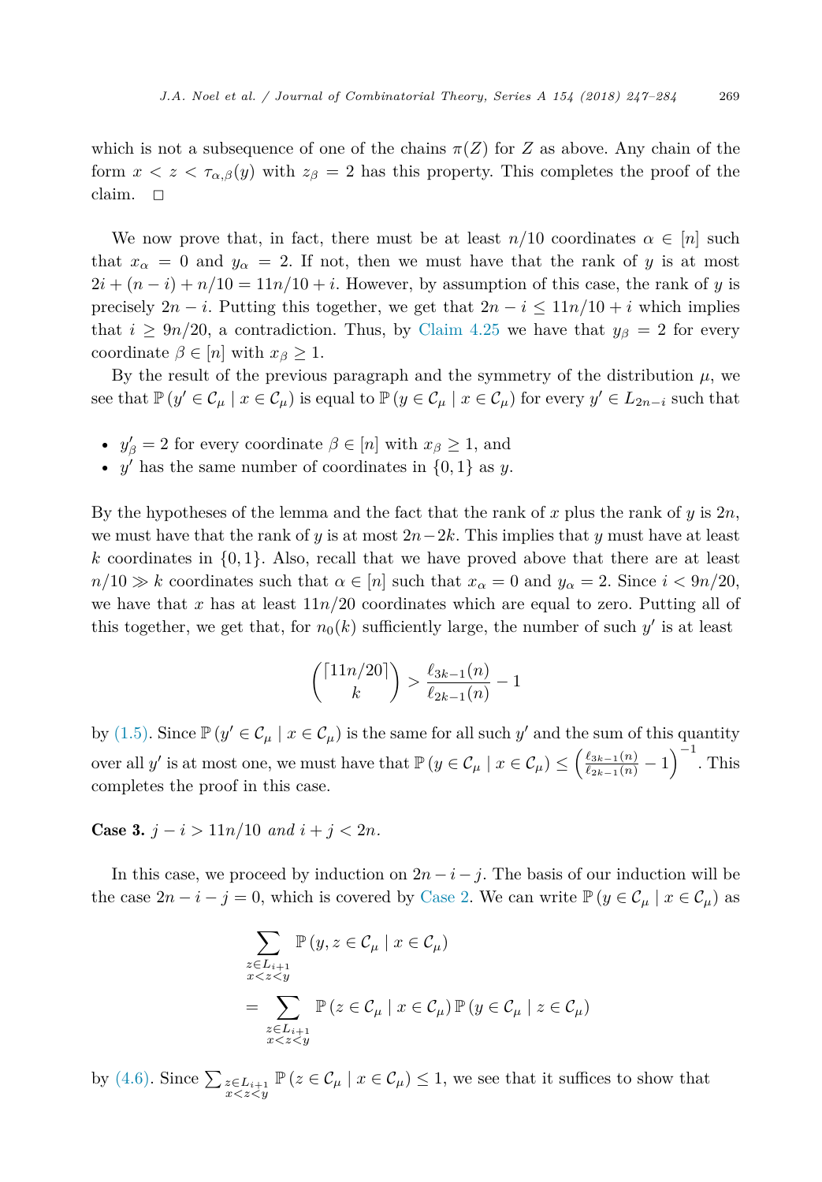which is not a subsequence of one of the chains $\pi(Z)$ for $Z$ as above. Any chain of the form $x < z < \tau_{\alpha,\beta}(y)$ with $z_\beta = 2$ has this property. This completes the proof of the claim. $\square$

We now prove that, in fact, there must be at least $n/10$ coordinates $\alpha \in [n]$ such that $x_\alpha = 0$ and $y_\alpha = 2$. If not, then we must have that the rank of $y$ is at most $2i + (n-i) + n/10 = 11n/10 + i$. However, by assumption of this case, the rank of $y$ is precisely $2n - i$. Putting this together, we get that $2n - i \leq 11n/10 + i$ which implies that $i \geq 9n/20$, a contradiction. Thus, by Claim 4.25 we have that $y_\beta = 2$ for every coordinate $\beta \in [n]$ with $x_\beta \geq 1$.

By the result of the previous paragraph and the symmetry of the distribution $\mu$, we see that $\mathbb{P}(y' \in \mathcal{C}_\mu \mid x \in \mathcal{C}_\mu)$ is equal to $\mathbb{P}(y \in \mathcal{C}_\mu \mid x \in \mathcal{C}_\mu)$ for every $y' \in L_{2n-i}$ such that

- $y'_\beta = 2$ for every coordinate $\beta \in [n]$ with $x_\beta \geq 1$, and
- $y'$ has the same number of coordinates in $\{0, 1\}$ as $y$.

By the hypotheses of the lemma and the fact that the rank of $x$ plus the rank of $y$ is $2n$, we must have that the rank of $y$ is at most $2n - 2k$. This implies that $y$ must have at least $k$ coordinates in $\{0, 1\}$. Also, recall that we have proved above that there are at least $n/10 \gg k$ coordinates such that $\alpha \in [n]$ such that $x_\alpha = 0$ and $y_\alpha = 2$. Since $i < 9n/20$, we have that $x$ has at least $11n/20$ coordinates which are equal to zero. Putting all of this together, we get that, for $n_0(k)$ sufficiently large, the number of such $y'$ is at least

$$\binom{\lceil 11n/20 \rceil}{k} > \frac{\ell_{3k-1}(n)}{\ell_{2k-1}(n)} - 1$$

by (1.5). Since $\mathbb{P}(y' \in \mathcal{C}_\mu \mid x \in \mathcal{C}_\mu)$ is the same for all such $y'$ and the sum of this quantity over all $y'$ is at most one, we must have that $\mathbb{P}(y \in \mathcal{C}_\mu \mid x \in \mathcal{C}_\mu) \leq \left(\frac{\ell_{3k-1}(n)}{\ell_{2k-1}(n)} - 1\right)^{-1}$. This completes the proof in this case.

**Case 3.** *$j - i > 11n/10$ and $i + j < 2n$.*

In this case, we proceed by induction on $2n - i - j$. The basis of our induction will be the case $2n - i - j = 0$, which is covered by Case 2. We can write $\mathbb{P}(y \in \mathcal{C}_\mu \mid x \in \mathcal{C}_\mu)$ as

$$\begin{aligned}
&\sum_{\substack{z \in L_{i+1} \\ x < z < y}} \mathbb{P}(y, z \in \mathcal{C}_\mu \mid x \in \mathcal{C}_\mu) \\
&= \sum_{\substack{z \in L_{i+1} \\ x < z < y}} \mathbb{P}(z \in \mathcal{C}_\mu \mid x \in \mathcal{C}_\mu)\, \mathbb{P}(y \in \mathcal{C}_\mu \mid z \in \mathcal{C}_\mu)
\end{aligned}$$

by (4.6). Since $\sum_{\substack{z \in L_{i+1} \\ x < z < y}} \mathbb{P}(z \in \mathcal{C}_\mu \mid x \in \mathcal{C}_\mu) \leq 1$, we see that it suffices to show that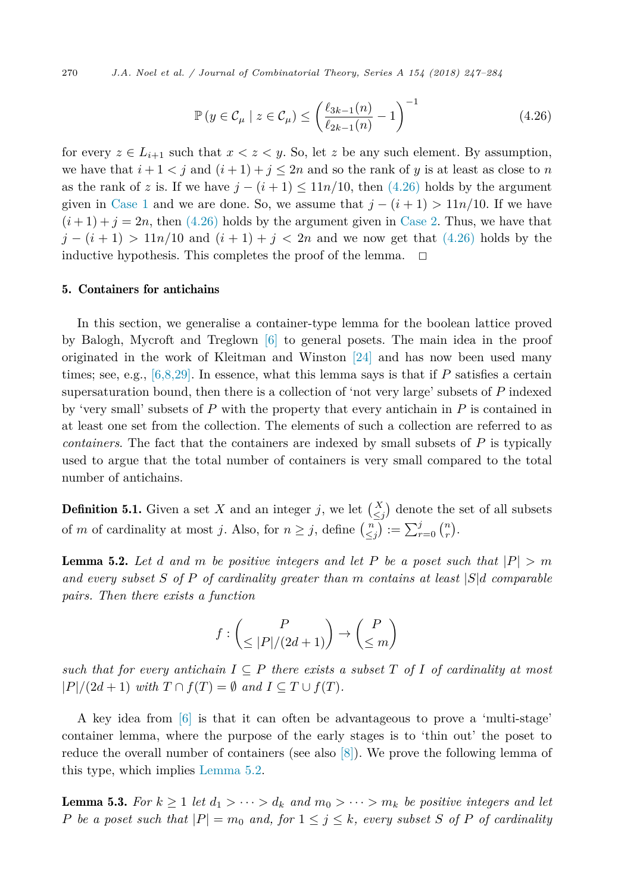$$\mathbb{P}\left(y \in \mathcal{C}_\mu \mid z \in \mathcal{C}_\mu\right) \leq \left(\frac{\ell_{3k-1}(n)}{\ell_{2k-1}(n)} - 1\right)^{-1} \tag{4.26}$$

for every $z \in L_{i+1}$ such that $x < z < y$. So, let $z$ be any such element. By assumption, we have that $i+1 < j$ and $(i+1)+j \leq 2n$ and so the rank of $y$ is at least as close to $n$ as the rank of $z$ is. If we have $j-(i+1) \leq 11n/10$, then (4.26) holds by the argument given in Case 1 and we are done. So, we assume that $j-(i+1) > 11n/10$. If we have $(i+1)+j = 2n$, then (4.26) holds by the argument given in Case 2. Thus, we have that $j-(i+1) > 11n/10$ and $(i+1)+j < 2n$ and we now get that (4.26) holds by the inductive hypothesis. This completes the proof of the lemma. $\square$

## 5. Containers for antichains

In this section, we generalise a container-type lemma for the boolean lattice proved by Balogh, Mycroft and Treglown [6] to general posets. The main idea in the proof originated in the work of Kleitman and Winston [24] and has now been used many times; see, e.g., [6,8,29]. In essence, what this lemma says is that if $P$ satisfies a certain supersaturation bound, then there is a collection of 'not very large' subsets of $P$ indexed by 'very small' subsets of $P$ with the property that every antichain in $P$ is contained in at least one set from the collection. The elements of such a collection are referred to as *containers*. The fact that the containers are indexed by small subsets of $P$ is typically used to argue that the total number of containers is very small compared to the total number of antichains.

**Definition 5.1.** Given a set $X$ and an integer $j$, we let $\binom{X}{\leq j}$ denote the set of all subsets of $m$ of cardinality at most $j$. Also, for $n \geq j$, define $\binom{n}{\leq j} := \sum_{r=0}^{j}\binom{n}{r}$.

**Lemma 5.2.** *Let $d$ and $m$ be positive integers and let $P$ be a poset such that $|P| > m$ and every subset $S$ of $P$ of cardinality greater than $m$ contains at least $|S|d$ comparable pairs. Then there exists a function*

$$f : \binom{P}{\leq |P|/(2d+1)} \to \binom{P}{\leq m}$$

*such that for every antichain $I \subseteq P$ there exists a subset $T$ of $I$ of cardinality at most $|P|/(2d+1)$ with $T \cap f(T) = \emptyset$ and $I \subseteq T \cup f(T)$.*

A key idea from [6] is that it can often be advantageous to prove a 'multi-stage' container lemma, where the purpose of the early stages is to 'thin out' the poset to reduce the overall number of containers (see also [8]). We prove the following lemma of this type, which implies Lemma 5.2.

**Lemma 5.3.** *For $k \geq 1$ let $d_1 > \cdots > d_k$ and $m_0 > \cdots > m_k$ be positive integers and let $P$ be a poset such that $|P| = m_0$ and, for $1 \leq j \leq k$, every subset $S$ of $P$ of cardinality*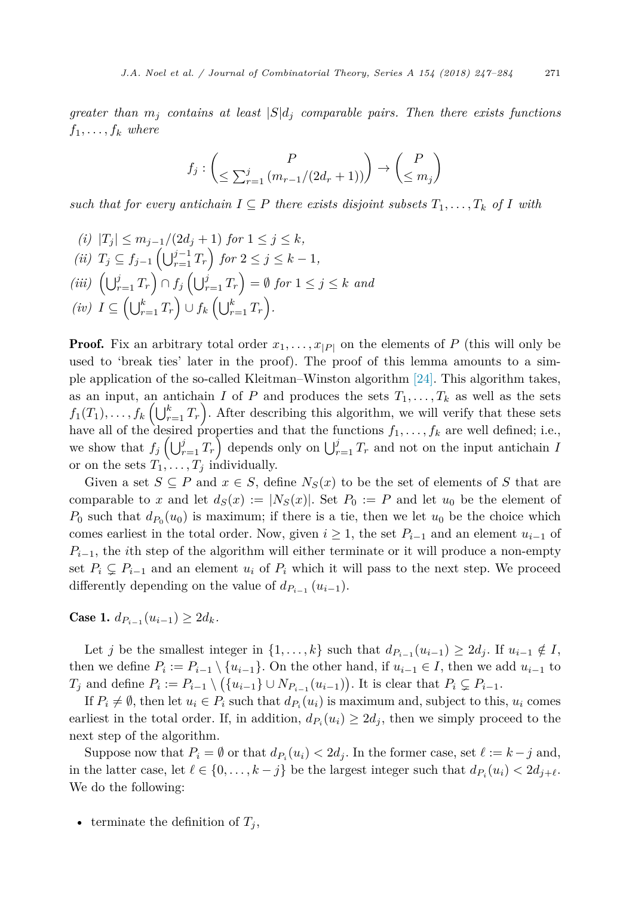*greater than $m_j$ contains at least $|S|d_j$ comparable pairs. Then there exists functions $f_1, \ldots, f_k$ where*

$$f_j : \binom{P}{\leq \sum_{r=1}^{j} (m_{r-1}/(2d_r+1))} \to \binom{P}{\leq m_j}$$

*such that for every antichain $I \subseteq P$ there exists disjoint subsets $T_1, \ldots, T_k$ of $I$ with*

*(i)* $|T_j| \leq m_{j-1}/(2d_j+1)$ *for* $1 \leq j \leq k$,
*(ii)* $T_j \subseteq f_{j-1}\left(\bigcup_{r=1}^{j-1} T_r\right)$ *for* $2 \leq j \leq k-1$,
*(iii)* $\left(\bigcup_{r=1}^{j} T_r\right) \cap f_j\left(\bigcup_{r=1}^{j} T_r\right) = \emptyset$ *for* $1 \leq j \leq k$ *and*
*(iv)* $I \subseteq \left(\bigcup_{r=1}^{k} T_r\right) \cup f_k\left(\bigcup_{r=1}^{k} T_r\right)$.

**Proof.** Fix an arbitrary total order $x_1, \ldots, x_{|P|}$ on the elements of $P$ (this will only be used to 'break ties' later in the proof). The proof of this lemma amounts to a simple application of the so-called Kleitman–Winston algorithm [24]. This algorithm takes, as an input, an antichain $I$ of $P$ and produces the sets $T_1, \ldots, T_k$ as well as the sets $f_1(T_1), \ldots, f_k\left(\bigcup_{r=1}^{k} T_r\right)$. After describing this algorithm, we will verify that these sets have all of the desired properties and that the functions $f_1, \ldots, f_k$ are well defined; i.e., we show that $f_j\left(\bigcup_{r=1}^{j} T_r\right)$ depends only on $\bigcup_{r=1}^{j} T_r$ and not on the input antichain $I$ or on the sets $T_1, \ldots, T_j$ individually.

Given a set $S \subseteq P$ and $x \in S$, define $N_S(x)$ to be the set of elements of $S$ that are comparable to $x$ and let $d_S(x) := |N_S(x)|$. Set $P_0 := P$ and let $u_0$ be the element of $P_0$ such that $d_{P_0}(u_0)$ is maximum; if there is a tie, then we let $u_0$ be the choice which comes earliest in the total order. Now, given $i \geq 1$, the set $P_{i-1}$ and an element $u_{i-1}$ of $P_{i-1}$, the $i$th step of the algorithm will either terminate or it will produce a non-empty set $P_i \subsetneq P_{i-1}$ and an element $u_i$ of $P_i$ which it will pass to the next step. We proceed differently depending on the value of $d_{P_{i-1}}(u_{i-1})$.

**Case 1.** $d_{P_{i-1}}(u_{i-1}) \geq 2d_k$.

Let $j$ be the smallest integer in $\{1, \ldots, k\}$ such that $d_{P_{i-1}}(u_{i-1}) \geq 2d_j$. If $u_{i-1} \notin I$, then we define $P_i := P_{i-1} \setminus \{u_{i-1}\}$. On the other hand, if $u_{i-1} \in I$, then we add $u_{i-1}$ to $T_j$ and define $P_i := P_{i-1} \setminus \left(\{u_{i-1}\} \cup N_{P_{i-1}}(u_{i-1})\right)$. It is clear that $P_i \subsetneq P_{i-1}$.

If $P_i \neq \emptyset$, then let $u_i \in P_i$ such that $d_{P_i}(u_i)$ is maximum and, subject to this, $u_i$ comes earliest in the total order. If, in addition, $d_{P_i}(u_i) \geq 2d_j$, then we simply proceed to the next step of the algorithm.

Suppose now that $P_i = \emptyset$ or that $d_{P_i}(u_i) < 2d_j$. In the former case, set $\ell := k - j$ and, in the latter case, let $\ell \in \{0, \ldots, k-j\}$ be the largest integer such that $d_{P_i}(u_i) < 2d_{j+\ell}$. We do the following:

- terminate the definition of $T_j$,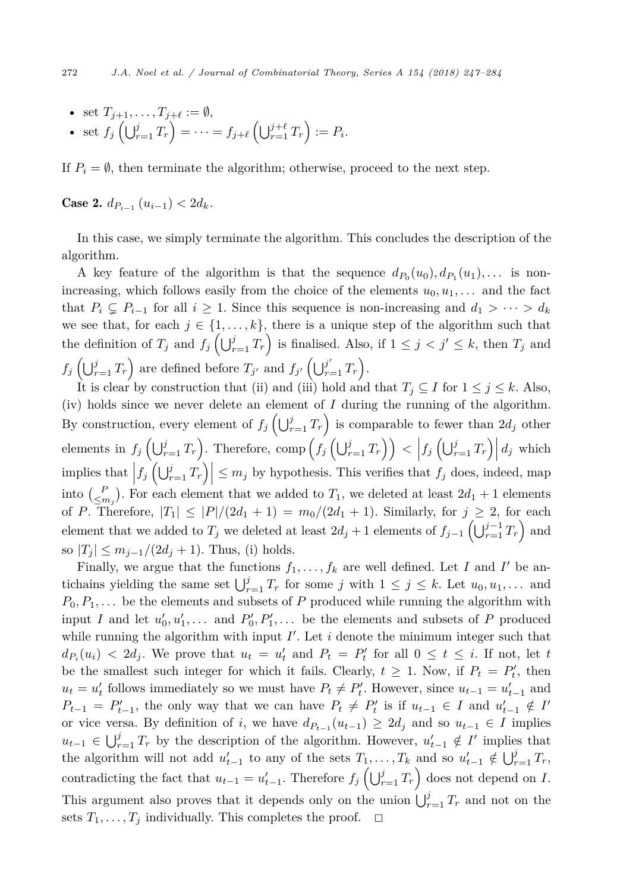- set $T_{j+1}, \ldots, T_{j+\ell} := \emptyset$,
- set $f_j\left(\bigcup_{r=1}^{j} T_r\right) = \cdots = f_{j+\ell}\left(\bigcup_{r=1}^{j+\ell} T_r\right) := P_i$.

If $P_i = \emptyset$, then terminate the algorithm; otherwise, proceed to the next step.

**Case 2.** $d_{P_{i-1}}(u_{i-1}) < 2d_k$.

In this case, we simply terminate the algorithm. This concludes the description of the algorithm.

A key feature of the algorithm is that the sequence $d_{P_0}(u_0), d_{P_1}(u_1), \ldots$ is non-increasing, which follows easily from the choice of the elements $u_0, u_1, \ldots$ and the fact that $P_i \subsetneq P_{i-1}$ for all $i \geq 1$. Since this sequence is non-increasing and $d_1 > \cdots > d_k$ we see that, for each $j \in \{1, \ldots, k\}$, there is a unique step of the algorithm such that the definition of $T_j$ and $f_j\left(\bigcup_{r=1}^{j} T_r\right)$ is finalised. Also, if $1 \leq j < j' \leq k$, then $T_j$ and $f_j\left(\bigcup_{r=1}^{j} T_r\right)$ are defined before $T_{j'}$ and $f_{j'}\left(\bigcup_{r=1}^{j'} T_r\right)$.

It is clear by construction that (ii) and (iii) hold and that $T_j \subseteq I$ for $1 \leq j \leq k$. Also, (iv) holds since we never delete an element of $I$ during the running of the algorithm. By construction, every element of $f_j\left(\bigcup_{r=1}^{j} T_r\right)$ is comparable to fewer than $2d_j$ other elements in $f_j\left(\bigcup_{r=1}^{j} T_r\right)$. Therefore, $\text{comp}\left(f_j\left(\bigcup_{r=1}^{j} T_r\right)\right) < \left|f_j\left(\bigcup_{r=1}^{j} T_r\right)\right| d_j$ which implies that $\left|f_j\left(\bigcup_{r=1}^{j} T_r\right)\right| \leq m_j$ by hypothesis. This verifies that $f_j$ does, indeed, map into $\binom{P}{\leq m_j}$. For each element that we added to $T_1$, we deleted at least $2d_1 + 1$ elements of $P$. Therefore, $|T_1| \leq |P|/(2d_1 + 1) = m_0/(2d_1 + 1)$. Similarly, for $j \geq 2$, for each element that we added to $T_j$ we deleted at least $2d_j + 1$ elements of $f_{j-1}\left(\bigcup_{r=1}^{j-1} T_r\right)$ and so $|T_j| \leq m_{j-1}/(2d_j + 1)$. Thus, (i) holds.

Finally, we argue that the functions $f_1, \ldots, f_k$ are well defined. Let $I$ and $I'$ be antichains yielding the same set $\bigcup_{r=1}^{j} T_r$ for some $j$ with $1 \leq j \leq k$. Let $u_0, u_1, \ldots$ and $P_0, P_1, \ldots$ be the elements and subsets of $P$ produced while running the algorithm with input $I$ and let $u'_0, u'_1, \ldots$ and $P'_0, P'_1, \ldots$ be the elements and subsets of $P$ produced while running the algorithm with input $I'$. Let $i$ denote the minimum integer such that $d_{P_i}(u_i) < 2d_j$. We prove that $u_t = u'_t$ and $P_t = P'_t$ for all $0 \leq t \leq i$. If not, let $t$ be the smallest such integer for which it fails. Clearly, $t \geq 1$. Now, if $P_t = P'_t$, then $u_t = u'_t$ follows immediately so we must have $P_t \neq P'_t$. However, since $u_{t-1} = u'_{t-1}$ and $P_{t-1} = P'_{t-1}$, the only way that we can have $P_t \neq P'_t$ is if $u_{t-1} \in I$ and $u'_{t-1} \notin I'$ or vice versa. By definition of $i$, we have $d_{P_{t-1}}(u_{t-1}) \geq 2d_j$ and so $u_{t-1} \in I$ implies $u_{t-1} \in \bigcup_{r=1}^{j} T_r$ by the description of the algorithm. However, $u'_{t-1} \notin I'$ implies that the algorithm will not add $u'_{t-1}$ to any of the sets $T_1, \ldots, T_k$ and so $u'_{t-1} \notin \bigcup_{r=1}^{j} T_r$, contradicting the fact that $u_{t-1} = u'_{t-1}$. Therefore $f_j\left(\bigcup_{r=1}^{j} T_r\right)$ does not depend on $I$. This argument also proves that it depends only on the union $\bigcup_{r=1}^{j} T_r$ and not on the sets $T_1, \ldots, T_j$ individually. This completes the proof. $\square$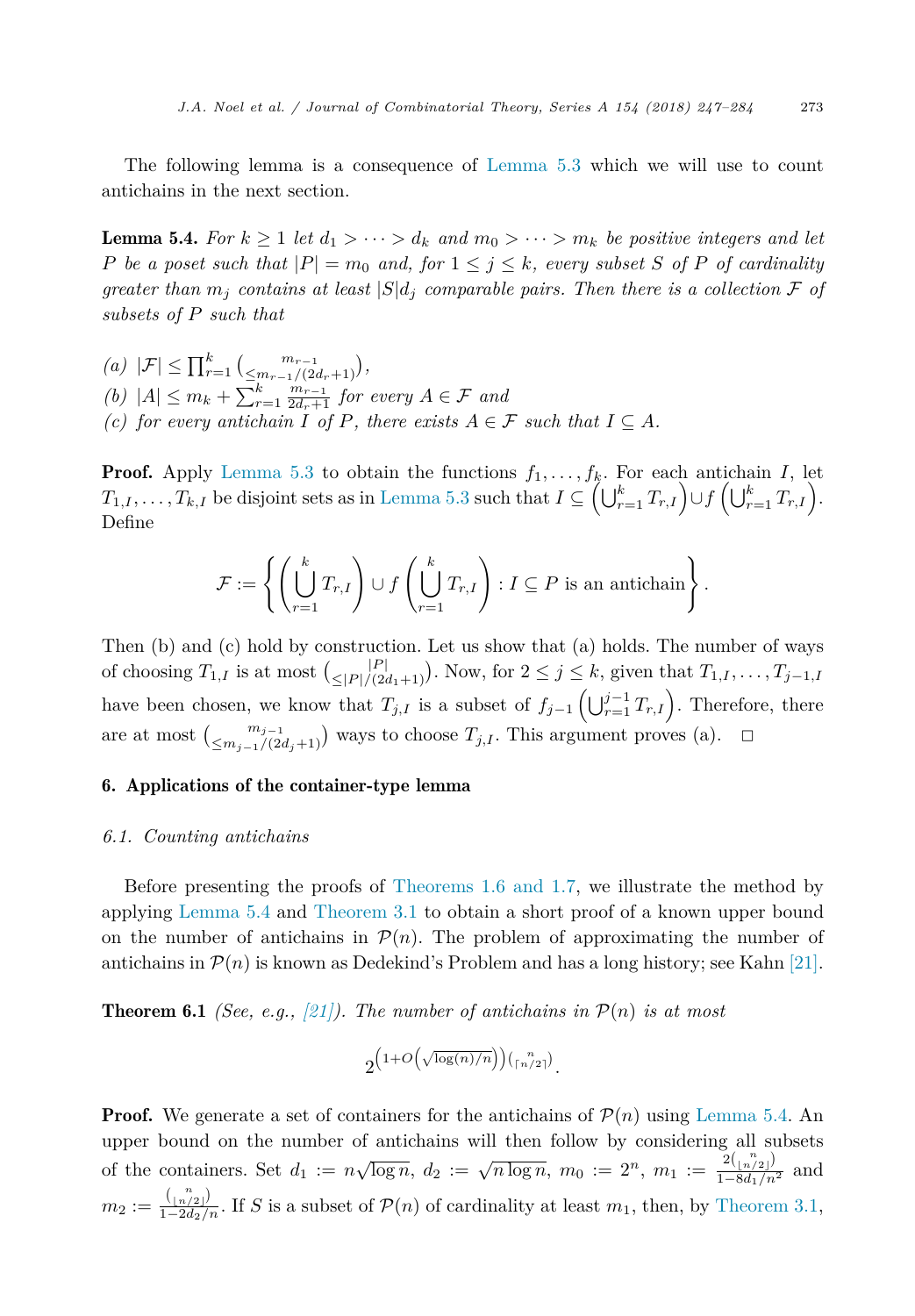The following lemma is a consequence of Lemma 5.3 which we will use to count antichains in the next section.

**Lemma 5.4.** *For $k \geq 1$ let $d_1 > \cdots > d_k$ and $m_0 > \cdots > m_k$ be positive integers and let $P$ be a poset such that $|P| = m_0$ and, for $1 \leq j \leq k$, every subset $S$ of $P$ of cardinality greater than $m_j$ contains at least $|S|d_j$ comparable pairs. Then there is a collection $\mathcal{F}$ of subsets of $P$ such that*

*(a) $|\mathcal{F}| \leq \prod_{r=1}^{k} \binom{m_{r-1}}{\leq m_{r-1}/(2d_r+1)}$,*
*(b) $|A| \leq m_k + \sum_{r=1}^{k} \frac{m_{r-1}}{2d_r+1}$ for every $A \in \mathcal{F}$ and*
*(c) for every antichain $I$ of $P$, there exists $A \in \mathcal{F}$ such that $I \subseteq A$.*

**Proof.** Apply Lemma 5.3 to obtain the functions $f_1, \ldots, f_k$. For each antichain $I$, let $T_{1,I}, \ldots, T_{k,I}$ be disjoint sets as in Lemma 5.3 such that $I \subseteq \left(\bigcup_{r=1}^{k} T_{r,I}\right) \cup f\left(\bigcup_{r=1}^{k} T_{r,I}\right)$. Define

$$\mathcal{F} := \left\{ \left(\bigcup_{r=1}^{k} T_{r,I}\right) \cup f\left(\bigcup_{r=1}^{k} T_{r,I}\right) : I \subseteq P \text{ is an antichain} \right\}.$$

Then (b) and (c) hold by construction. Let us show that (a) holds. The number of ways of choosing $T_{1,I}$ is at most $\binom{|P|}{\leq |P|/(2d_1+1)}$. Now, for $2 \leq j \leq k$, given that $T_{1,I}, \ldots, T_{j-1,I}$ have been chosen, we know that $T_{j,I}$ is a subset of $f_{j-1}\left(\bigcup_{r=1}^{j-1} T_{r,I}\right)$. Therefore, there are at most $\binom{m_{j-1}}{\leq m_{j-1}/(2d_j+1)}$ ways to choose $T_{j,I}$. This argument proves (a). $\square$

## 6. Applications of the container-type lemma

### 6.1. Counting antichains

Before presenting the proofs of Theorems 1.6 and 1.7, we illustrate the method by applying Lemma 5.4 and Theorem 3.1 to obtain a short proof of a known upper bound on the number of antichains in $\mathcal{P}(n)$. The problem of approximating the number of antichains in $\mathcal{P}(n)$ is known as Dedekind's Problem and has a long history; see Kahn [21].

**Theorem 6.1** *(See, e.g., [21]). The number of antichains in $\mathcal{P}(n)$ is at most*

$$2^{\left(1+O\left(\sqrt{\log(n)/n}\right)\right)\binom{n}{\lceil n/2\rceil}}.$$

**Proof.** We generate a set of containers for the antichains of $\mathcal{P}(n)$ using Lemma 5.4. An upper bound on the number of antichains will then follow by considering all subsets of the containers. Set $d_1 := n\sqrt{\log n}$, $d_2 := \sqrt{n \log n}$, $m_0 := 2^n$, $m_1 := \frac{2\binom{n}{\lfloor n/2\rfloor}}{1-8d_1/n^2}$ and $m_2 := \frac{\binom{n}{\lfloor n/2\rfloor}}{1-2d_2/n}$. If $S$ is a subset of $\mathcal{P}(n)$ of cardinality at least $m_1$, then, by Theorem 3.1,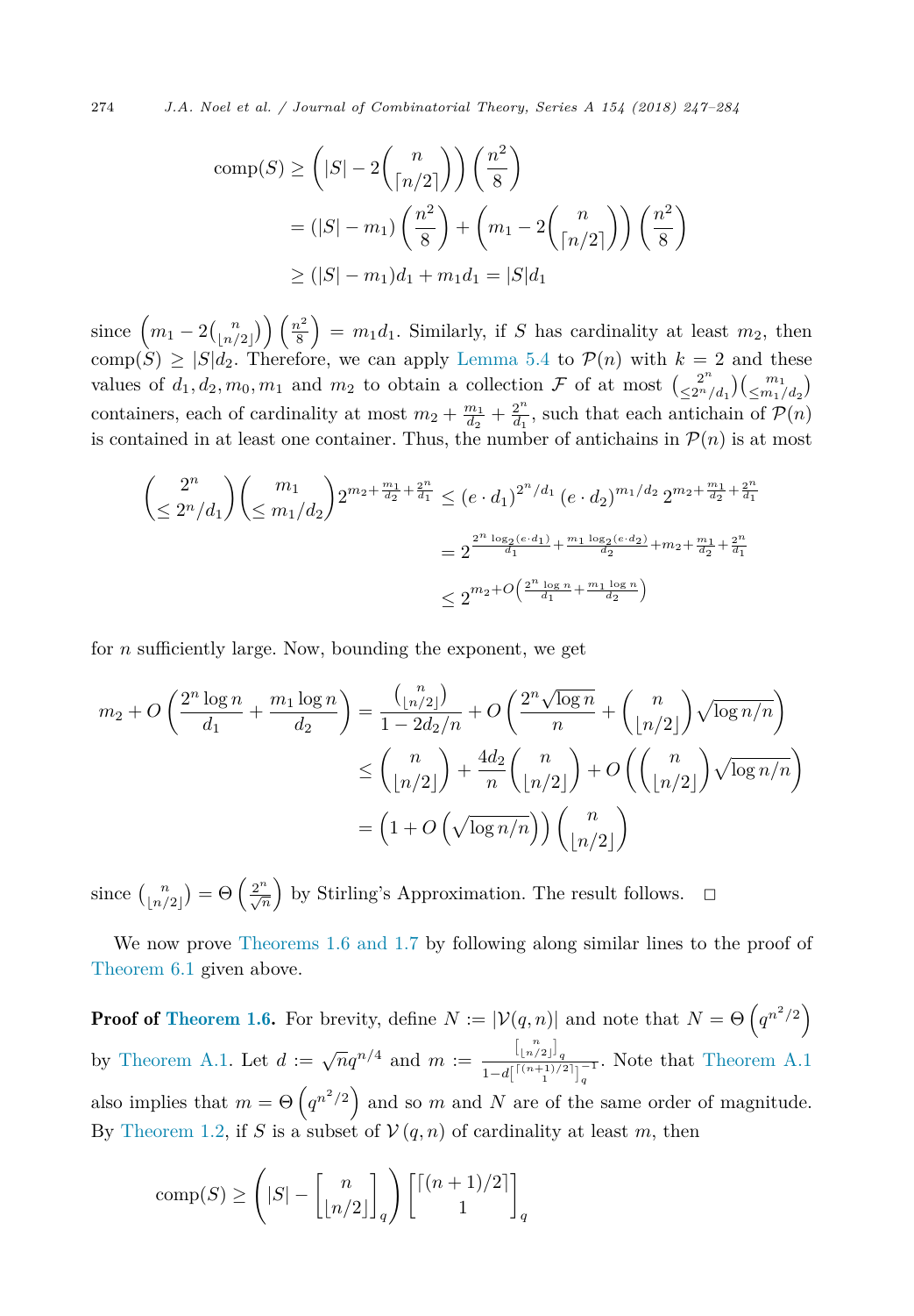$$
\begin{aligned}
\mathrm{comp}(S) &\geq \left(|S| - 2\binom{n}{\lceil n/2\rceil}\right)\left(\frac{n^2}{8}\right) \\
&= (|S| - m_1)\left(\frac{n^2}{8}\right) + \left(m_1 - 2\binom{n}{\lceil n/2\rceil}\right)\left(\frac{n^2}{8}\right) \\
&\geq (|S| - m_1)d_1 + m_1 d_1 = |S| d_1
\end{aligned}
$$

since $\left(m_1 - 2\binom{n}{\lfloor n/2\rfloor}\right)\left(\frac{n^2}{8}\right) = m_1 d_1$. Similarly, if $S$ has cardinality at least $m_2$, then $\mathrm{comp}(S) \geq |S| d_2$. Therefore, we can apply Lemma 5.4 to $\mathcal{P}(n)$ with $k = 2$ and these values of $d_1, d_2, m_0, m_1$ and $m_2$ to obtain a collection $\mathcal{F}$ of at most $\binom{2^n}{\leq 2^n/d_1}\binom{m_1}{\leq m_1/d_2}$ containers, each of cardinality at most $m_2 + \frac{m_1}{d_2} + \frac{2^n}{d_1}$, such that each antichain of $\mathcal{P}(n)$ is contained in at least one container. Thus, the number of antichains in $\mathcal{P}(n)$ is at most

$$
\begin{aligned}
\binom{2^n}{\leq 2^n/d_1}\binom{m_1}{\leq m_1/d_2} 2^{m_2 + \frac{m_1}{d_2} + \frac{2^n}{d_1}} &\leq (e\cdot d_1)^{2^n/d_1}(e\cdot d_2)^{m_1/d_2}\, 2^{m_2 + \frac{m_1}{d_2} + \frac{2^n}{d_1}} \\
&= 2^{\frac{2^n \log_2(e\cdot d_1)}{d_1} + \frac{m_1 \log_2(e\cdot d_2)}{d_2} + m_2 + \frac{m_1}{d_2} + \frac{2^n}{d_1}} \\
&\leq 2^{m_2 + O\left(\frac{2^n \log n}{d_1} + \frac{m_1 \log n}{d_2}\right)}
\end{aligned}
$$

for $n$ sufficiently large. Now, bounding the exponent, we get

$$
\begin{aligned}
m_2 + O\left(\frac{2^n \log n}{d_1} + \frac{m_1 \log n}{d_2}\right) &= \frac{\binom{n}{\lfloor n/2\rfloor}}{1 - 2d_2/n} + O\left(\frac{2^n\sqrt{\log n}}{n} + \binom{n}{\lfloor n/2\rfloor}\sqrt{\log n/n}\right) \\
&\leq \binom{n}{\lfloor n/2\rfloor} + \frac{4d_2}{n}\binom{n}{\lfloor n/2\rfloor} + O\left(\binom{n}{\lfloor n/2\rfloor}\sqrt{\log n/n}\right) \\
&= \left(1 + O\left(\sqrt{\log n/n}\right)\right)\binom{n}{\lfloor n/2\rfloor}
\end{aligned}
$$

since $\binom{n}{\lfloor n/2\rfloor} = \Theta\left(\frac{2^n}{\sqrt{n}}\right)$ by Stirling's Approximation. The result follows. $\square$

We now prove Theorems 1.6 and 1.7 by following along similar lines to the proof of Theorem 6.1 given above.

**Proof of Theorem 1.6.** For brevity, define $N := |\mathcal{V}(q,n)|$ and note that $N = \Theta\left(q^{n^2/2}\right)$ by Theorem A.1. Let $d := \sqrt{n}q^{n/4}$ and $m := \frac{\left[{n \atop \lfloor n/2\rfloor}\right]_q}{1 - d\left[{\lceil (n+1)/2\rceil \atop 1}\right]_q^{-1}}$. Note that Theorem A.1 also implies that $m = \Theta\left(q^{n^2/2}\right)$ and so $m$ and $N$ are of the same order of magnitude. By Theorem 1.2, if $S$ is a subset of $\mathcal{V}(q,n)$ of cardinality at least $m$, then

$$
\mathrm{comp}(S) \geq \left(|S| - \left[{n \atop \lfloor n/2\rfloor}\right]_q\right)\left[{\lceil (n+1)/2\rceil \atop 1}\right]_q
$$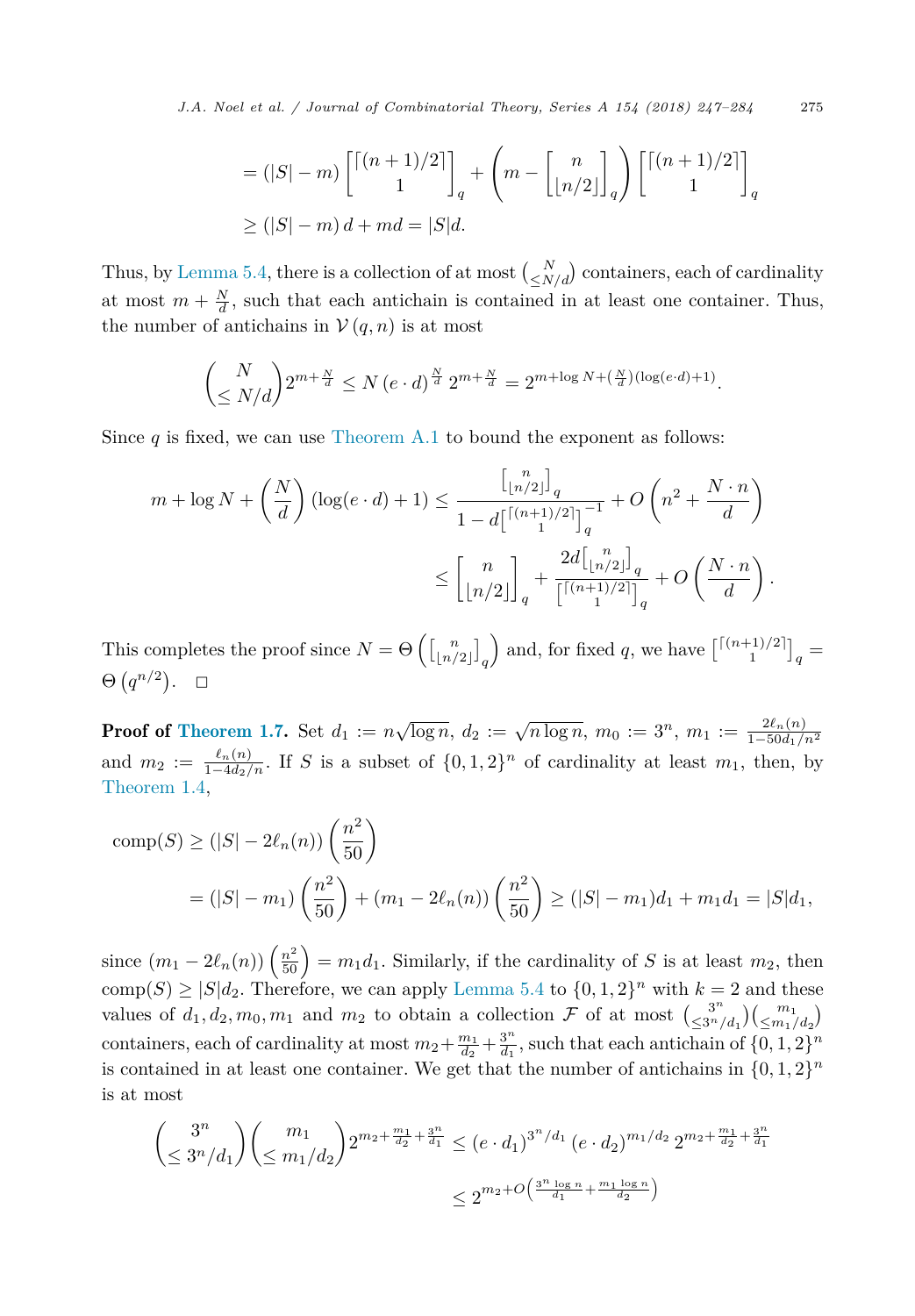$$= (|S| - m) \begin{bmatrix} \lceil (n+1)/2 \rceil \\ 1 \end{bmatrix}_q + \left( m - \begin{bmatrix} n \\ \lfloor n/2 \rfloor \end{bmatrix}_q \right) \begin{bmatrix} \lceil (n+1)/2 \rceil \\ 1 \end{bmatrix}_q$$

$$\geq (|S| - m)\, d + md = |S|d.$$

Thus, by Lemma 5.4, there is a collection of at most $\binom{N}{\leq N/d}$ containers, each of cardinality at most $m + \frac{N}{d}$, such that each antichain is contained in at least one container. Thus, the number of antichains in $\mathcal{V}(q,n)$ is at most

$$\binom{N}{\leq N/d} 2^{m+\frac{N}{d}} \leq N\,(e \cdot d)^{\frac{N}{d}}\, 2^{m+\frac{N}{d}} = 2^{m+\log N + \left(\frac{N}{d}\right)(\log(e \cdot d)+1)}.$$

Since $q$ is fixed, we can use Theorem A.1 to bound the exponent as follows:

$$m + \log N + \left(\frac{N}{d}\right)(\log(e \cdot d) + 1) \leq \frac{\begin{bmatrix} n \\ \lfloor n/2 \rfloor \end{bmatrix}_q}{1 - d\begin{bmatrix} \lceil (n+1)/2 \rceil \\ 1 \end{bmatrix}_q^{-1}} + O\left(n^2 + \frac{N \cdot n}{d}\right)$$

$$\leq \begin{bmatrix} n \\ \lfloor n/2 \rfloor \end{bmatrix}_q + \frac{2d\begin{bmatrix} n \\ \lfloor n/2 \rfloor \end{bmatrix}_q}{\begin{bmatrix} \lceil (n+1)/2 \rceil \\ 1 \end{bmatrix}_q} + O\left(\frac{N \cdot n}{d}\right).$$

This completes the proof since $N = \Theta\left(\begin{bmatrix} n \\ \lfloor n/2 \rfloor \end{bmatrix}_q\right)$ and, for fixed $q$, we have $\begin{bmatrix} \lceil (n+1)/2 \rceil \\ 1 \end{bmatrix}_q = \Theta\left(q^{n/2}\right)$. $\square$

**Proof of Theorem 1.7.** Set $d_1 := n\sqrt{\log n}$, $d_2 := \sqrt{n \log n}$, $m_0 := 3^n$, $m_1 := \frac{2\ell_n(n)}{1 - 50d_1/n^2}$ and $m_2 := \frac{\ell_n(n)}{1 - 4d_2/n}$. If $S$ is a subset of $\{0,1,2\}^n$ of cardinality at least $m_1$, then, by Theorem 1.4,

$$\text{comp}(S) \geq (|S| - 2\ell_n(n))\left(\frac{n^2}{50}\right)$$

$$= (|S| - m_1)\left(\frac{n^2}{50}\right) + (m_1 - 2\ell_n(n))\left(\frac{n^2}{50}\right) \geq (|S| - m_1)d_1 + m_1 d_1 = |S|d_1,$$

since $(m_1 - 2\ell_n(n))\left(\frac{n^2}{50}\right) = m_1 d_1$. Similarly, if the cardinality of $S$ is at least $m_2$, then $\text{comp}(S) \geq |S|d_2$. Therefore, we can apply Lemma 5.4 to $\{0,1,2\}^n$ with $k = 2$ and these values of $d_1, d_2, m_0, m_1$ and $m_2$ to obtain a collection $\mathcal{F}$ of at most $\binom{3^n}{\leq 3^n/d_1}\binom{m_1}{\leq m_1/d_2}$ containers, each of cardinality at most $m_2 + \frac{m_1}{d_2} + \frac{3^n}{d_1}$, such that each antichain of $\{0,1,2\}^n$ is contained in at least one container. We get that the number of antichains in $\{0,1,2\}^n$ is at most

$$\binom{3^n}{\leq 3^n/d_1}\binom{m_1}{\leq m_1/d_2} 2^{m_2 + \frac{m_1}{d_2} + \frac{3^n}{d_1}} \leq (e \cdot d_1)^{3^n/d_1}\,(e \cdot d_2)^{m_1/d_2}\, 2^{m_2 + \frac{m_1}{d_2} + \frac{3^n}{d_1}}$$

$$\leq 2^{m_2 + O\left(\frac{3^n \log n}{d_1} + \frac{m_1 \log n}{d_2}\right)}$$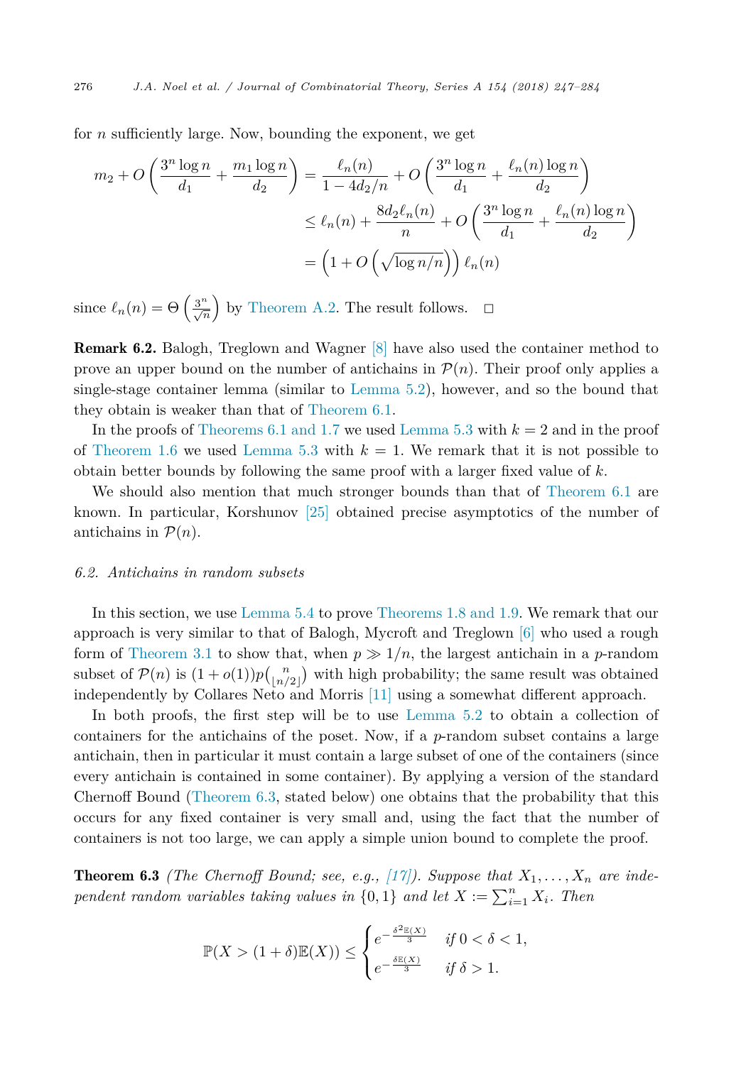for $n$ sufficiently large. Now, bounding the exponent, we get

$$
\begin{aligned}
m_2 + O\left(\frac{3^n \log n}{d_1} + \frac{m_1 \log n}{d_2}\right) &= \frac{\ell_n(n)}{1 - 4d_2/n} + O\left(\frac{3^n \log n}{d_1} + \frac{\ell_n(n) \log n}{d_2}\right) \\
&\leq \ell_n(n) + \frac{8d_2 \ell_n(n)}{n} + O\left(\frac{3^n \log n}{d_1} + \frac{\ell_n(n) \log n}{d_2}\right) \\
&= \left(1 + O\left(\sqrt{\log n / n}\right)\right) \ell_n(n)
\end{aligned}
$$

since $\ell_n(n) = \Theta\left(\frac{3^n}{\sqrt{n}}\right)$ by Theorem A.2. The result follows. $\square$

**Remark 6.2.** Balogh, Treglown and Wagner [8] have also used the container method to prove an upper bound on the number of antichains in $\mathcal{P}(n)$. Their proof only applies a single-stage container lemma (similar to Lemma 5.2), however, and so the bound that they obtain is weaker than that of Theorem 6.1.

In the proofs of Theorems 6.1 and 1.7 we used Lemma 5.3 with $k = 2$ and in the proof of Theorem 1.6 we used Lemma 5.3 with $k = 1$. We remark that it is not possible to obtain better bounds by following the same proof with a larger fixed value of $k$.

We should also mention that much stronger bounds than that of Theorem 6.1 are known. In particular, Korshunov [25] obtained precise asymptotics of the number of antichains in $\mathcal{P}(n)$.

### *6.2. Antichains in random subsets*

In this section, we use Lemma 5.4 to prove Theorems 1.8 and 1.9. We remark that our approach is very similar to that of Balogh, Mycroft and Treglown [6] who used a rough form of Theorem 3.1 to show that, when $p \gg 1/n$, the largest antichain in a $p$-random subset of $\mathcal{P}(n)$ is $(1 + o(1))p\binom{n}{\lfloor n/2 \rfloor}$ with high probability; the same result was obtained independently by Collares Neto and Morris [11] using a somewhat different approach.

In both proofs, the first step will be to use Lemma 5.2 to obtain a collection of containers for the antichains of the poset. Now, if a $p$-random subset contains a large antichain, then in particular it must contain a large subset of one of the containers (since every antichain is contained in some container). By applying a version of the standard Chernoff Bound (Theorem 6.3, stated below) one obtains that the probability that this occurs for any fixed container is very small and, using the fact that the number of containers is not too large, we can apply a simple union bound to complete the proof.

**Theorem 6.3** *(The Chernoff Bound; see, e.g., [17]). Suppose that $X_1, \ldots, X_n$ are independent random variables taking values in $\{0, 1\}$ and let $X := \sum_{i=1}^{n} X_i$. Then*

$$
\mathbb{P}(X > (1 + \delta)\mathbb{E}(X)) \leq \begin{cases} e^{-\frac{\delta^2 \mathbb{E}(X)}{3}} & \text{if } 0 < \delta < 1, \\ e^{-\frac{\delta \mathbb{E}(X)}{3}} & \text{if } \delta > 1. \end{cases}
$$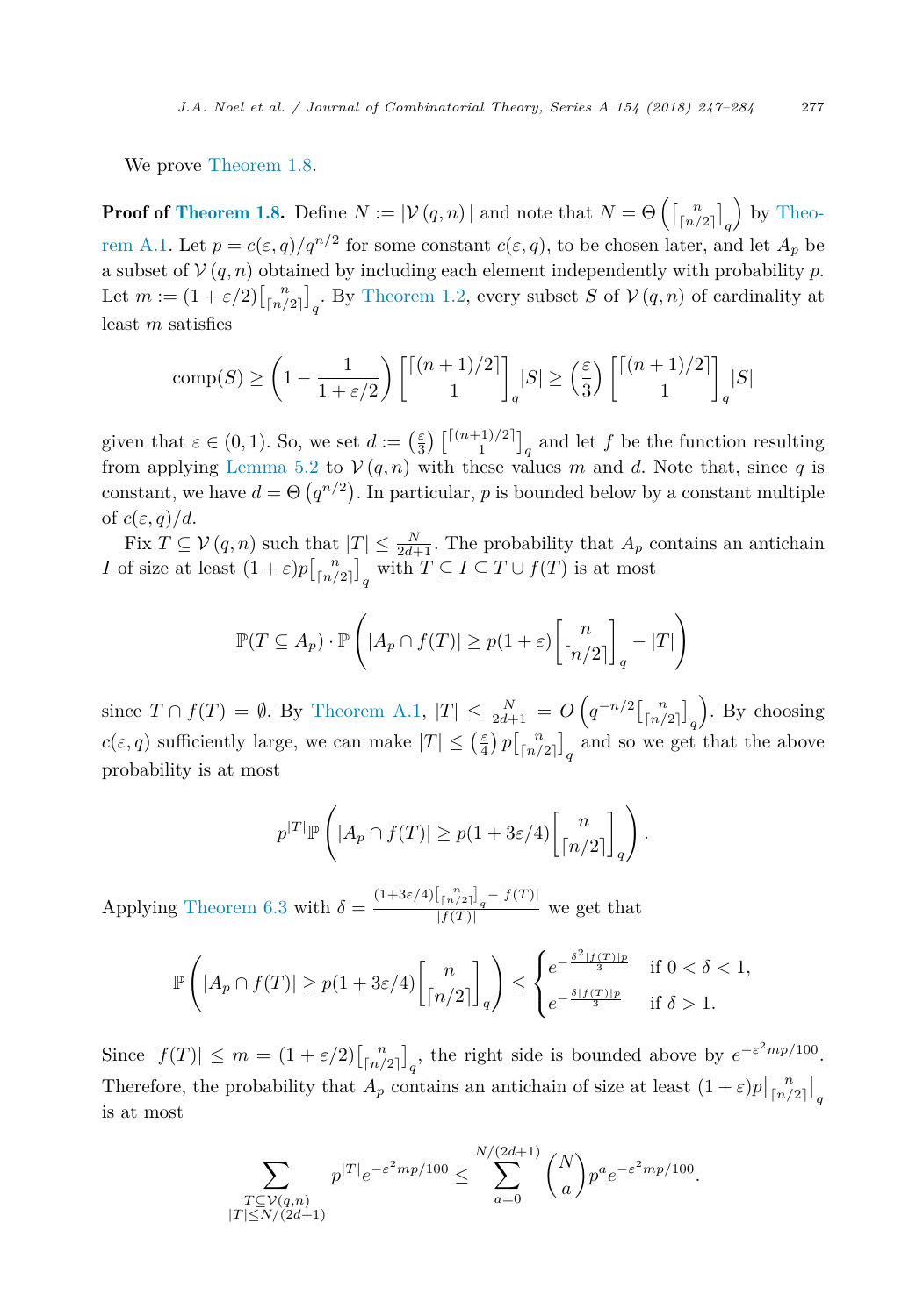We prove Theorem 1.8.

**Proof of Theorem 1.8.** Define $N := |\mathcal{V}(q,n)|$ and note that $N = \Theta\left(\left[{n \atop \lceil n/2\rceil}\right]_q\right)$ by Theorem A.1. Let $p = c(\varepsilon, q)/q^{n/2}$ for some constant $c(\varepsilon,q)$, to be chosen later, and let $A_p$ be a subset of $\mathcal{V}(q,n)$ obtained by including each element independently with probability $p$. Let $m := (1+\varepsilon/2)\left[{n \atop \lceil n/2\rceil}\right]_q$. By Theorem 1.2, every subset $S$ of $\mathcal{V}(q,n)$ of cardinality at least $m$ satisfies

$$\text{comp}(S) \geq \left(1 - \frac{1}{1+\varepsilon/2}\right)\begin{bmatrix}\lceil (n+1)/2\rceil \\ 1\end{bmatrix}_q |S| \geq \left(\frac{\varepsilon}{3}\right)\begin{bmatrix}\lceil (n+1)/2\rceil \\ 1\end{bmatrix}_q |S|$$

given that $\varepsilon \in (0,1)$. So, we set $d := \left(\frac{\varepsilon}{3}\right)\left[{\lceil (n+1)/2\rceil \atop 1}\right]_q$ and let $f$ be the function resulting from applying Lemma 5.2 to $\mathcal{V}(q,n)$ with these values $m$ and $d$. Note that, since $q$ is constant, we have $d = \Theta\left(q^{n/2}\right)$. In particular, $p$ is bounded below by a constant multiple of $c(\varepsilon,q)/d$.

Fix $T \subseteq \mathcal{V}(q,n)$ such that $|T| \leq \frac{N}{2d+1}$. The probability that $A_p$ contains an antichain $I$ of size at least $(1+\varepsilon)p\left[{n \atop \lceil n/2\rceil}\right]_q$ with $T \subseteq I \subseteq T \cup f(T)$ is at most

$$\mathbb{P}(T \subseteq A_p) \cdot \mathbb{P}\left(|A_p \cap f(T)| \geq p(1+\varepsilon)\begin{bmatrix} n \\ \lceil n/2\rceil\end{bmatrix}_q - |T|\right)$$

since $T \cap f(T) = \emptyset$. By Theorem A.1, $|T| \leq \frac{N}{2d+1} = O\left(q^{-n/2}\left[{n \atop \lceil n/2\rceil}\right]_q\right)$. By choosing $c(\varepsilon,q)$ sufficiently large, we can make $|T| \leq \left(\frac{\varepsilon}{4}\right)p\left[{n \atop \lceil n/2\rceil}\right]_q$ and so we get that the above probability is at most

$$p^{|T|}\mathbb{P}\left(|A_p \cap f(T)| \geq p(1+3\varepsilon/4)\begin{bmatrix} n \\ \lceil n/2\rceil\end{bmatrix}_q\right).$$

Applying Theorem 6.3 with $\delta = \frac{(1+3\varepsilon/4)\left[{n \atop \lceil n/2\rceil}\right]_q - |f(T)|}{|f(T)|}$ we get that

$$\mathbb{P}\left(|A_p \cap f(T)| \geq p(1+3\varepsilon/4)\begin{bmatrix} n \\ \lceil n/2\rceil\end{bmatrix}_q\right) \leq \begin{cases} e^{-\frac{\delta^2|f(T)|p}{3}} & \text{if } 0 < \delta < 1, \\ e^{-\frac{\delta|f(T)|p}{3}} & \text{if } \delta > 1.\end{cases}$$

Since $|f(T)| \leq m = (1+\varepsilon/2)\left[{n \atop \lceil n/2\rceil}\right]_q$, the right side is bounded above by $e^{-\varepsilon^2 mp/100}$. Therefore, the probability that $A_p$ contains an antichain of size at least $(1+\varepsilon)p\left[{n \atop \lceil n/2\rceil}\right]_q$ is at most

$$\sum_{\substack{T \subseteq \mathcal{V}(q,n) \\ |T| \leq N/(2d+1)}} p^{|T|}e^{-\varepsilon^2 mp/100} \leq \sum_{a=0}^{N/(2d+1)} \binom{N}{a} p^a e^{-\varepsilon^2 mp/100}.$$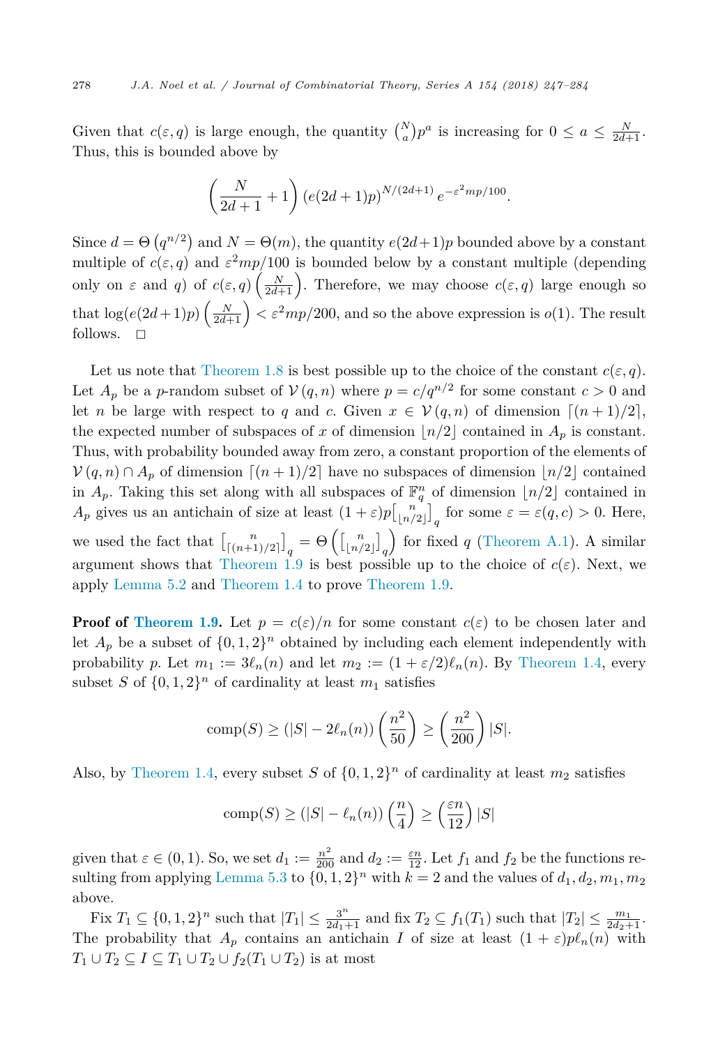Given that $c(\varepsilon, q)$ is large enough, the quantity $\binom{N}{a}p^a$ is increasing for $0 \leq a \leq \frac{N}{2d+1}$. Thus, this is bounded above by

$$\left(\frac{N}{2d+1}+1\right)(e(2d+1)p)^{N/(2d+1)}\, e^{-\varepsilon^2 mp/100}.$$

Since $d = \Theta\left(q^{n/2}\right)$ and $N = \Theta(m)$, the quantity $e(2d+1)p$ bounded above by a constant multiple of $c(\varepsilon, q)$ and $\varepsilon^2 mp/100$ is bounded below by a constant multiple (depending only on $\varepsilon$ and $q$) of $c(\varepsilon, q)\left(\frac{N}{2d+1}\right)$. Therefore, we may choose $c(\varepsilon, q)$ large enough so that $\log(e(2d+1)p)\left(\frac{N}{2d+1}\right) < \varepsilon^2 mp/200$, and so the above expression is $o(1)$. The result follows. $\square$

Let us note that Theorem 1.8 is best possible up to the choice of the constant $c(\varepsilon, q)$. Let $A_p$ be a $p$-random subset of $\mathcal{V}(q, n)$ where $p = c/q^{n/2}$ for some constant $c > 0$ and let $n$ be large with respect to $q$ and $c$. Given $x \in \mathcal{V}(q, n)$ of dimension $\lceil (n+1)/2 \rceil$, the expected number of subspaces of $x$ of dimension $\lfloor n/2 \rfloor$ contained in $A_p$ is constant. Thus, with probability bounded away from zero, a constant proportion of the elements of $\mathcal{V}(q, n) \cap A_p$ of dimension $\lceil (n+1)/2 \rceil$ have no subspaces of dimension $\lfloor n/2 \rfloor$ contained in $A_p$. Taking this set along with all subspaces of $\mathbb{F}_q^n$ of dimension $\lfloor n/2 \rfloor$ contained in $A_p$ gives us an antichain of size at least $(1+\varepsilon)p\left[{n \atop \lfloor n/2 \rfloor}\right]_q$ for some $\varepsilon = \varepsilon(q, c) > 0$. Here, we used the fact that $\left[{n \atop \lceil (n+1)/2 \rceil}\right]_q = \Theta\left(\left[{n \atop \lfloor n/2 \rfloor}\right]_q\right)$ for fixed $q$ (Theorem A.1). A similar argument shows that Theorem 1.9 is best possible up to the choice of $c(\varepsilon)$. Next, we apply Lemma 5.2 and Theorem 1.4 to prove Theorem 1.9.

**Proof of Theorem 1.9.** Let $p = c(\varepsilon)/n$ for some constant $c(\varepsilon)$ to be chosen later and let $A_p$ be a subset of $\{0, 1, 2\}^n$ obtained by including each element independently with probability $p$. Let $m_1 := 3\ell_n(n)$ and let $m_2 := (1 + \varepsilon/2)\ell_n(n)$. By Theorem 1.4, every subset $S$ of $\{0, 1, 2\}^n$ of cardinality at least $m_1$ satisfies

$$\operatorname{comp}(S) \geq (|S| - 2\ell_n(n))\left(\frac{n^2}{50}\right) \geq \left(\frac{n^2}{200}\right)|S|.$$

Also, by Theorem 1.4, every subset $S$ of $\{0, 1, 2\}^n$ of cardinality at least $m_2$ satisfies

$$\operatorname{comp}(S) \geq (|S| - \ell_n(n))\left(\frac{n}{4}\right) \geq \left(\frac{\varepsilon n}{12}\right)|S|$$

given that $\varepsilon \in (0, 1)$. So, we set $d_1 := \frac{n^2}{200}$ and $d_2 := \frac{\varepsilon n}{12}$. Let $f_1$ and $f_2$ be the functions resulting from applying Lemma 5.3 to $\{0, 1, 2\}^n$ with $k = 2$ and the values of $d_1, d_2, m_1, m_2$ above.

Fix $T_1 \subseteq \{0, 1, 2\}^n$ such that $|T_1| \leq \frac{3^n}{2d_1+1}$ and fix $T_2 \subseteq f_1(T_1)$ such that $|T_2| \leq \frac{m_1}{2d_2+1}$. The probability that $A_p$ contains an antichain $I$ of size at least $(1+\varepsilon)p\ell_n(n)$ with $T_1 \cup T_2 \subseteq I \subseteq T_1 \cup T_2 \cup f_2(T_1 \cup T_2)$ is at most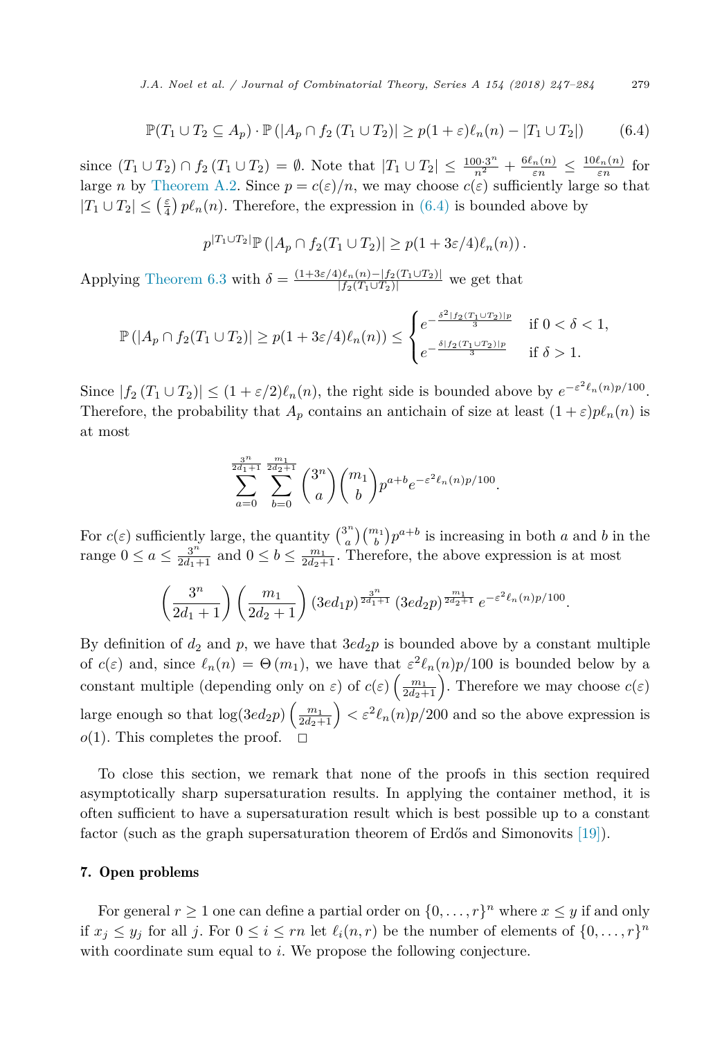$$\mathbb{P}(T_1 \cup T_2 \subseteq A_p) \cdot \mathbb{P}\left(|A_p \cap f_2\left(T_1 \cup T_2\right)| \geq p(1+\varepsilon)\ell_n(n) - |T_1 \cup T_2|\right) \tag{6.4}$$

since $(T_1 \cup T_2) \cap f_2\left(T_1 \cup T_2\right) = \emptyset$. Note that $|T_1 \cup T_2| \leq \frac{100 \cdot 3^n}{n^2} + \frac{6\ell_n(n)}{\varepsilon n} \leq \frac{10\ell_n(n)}{\varepsilon n}$ for large $n$ by Theorem A.2. Since $p = c(\varepsilon)/n$, we may choose $c(\varepsilon)$ sufficiently large so that $|T_1 \cup T_2| \leq \left(\frac{\varepsilon}{4}\right) p\ell_n(n)$. Therefore, the expression in (6.4) is bounded above by

$$p^{|T_1 \cup T_2|}\mathbb{P}\left(|A_p \cap f_2(T_1 \cup T_2)| \geq p(1+3\varepsilon/4)\ell_n(n)\right).$$

Applying Theorem 6.3 with $\delta = \frac{(1+3\varepsilon/4)\ell_n(n) - |f_2(T_1 \cup T_2)|}{|f_2(T_1 \cup T_2)|}$ we get that

$$\mathbb{P}\left(|A_p \cap f_2(T_1 \cup T_2)| \geq p(1+3\varepsilon/4)\ell_n(n)\right) \leq \begin{cases} e^{-\frac{\delta^2 |f_2(T_1 \cup T_2)|p}{3}} & \text{if } 0 < \delta < 1, \\ e^{-\frac{\delta |f_2(T_1 \cup T_2)|p}{3}} & \text{if } \delta > 1. \end{cases}$$

Since $|f_2\left(T_1 \cup T_2\right)| \leq (1+\varepsilon/2)\ell_n(n)$, the right side is bounded above by $e^{-\varepsilon^2 \ell_n(n)p/100}$. Therefore, the probability that $A_p$ contains an antichain of size at least $(1+\varepsilon)p\ell_n(n)$ is at most

$$\sum_{a=0}^{\frac{3^n}{2d_1+1}} \sum_{b=0}^{\frac{m_1}{2d_2+1}} \binom{3^n}{a}\binom{m_1}{b} p^{a+b} e^{-\varepsilon^2 \ell_n(n)p/100}.$$

For $c(\varepsilon)$ sufficiently large, the quantity $\binom{3^n}{a}\binom{m_1}{b}p^{a+b}$ is increasing in both $a$ and $b$ in the range $0 \leq a \leq \frac{3^n}{2d_1+1}$ and $0 \leq b \leq \frac{m_1}{2d_2+1}$. Therefore, the above expression is at most

$$\left(\frac{3^n}{2d_1+1}\right)\left(\frac{m_1}{2d_2+1}\right)(3ed_1p)^{\frac{3^n}{2d_1+1}}(3ed_2p)^{\frac{m_1}{2d_2+1}} e^{-\varepsilon^2 \ell_n(n)p/100}.$$

By definition of $d_2$ and $p$, we have that $3ed_2p$ is bounded above by a constant multiple of $c(\varepsilon)$ and, since $\ell_n(n) = \Theta\left(m_1\right)$, we have that $\varepsilon^2 \ell_n(n)p/100$ is bounded below by a constant multiple (depending only on $\varepsilon$) of $c(\varepsilon)\left(\frac{m_1}{2d_2+1}\right)$. Therefore we may choose $c(\varepsilon)$ large enough so that $\log(3ed_2p)\left(\frac{m_1}{2d_2+1}\right) < \varepsilon^2 \ell_n(n)p/200$ and so the above expression is $o(1)$. This completes the proof. □

To close this section, we remark that none of the proofs in this section required asymptotically sharp supersaturation results. In applying the container method, it is often sufficient to have a supersaturation result which is best possible up to a constant factor (such as the graph supersaturation theorem of Erdős and Simonovits [19]).

## 7. Open problems

For general $r \geq 1$ one can define a partial order on $\{0, \ldots, r\}^n$ where $x \leq y$ if and only if $x_j \leq y_j$ for all $j$. For $0 \leq i \leq rn$ let $\ell_i(n,r)$ be the number of elements of $\{0, \ldots, r\}^n$ with coordinate sum equal to $i$. We propose the following conjecture.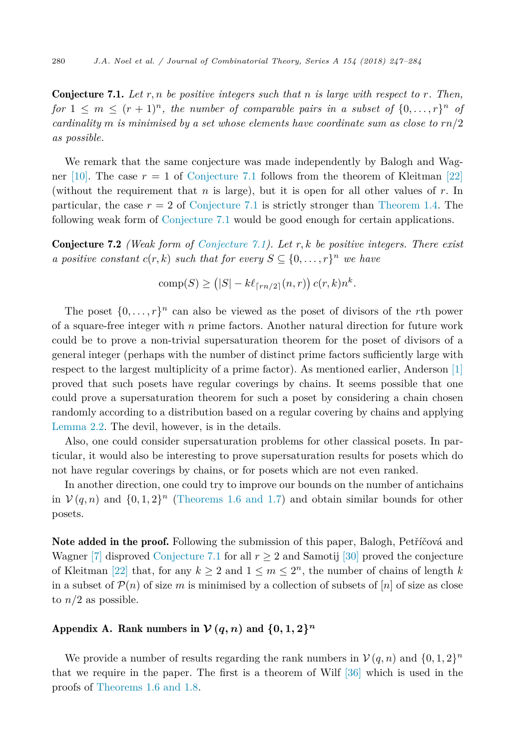**Conjecture 7.1.** *Let $r, n$ be positive integers such that $n$ is large with respect to $r$. Then, for $1 \leq m \leq (r+1)^n$, the number of comparable pairs in a subset of $\{0,\dots,r\}^n$ of cardinality $m$ is minimised by a set whose elements have coordinate sum as close to $rn/2$ as possible.*

We remark that the same conjecture was made independently by Balogh and Wagner [10]. The case $r = 1$ of Conjecture 7.1 follows from the theorem of Kleitman [22] (without the requirement that $n$ is large), but it is open for all other values of $r$. In particular, the case $r = 2$ of Conjecture 7.1 is strictly stronger than Theorem 1.4. The following weak form of Conjecture 7.1 would be good enough for certain applications.

**Conjecture 7.2** *(Weak form of Conjecture 7.1). Let $r, k$ be positive integers. There exist a positive constant $c(r, k)$ such that for every $S \subseteq \{0,\dots,r\}^n$ we have*

$$\mathrm{comp}(S) \geq \left(|S| - k\ell_{\lceil rn/2 \rceil}(n,r)\right) c(r,k) n^k.$$

The poset $\{0,\dots,r\}^n$ can also be viewed as the poset of divisors of the $r$th power of a square-free integer with $n$ prime factors. Another natural direction for future work could be to prove a non-trivial supersaturation theorem for the poset of divisors of a general integer (perhaps with the number of distinct prime factors sufficiently large with respect to the largest multiplicity of a prime factor). As mentioned earlier, Anderson [1] proved that such posets have regular coverings by chains. It seems possible that one could prove a supersaturation theorem for such a poset by considering a chain chosen randomly according to a distribution based on a regular covering by chains and applying Lemma 2.2. The devil, however, is in the details.

Also, one could consider supersaturation problems for other classical posets. In particular, it would also be interesting to prove supersaturation results for posets which do not have regular coverings by chains, or for posets which are not even ranked.

In another direction, one could try to improve our bounds on the number of antichains in $\mathcal{V}(q,n)$ and $\{0,1,2\}^n$ (Theorems 1.6 and 1.7) and obtain similar bounds for other posets.

**Note added in the proof.** Following the submission of this paper, Balogh, Petříčová and Wagner [7] disproved Conjecture 7.1 for all $r \geq 2$ and Samotij [30] proved the conjecture of Kleitman [22] that, for any $k \geq 2$ and $1 \leq m \leq 2^n$, the number of chains of length $k$ in a subset of $\mathcal{P}(n)$ of size $m$ is minimised by a collection of subsets of $[n]$ of size as close to $n/2$ as possible.

## Appendix A. Rank numbers in $\mathcal{V}(q,n)$ and $\{0,1,2\}^n$

We provide a number of results regarding the rank numbers in $\mathcal{V}(q,n)$ and $\{0,1,2\}^n$ that we require in the paper. The first is a theorem of Wilf [36] which is used in the proofs of Theorems 1.6 and 1.8.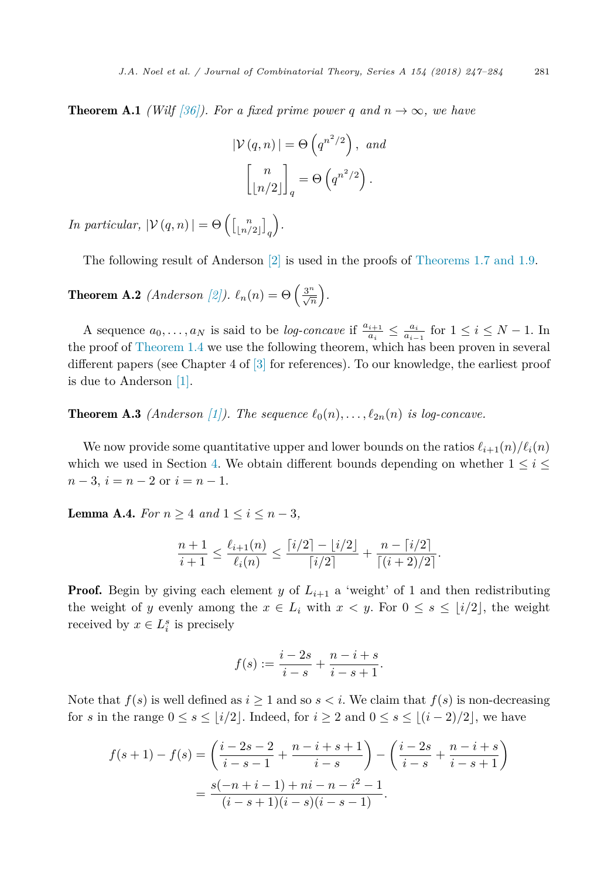**Theorem A.1** *(Wilf [36]). For a fixed prime power $q$ and $n \to \infty$, we have*

$$|\mathcal{V}(q,n)| = \Theta\left(q^{n^2/2}\right), \text{ and}$$
$$\begin{bmatrix} n \\ \lfloor n/2 \rfloor \end{bmatrix}_q = \Theta\left(q^{n^2/2}\right).$$

*In particular, $|\mathcal{V}(q,n)| = \Theta\left(\left[\begin{smallmatrix} n \\ \lfloor n/2 \rfloor \end{smallmatrix}\right]_q\right)$.*

The following result of Anderson [2] is used in the proofs of Theorems 1.7 and 1.9.

**Theorem A.2** *(Anderson [2]). $\ell_n(n) = \Theta\left(\frac{3^n}{\sqrt{n}}\right)$.*

A sequence $a_0, \dots, a_N$ is said to be *log-concave* if $\frac{a_{i+1}}{a_i} \leq \frac{a_i}{a_{i-1}}$ for $1 \leq i \leq N-1$. In the proof of Theorem 1.4 we use the following theorem, which has been proven in several different papers (see Chapter 4 of [3] for references). To our knowledge, the earliest proof is due to Anderson [1].

**Theorem A.3** *(Anderson [1]). The sequence $\ell_0(n), \dots, \ell_{2n}(n)$ is log-concave.*

We now provide some quantitative upper and lower bounds on the ratios $\ell_{i+1}(n)/\ell_i(n)$ which we used in Section 4. We obtain different bounds depending on whether $1 \leq i \leq n-3$, $i = n-2$ or $i = n-1$.

**Lemma A.4.** *For $n \geq 4$ and $1 \leq i \leq n-3$,*

$$\frac{n+1}{i+1} \leq \frac{\ell_{i+1}(n)}{\ell_i(n)} \leq \frac{\lceil i/2 \rceil - \lfloor i/2 \rfloor}{\lceil i/2 \rceil} + \frac{n - \lceil i/2 \rceil}{\lceil (i+2)/2 \rceil}.$$

**Proof.** Begin by giving each element $y$ of $L_{i+1}$ a 'weight' of 1 and then redistributing the weight of $y$ evenly among the $x \in L_i$ with $x < y$. For $0 \leq s \leq \lfloor i/2 \rfloor$, the weight received by $x \in L_i^s$ is precisely

$$f(s) := \frac{i-2s}{i-s} + \frac{n-i+s}{i-s+1}.$$

Note that $f(s)$ is well defined as $i \geq 1$ and so $s < i$. We claim that $f(s)$ is non-decreasing for $s$ in the range $0 \leq s \leq \lfloor i/2 \rfloor$. Indeed, for $i \geq 2$ and $0 \leq s \leq \lfloor (i-2)/2 \rfloor$, we have

$$\begin{aligned} f(s+1) - f(s) &= \left(\frac{i-2s-2}{i-s-1} + \frac{n-i+s+1}{i-s}\right) - \left(\frac{i-2s}{i-s} + \frac{n-i+s}{i-s+1}\right) \\ &= \frac{s(-n+i-1) + ni - n - i^2 - 1}{(i-s+1)(i-s)(i-s-1)}. \end{aligned}$$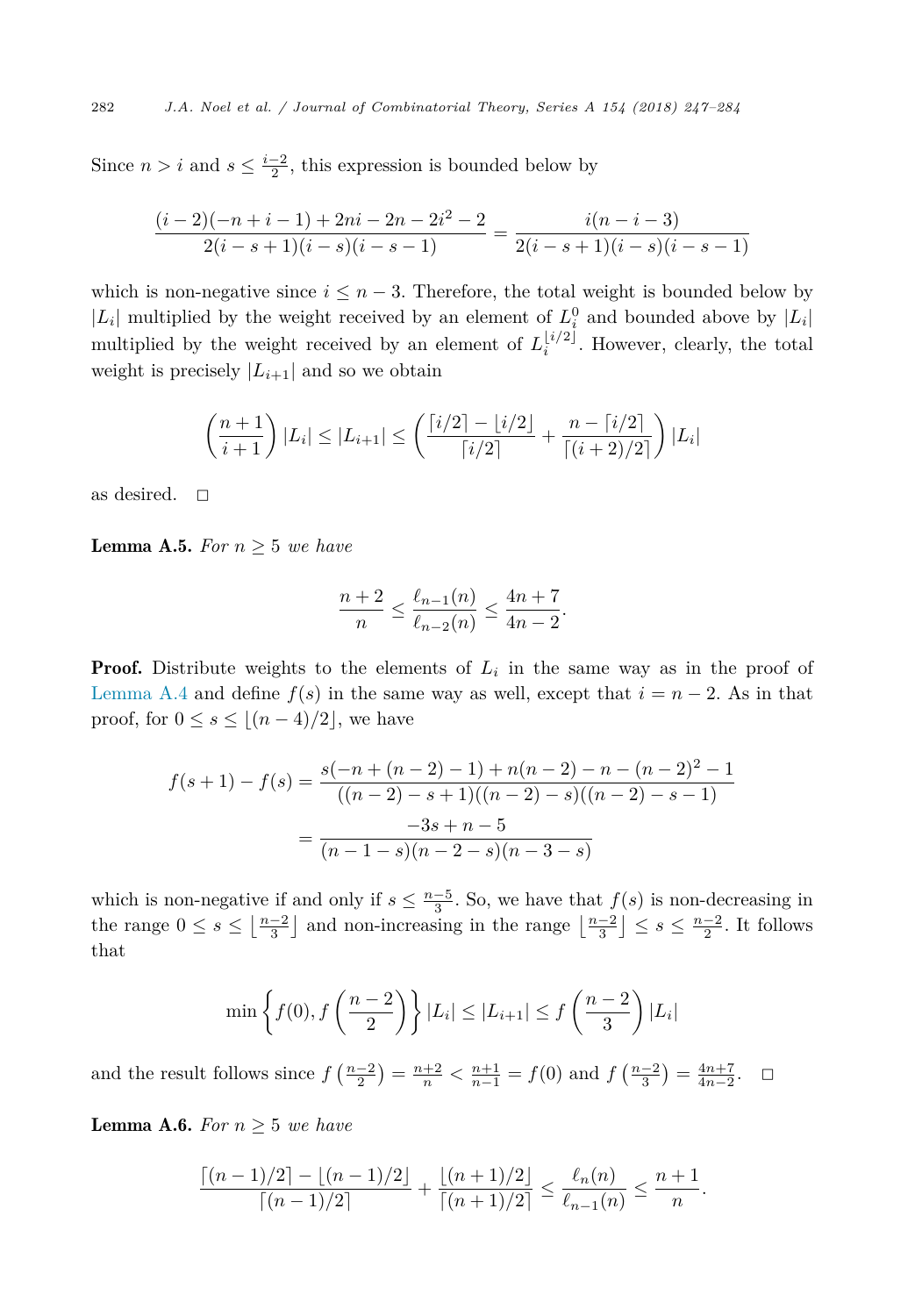Since $n > i$ and $s \leq \frac{i-2}{2}$, this expression is bounded below by

$$\frac{(i-2)(-n+i-1)+2ni-2n-2i^2-2}{2(i-s+1)(i-s)(i-s-1)} = \frac{i(n-i-3)}{2(i-s+1)(i-s)(i-s-1)}$$

which is non-negative since $i \leq n-3$. Therefore, the total weight is bounded below by $|L_i|$ multiplied by the weight received by an element of $L_i^0$ and bounded above by $|L_i|$ multiplied by the weight received by an element of $L_i^{\lfloor i/2 \rfloor}$. However, clearly, the total weight is precisely $|L_{i+1}|$ and so we obtain

$$\left(\frac{n+1}{i+1}\right)|L_i| \leq |L_{i+1}| \leq \left(\frac{\lceil i/2 \rceil - \lfloor i/2 \rfloor}{\lceil i/2 \rceil} + \frac{n - \lceil i/2 \rceil}{\lceil (i+2)/2 \rceil}\right)|L_i|$$

as desired. $\square$

**Lemma A.5.** *For $n \geq 5$ we have*

$$\frac{n+2}{n} \leq \frac{\ell_{n-1}(n)}{\ell_{n-2}(n)} \leq \frac{4n+7}{4n-2}.$$

**Proof.** Distribute weights to the elements of $L_i$ in the same way as in the proof of Lemma A.4 and define $f(s)$ in the same way as well, except that $i = n-2$. As in that proof, for $0 \leq s \leq \lfloor (n-4)/2 \rfloor$, we have

$$\begin{aligned} f(s+1) - f(s) &= \frac{s(-n+(n-2)-1)+n(n-2)-n-(n-2)^2-1}{((n-2)-s+1)((n-2)-s)((n-2)-s-1)} \\ &= \frac{-3s+n-5}{(n-1-s)(n-2-s)(n-3-s)} \end{aligned}$$

which is non-negative if and only if $s \leq \frac{n-5}{3}$. So, we have that $f(s)$ is non-decreasing in the range $0 \leq s \leq \left\lfloor \frac{n-2}{3} \right\rfloor$ and non-increasing in the range $\left\lfloor \frac{n-2}{3} \right\rfloor \leq s \leq \frac{n-2}{2}$. It follows that

$$\min\left\{f(0), f\left(\frac{n-2}{2}\right)\right\}|L_i| \leq |L_{i+1}| \leq f\left(\frac{n-2}{3}\right)|L_i|$$

and the result follows since $f\left(\frac{n-2}{2}\right) = \frac{n+2}{n} < \frac{n+1}{n-1} = f(0)$ and $f\left(\frac{n-2}{3}\right) = \frac{4n+7}{4n-2}$. $\square$

**Lemma A.6.** *For $n \geq 5$ we have*

$$\frac{\lceil (n-1)/2 \rceil - \lfloor (n-1)/2 \rfloor}{\lceil (n-1)/2 \rceil} + \frac{\lfloor (n+1)/2 \rfloor}{\lceil (n+1)/2 \rceil} \leq \frac{\ell_n(n)}{\ell_{n-1}(n)} \leq \frac{n+1}{n}.$$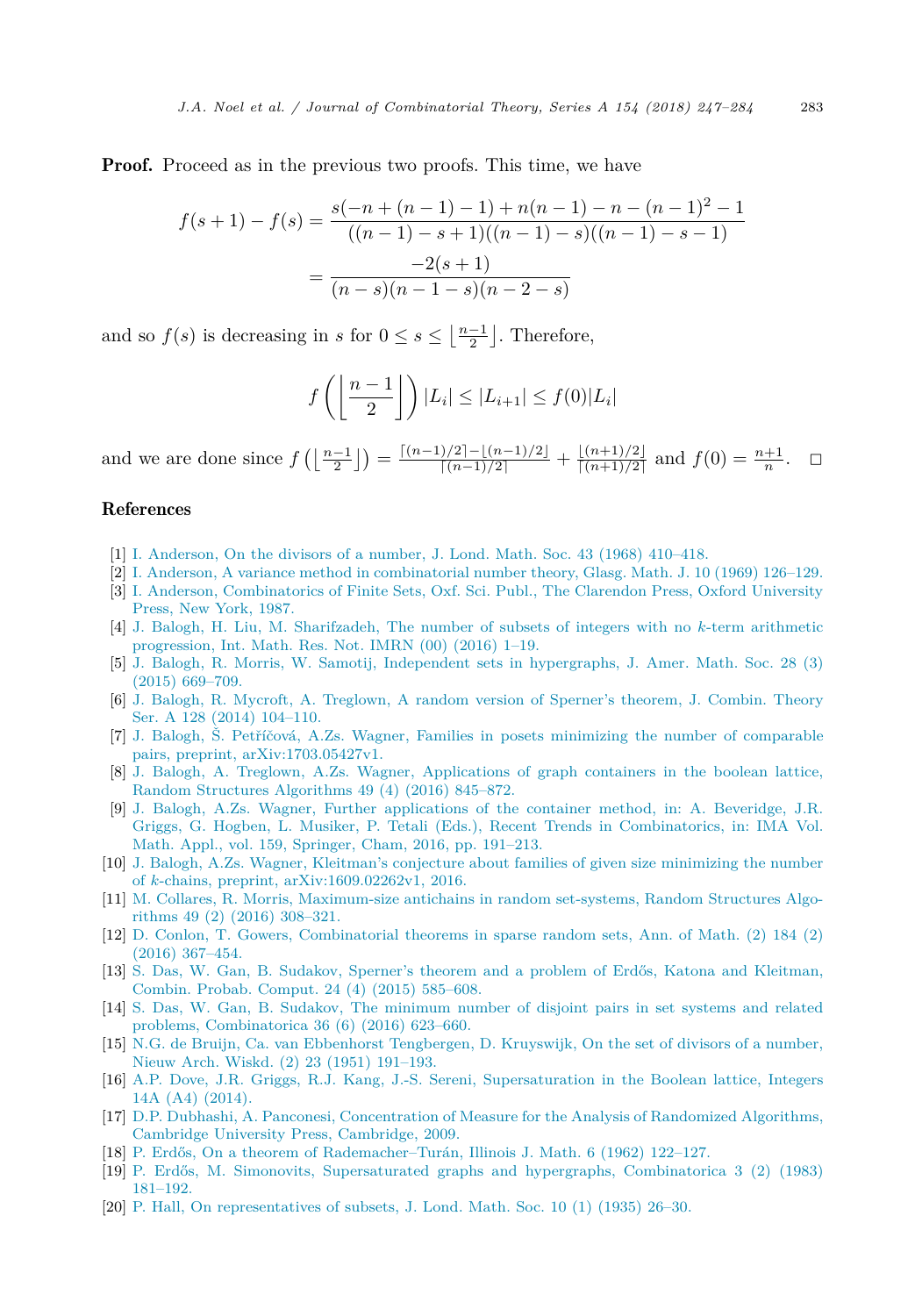**Proof.** Proceed as in the previous two proofs. This time, we have

$$
\begin{aligned}
f(s+1) - f(s) &= \frac{s(-n + (n-1) - 1) + n(n-1) - n - (n-1)^2 - 1}{((n-1) - s + 1)((n-1) - s)((n-1) - s - 1)} \\
&= \frac{-2(s+1)}{(n-s)(n-1-s)(n-2-s)}
\end{aligned}
$$

and so $f(s)$ is decreasing in $s$ for $0 \le s \le \left\lfloor \frac{n-1}{2} \right\rfloor$. Therefore,

$$
f\left(\left\lfloor \frac{n-1}{2} \right\rfloor\right) |L_i| \le |L_{i+1}| \le f(0)|L_i|
$$

and we are done since $f\left(\left\lfloor \frac{n-1}{2} \right\rfloor\right) = \frac{\lceil (n-1)/2 \rceil - \lfloor (n-1)/2 \rfloor}{\lceil (n-1)/2 \rceil} + \frac{\lfloor (n+1)/2 \rfloor}{\lceil (n+1)/2 \rceil}$ and $f(0) = \frac{n+1}{n}$. $\square$

## References

[1] I. Anderson, On the divisors of a number, J. Lond. Math. Soc. 43 (1968) 410–418.

[2] I. Anderson, A variance method in combinatorial number theory, Glasg. Math. J. 10 (1969) 126–129.

[3] I. Anderson, Combinatorics of Finite Sets, Oxf. Sci. Publ., The Clarendon Press, Oxford University Press, New York, 1987.

[4] J. Balogh, H. Liu, M. Sharifzadeh, The number of subsets of integers with no $k$-term arithmetic progression, Int. Math. Res. Not. IMRN (00) (2016) 1–19.

[5] J. Balogh, R. Morris, W. Samotij, Independent sets in hypergraphs, J. Amer. Math. Soc. 28 (3) (2015) 669–709.

[6] J. Balogh, R. Mycroft, A. Treglown, A random version of Sperner's theorem, J. Combin. Theory Ser. A 128 (2014) 104–110.

[7] J. Balogh, Š. Petříčová, A.Zs. Wagner, Families in posets minimizing the number of comparable pairs, preprint, arXiv:1703.05427v1.

[8] J. Balogh, A. Treglown, A.Zs. Wagner, Applications of graph containers in the boolean lattice, Random Structures Algorithms 49 (4) (2016) 845–872.

[9] J. Balogh, A.Zs. Wagner, Further applications of the container method, in: A. Beveridge, J.R. Griggs, G. Hogben, L. Musiker, P. Tetali (Eds.), Recent Trends in Combinatorics, in: IMA Vol. Math. Appl., vol. 159, Springer, Cham, 2016, pp. 191–213.

[10] J. Balogh, A.Zs. Wagner, Kleitman's conjecture about families of given size minimizing the number of $k$-chains, preprint, arXiv:1609.02262v1, 2016.

[11] M. Collares, R. Morris, Maximum-size antichains in random set-systems, Random Structures Algorithms 49 (2) (2016) 308–321.

[12] D. Conlon, T. Gowers, Combinatorial theorems in sparse random sets, Ann. of Math. (2) 184 (2) (2016) 367–454.

[13] S. Das, W. Gan, B. Sudakov, Sperner's theorem and a problem of Erdős, Katona and Kleitman, Combin. Probab. Comput. 24 (4) (2015) 585–608.

[14] S. Das, W. Gan, B. Sudakov, The minimum number of disjoint pairs in set systems and related problems, Combinatorica 36 (6) (2016) 623–660.

[15] N.G. de Bruijn, Ca. van Ebbenhorst Tengbergen, D. Kruyswijk, On the set of divisors of a number, Nieuw Arch. Wiskd. (2) 23 (1951) 191–193.

[16] A.P. Dove, J.R. Griggs, R.J. Kang, J.-S. Sereni, Supersaturation in the Boolean lattice, Integers 14A (A4) (2014).

[17] D.P. Dubhashi, A. Panconesi, Concentration of Measure for the Analysis of Randomized Algorithms, Cambridge University Press, Cambridge, 2009.

[18] P. Erdős, On a theorem of Rademacher–Turán, Illinois J. Math. 6 (1962) 122–127.

[19] P. Erdős, M. Simonovits, Supersaturated graphs and hypergraphs, Combinatorica 3 (2) (1983) 181–192.

[20] P. Hall, On representatives of subsets, J. Lond. Math. Soc. 10 (1) (1935) 26–30.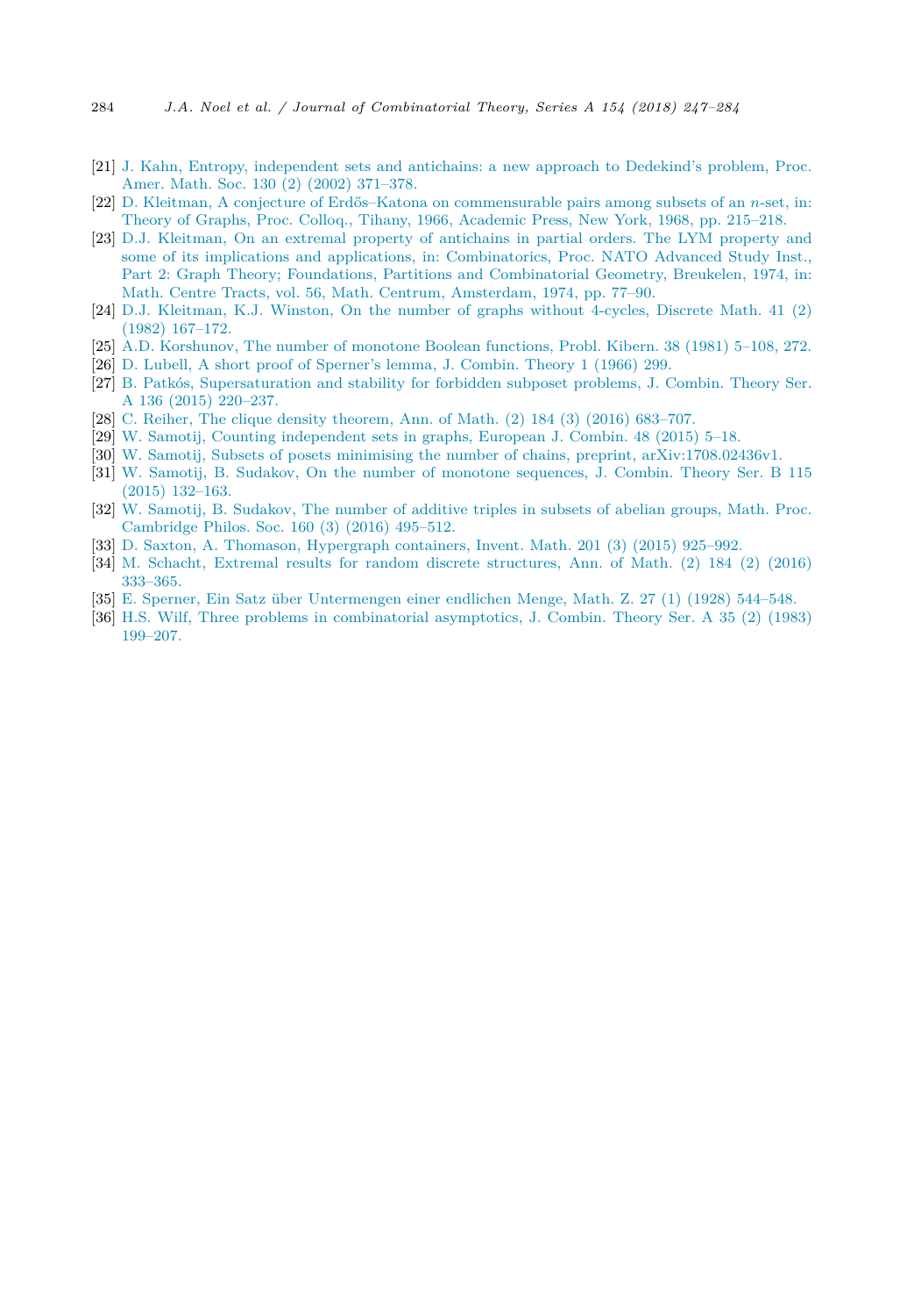[21] J. Kahn, Entropy, independent sets and antichains: a new approach to Dedekind's problem, Proc. Amer. Math. Soc. 130 (2) (2002) 371–378.

[22] D. Kleitman, A conjecture of Erdős–Katona on commensurable pairs among subsets of an $n$-set, in: Theory of Graphs, Proc. Colloq., Tihany, 1966, Academic Press, New York, 1968, pp. 215–218.

[23] D.J. Kleitman, On an extremal property of antichains in partial orders. The LYM property and some of its implications and applications, in: Combinatorics, Proc. NATO Advanced Study Inst., Part 2: Graph Theory; Foundations, Partitions and Combinatorial Geometry, Breukelen, 1974, in: Math. Centre Tracts, vol. 56, Math. Centrum, Amsterdam, 1974, pp. 77–90.

[24] D.J. Kleitman, K.J. Winston, On the number of graphs without 4-cycles, Discrete Math. 41 (2) (1982) 167–172.

[25] A.D. Korshunov, The number of monotone Boolean functions, Probl. Kibern. 38 (1981) 5–108, 272.

[26] D. Lubell, A short proof of Sperner's lemma, J. Combin. Theory 1 (1966) 299.

[27] B. Patkós, Supersaturation and stability for forbidden subposet problems, J. Combin. Theory Ser. A 136 (2015) 220–237.

[28] C. Reiher, The clique density theorem, Ann. of Math. (2) 184 (3) (2016) 683–707.

[29] W. Samotij, Counting independent sets in graphs, European J. Combin. 48 (2015) 5–18.

[30] W. Samotij, Subsets of posets minimising the number of chains, preprint, arXiv:1708.02436v1.

[31] W. Samotij, B. Sudakov, On the number of monotone sequences, J. Combin. Theory Ser. B 115 (2015) 132–163.

[32] W. Samotij, B. Sudakov, The number of additive triples in subsets of abelian groups, Math. Proc. Cambridge Philos. Soc. 160 (3) (2016) 495–512.

[33] D. Saxton, A. Thomason, Hypergraph containers, Invent. Math. 201 (3) (2015) 925–992.

[34] M. Schacht, Extremal results for random discrete structures, Ann. of Math. (2) 184 (2) (2016) 333–365.

[35] E. Sperner, Ein Satz über Untermengen einer endlichen Menge, Math. Z. 27 (1) (1928) 544–548.

[36] H.S. Wilf, Three problems in combinatorial asymptotics, J. Combin. Theory Ser. A 35 (2) (1983) 199–207.